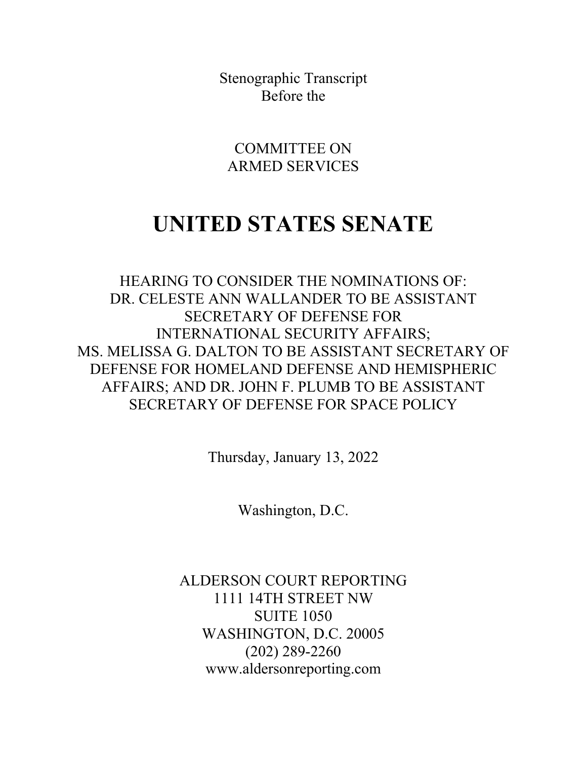Stenographic Transcript
Before the

COMMITTEE ON
ARMED SERVICES

# UNITED STATES SENATE

HEARING TO CONSIDER THE NOMINATIONS OF:
DR. CELESTE ANN WALLANDER TO BE ASSISTANT SECRETARY OF DEFENSE FOR INTERNATIONAL SECURITY AFFAIRS;
MS. MELISSA G. DALTON TO BE ASSISTANT SECRETARY OF DEFENSE FOR HOMELAND DEFENSE AND HEMISPHERIC AFFAIRS; AND DR. JOHN F. PLUMB TO BE ASSISTANT SECRETARY OF DEFENSE FOR SPACE POLICY

Thursday, January 13, 2022

Washington, D.C.

ALDERSON COURT REPORTING
1111 14TH STREET NW
SUITE 1050
WASHINGTON, D.C. 20005
(202) 289-2260
www.aldersonreporting.com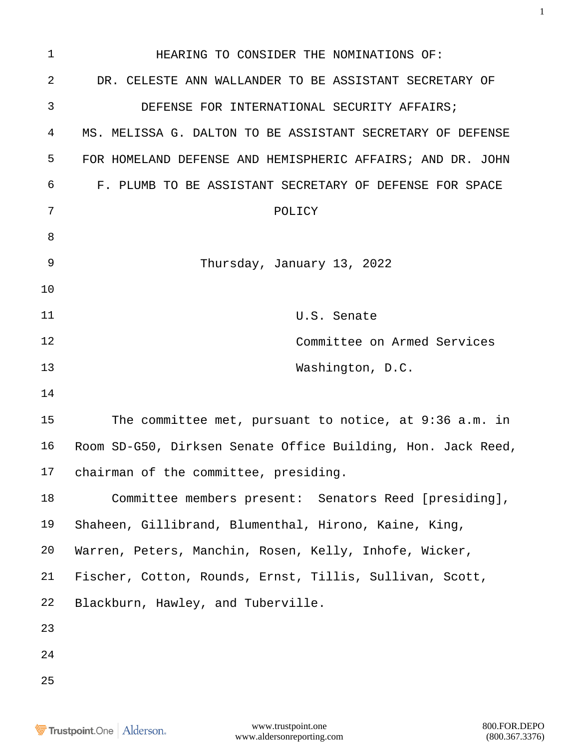# HEARING TO CONSIDER THE NOMINATIONS OF: DR. CELESTE ANN WALLANDER TO BE ASSISTANT SECRETARY OF DEFENSE FOR INTERNATIONAL SECURITY AFFAIRS; MS. MELISSA G. DALTON TO BE ASSISTANT SECRETARY OF DEFENSE FOR HOMELAND DEFENSE AND HEMISPHERIC AFFAIRS; AND DR. JOHN F. PLUMB TO BE ASSISTANT SECRETARY OF DEFENSE FOR SPACE POLICY

Thursday, January 13, 2022

U.S. Senate
Committee on Armed Services
Washington, D.C.

The committee met, pursuant to notice, at 9:36 a.m. in Room SD-G50, Dirksen Senate Office Building, Hon. Jack Reed, chairman of the committee, presiding.

Committee members present: Senators Reed [presiding], Shaheen, Gillibrand, Blumenthal, Hirono, Kaine, King, Warren, Peters, Manchin, Rosen, Kelly, Inhofe, Wicker, Fischer, Cotton, Rounds, Ernst, Tillis, Sullivan, Scott, Blackburn, Hawley, and Tuberville.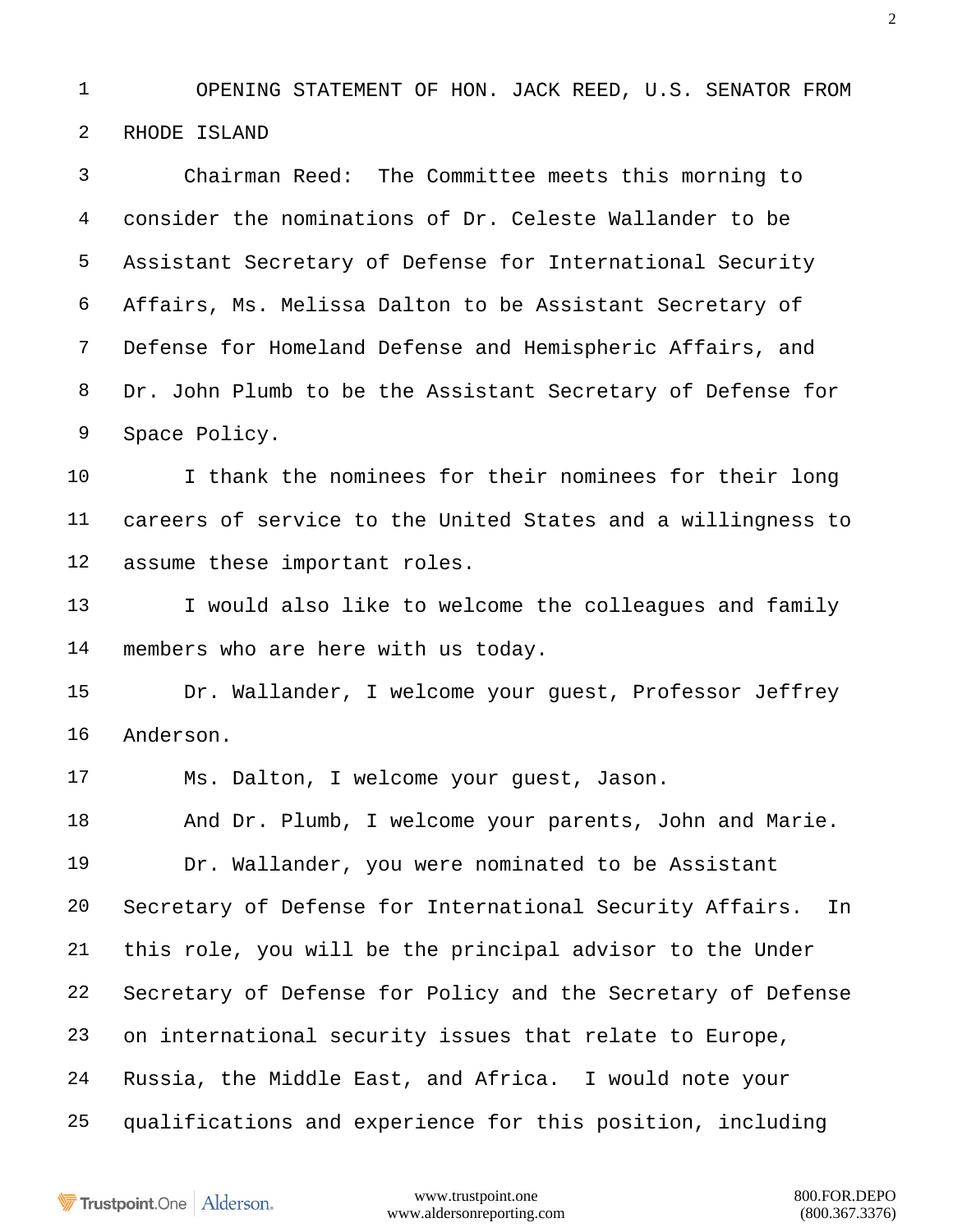OPENING STATEMENT OF HON. JACK REED, U.S. SENATOR FROM RHODE ISLAND

Chairman Reed: The Committee meets this morning to consider the nominations of Dr. Celeste Wallander to be Assistant Secretary of Defense for International Security Affairs, Ms. Melissa Dalton to be Assistant Secretary of Defense for Homeland Defense and Hemispheric Affairs, and Dr. John Plumb to be the Assistant Secretary of Defense for Space Policy.

I thank the nominees for their nominees for their long careers of service to the United States and a willingness to assume these important roles.

I would also like to welcome the colleagues and family members who are here with us today.

Dr. Wallander, I welcome your guest, Professor Jeffrey Anderson.

Ms. Dalton, I welcome your guest, Jason.

And Dr. Plumb, I welcome your parents, John and Marie.

Dr. Wallander, you were nominated to be Assistant Secretary of Defense for International Security Affairs. In this role, you will be the principal advisor to the Under Secretary of Defense for Policy and the Secretary of Defense on international security issues that relate to Europe, Russia, the Middle East, and Africa. I would note your qualifications and experience for this position, including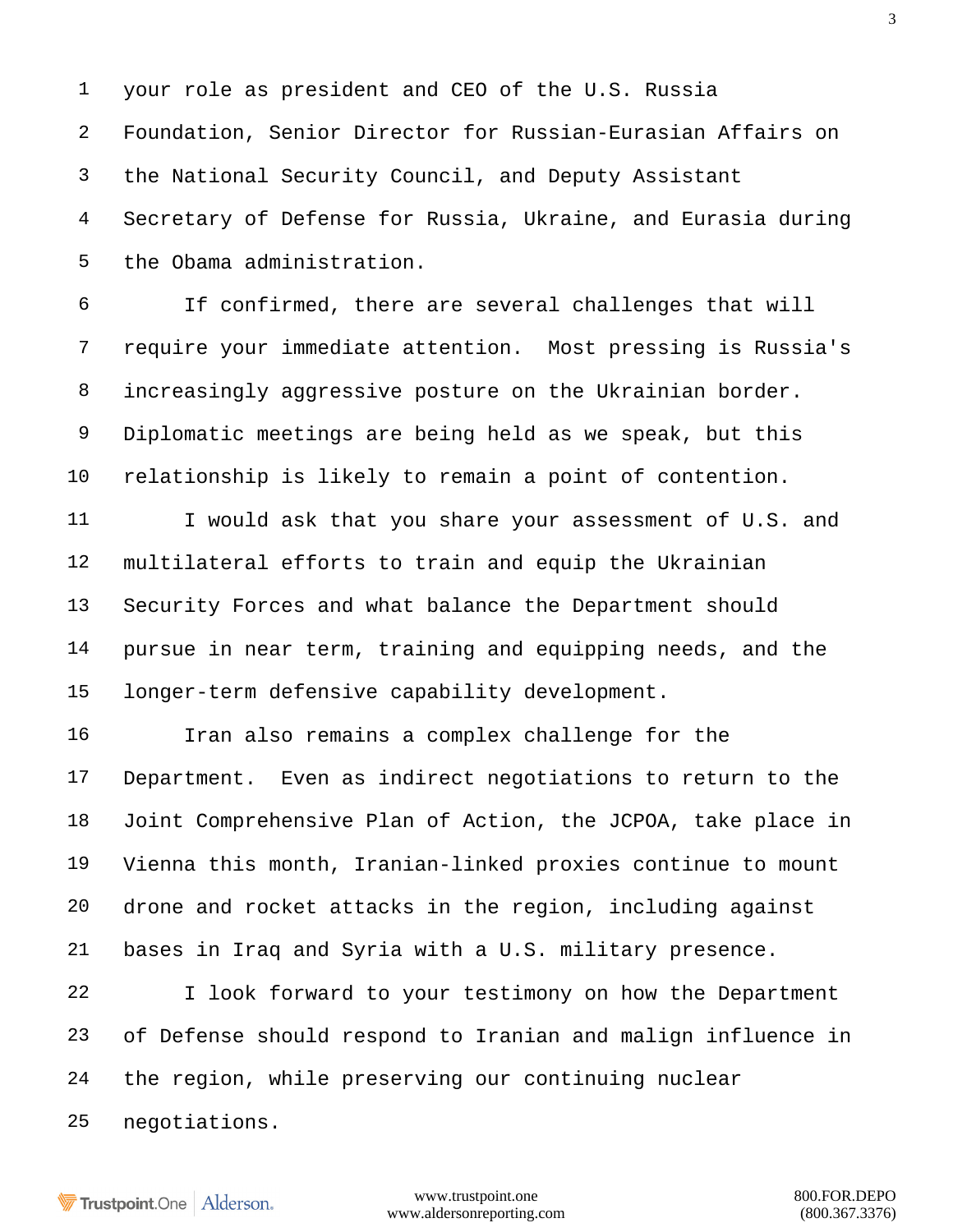your role as president and CEO of the U.S. Russia Foundation, Senior Director for Russian-Eurasian Affairs on the National Security Council, and Deputy Assistant Secretary of Defense for Russia, Ukraine, and Eurasia during the Obama administration.

If confirmed, there are several challenges that will require your immediate attention. Most pressing is Russia's increasingly aggressive posture on the Ukrainian border. Diplomatic meetings are being held as we speak, but this relationship is likely to remain a point of contention.

I would ask that you share your assessment of U.S. and multilateral efforts to train and equip the Ukrainian Security Forces and what balance the Department should pursue in near term, training and equipping needs, and the longer-term defensive capability development.

Iran also remains a complex challenge for the Department. Even as indirect negotiations to return to the Joint Comprehensive Plan of Action, the JCPOA, take place in Vienna this month, Iranian-linked proxies continue to mount drone and rocket attacks in the region, including against bases in Iraq and Syria with a U.S. military presence.

I look forward to your testimony on how the Department of Defense should respond to Iranian and malign influence in the region, while preserving our continuing nuclear negotiations.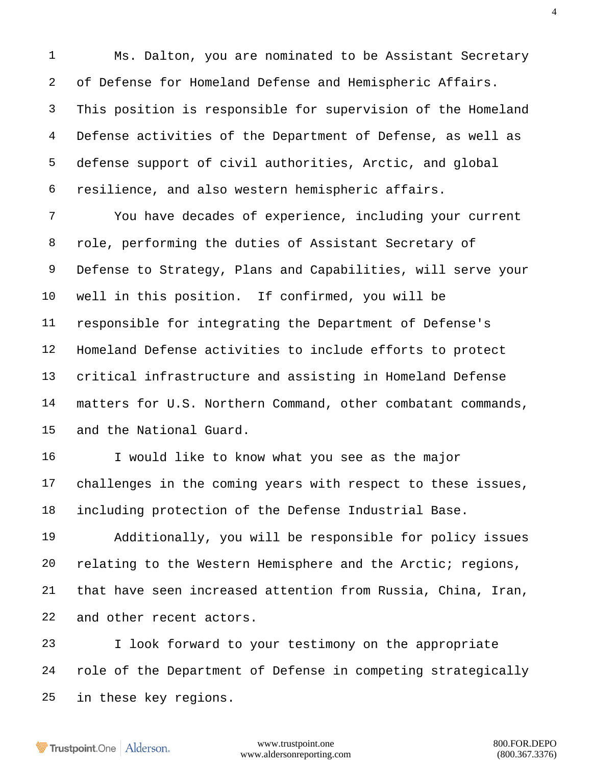Ms. Dalton, you are nominated to be Assistant Secretary of Defense for Homeland Defense and Hemispheric Affairs. This position is responsible for supervision of the Homeland Defense activities of the Department of Defense, as well as defense support of civil authorities, Arctic, and global resilience, and also western hemispheric affairs.

You have decades of experience, including your current role, performing the duties of Assistant Secretary of Defense to Strategy, Plans and Capabilities, will serve your well in this position. If confirmed, you will be responsible for integrating the Department of Defense's Homeland Defense activities to include efforts to protect critical infrastructure and assisting in Homeland Defense matters for U.S. Northern Command, other combatant commands, and the National Guard.

I would like to know what you see as the major challenges in the coming years with respect to these issues, including protection of the Defense Industrial Base.

Additionally, you will be responsible for policy issues relating to the Western Hemisphere and the Arctic; regions, that have seen increased attention from Russia, China, Iran, and other recent actors.

I look forward to your testimony on the appropriate role of the Department of Defense in competing strategically in these key regions.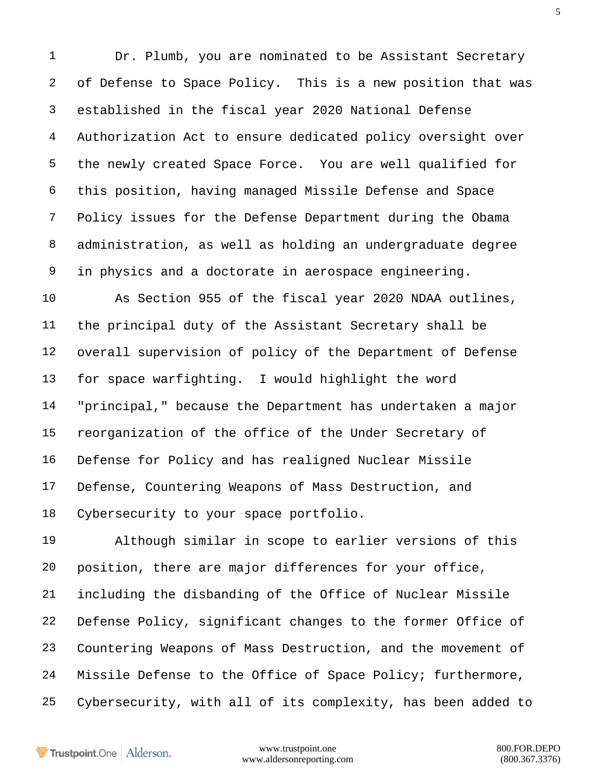Dr. Plumb, you are nominated to be Assistant Secretary of Defense to Space Policy. This is a new position that was established in the fiscal year 2020 National Defense Authorization Act to ensure dedicated policy oversight over the newly created Space Force. You are well qualified for this position, having managed Missile Defense and Space Policy issues for the Defense Department during the Obama administration, as well as holding an undergraduate degree in physics and a doctorate in aerospace engineering.

As Section 955 of the fiscal year 2020 NDAA outlines, the principal duty of the Assistant Secretary shall be overall supervision of policy of the Department of Defense for space warfighting. I would highlight the word "principal," because the Department has undertaken a major reorganization of the office of the Under Secretary of Defense for Policy and has realigned Nuclear Missile Defense, Countering Weapons of Mass Destruction, and Cybersecurity to your space portfolio.

Although similar in scope to earlier versions of this position, there are major differences for your office, including the disbanding of the Office of Nuclear Missile Defense Policy, significant changes to the former Office of Countering Weapons of Mass Destruction, and the movement of Missile Defense to the Office of Space Policy; furthermore, Cybersecurity, with all of its complexity, has been added to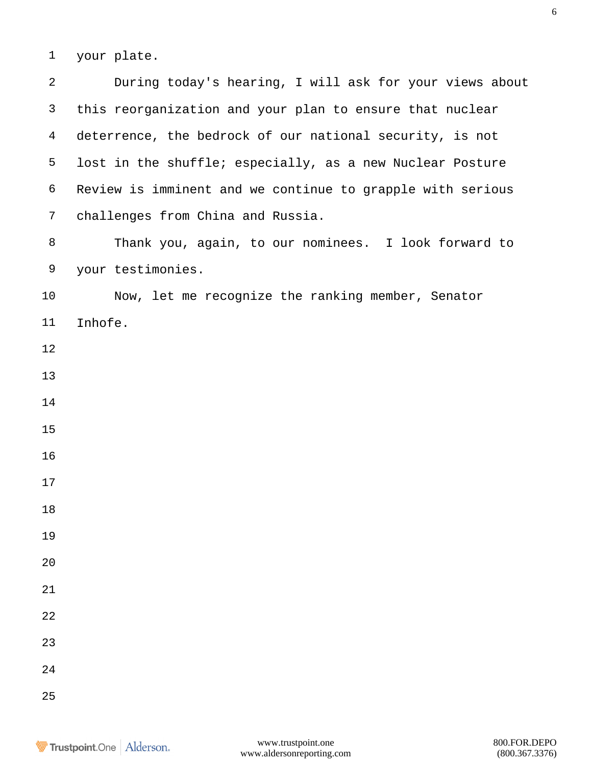your plate.

During today's hearing, I will ask for your views about this reorganization and your plan to ensure that nuclear deterrence, the bedrock of our national security, is not lost in the shuffle; especially, as a new Nuclear Posture Review is imminent and we continue to grapple with serious challenges from China and Russia.

Thank you, again, to our nominees. I look forward to your testimonies.

Now, let me recognize the ranking member, Senator Inhofe.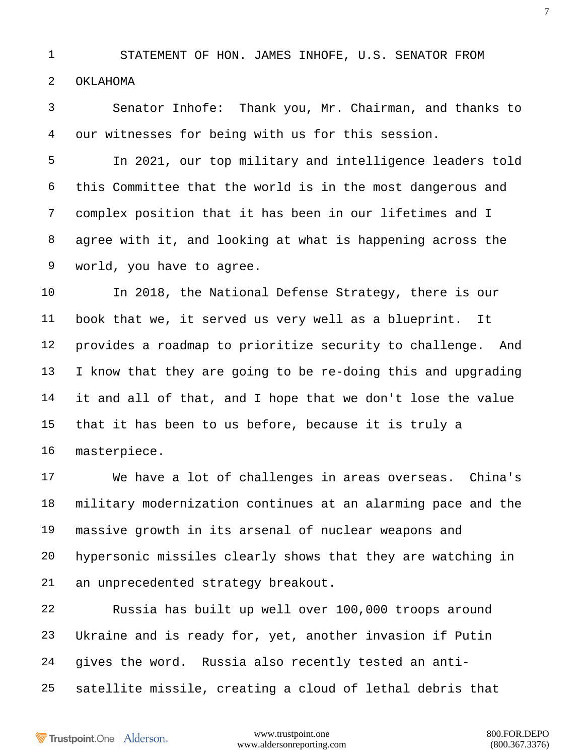STATEMENT OF HON. JAMES INHOFE, U.S. SENATOR FROM OKLAHOMA

Senator Inhofe: Thank you, Mr. Chairman, and thanks to our witnesses for being with us for this session.

In 2021, our top military and intelligence leaders told this Committee that the world is in the most dangerous and complex position that it has been in our lifetimes and I agree with it, and looking at what is happening across the world, you have to agree.

In 2018, the National Defense Strategy, there is our book that we, it served us very well as a blueprint. It provides a roadmap to prioritize security to challenge. And I know that they are going to be re-doing this and upgrading it and all of that, and I hope that we don't lose the value that it has been to us before, because it is truly a masterpiece.

We have a lot of challenges in areas overseas. China's military modernization continues at an alarming pace and the massive growth in its arsenal of nuclear weapons and hypersonic missiles clearly shows that they are watching in an unprecedented strategy breakout.

Russia has built up well over 100,000 troops around Ukraine and is ready for, yet, another invasion if Putin gives the word. Russia also recently tested an anti-satellite missile, creating a cloud of lethal debris that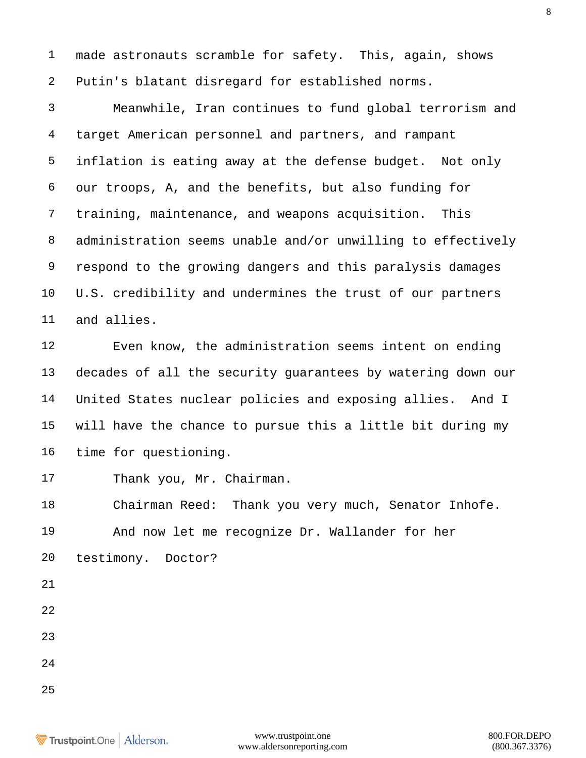made astronauts scramble for safety. This, again, shows Putin's blatant disregard for established norms.

Meanwhile, Iran continues to fund global terrorism and target American personnel and partners, and rampant inflation is eating away at the defense budget. Not only our troops, A, and the benefits, but also funding for training, maintenance, and weapons acquisition. This administration seems unable and/or unwilling to effectively respond to the growing dangers and this paralysis damages U.S. credibility and undermines the trust of our partners and allies.

Even know, the administration seems intent on ending decades of all the security guarantees by watering down our United States nuclear policies and exposing allies. And I will have the chance to pursue this a little bit during my time for questioning.

Thank you, Mr. Chairman.

Chairman Reed: Thank you very much, Senator Inhofe.

And now let me recognize Dr. Wallander for her testimony. Doctor?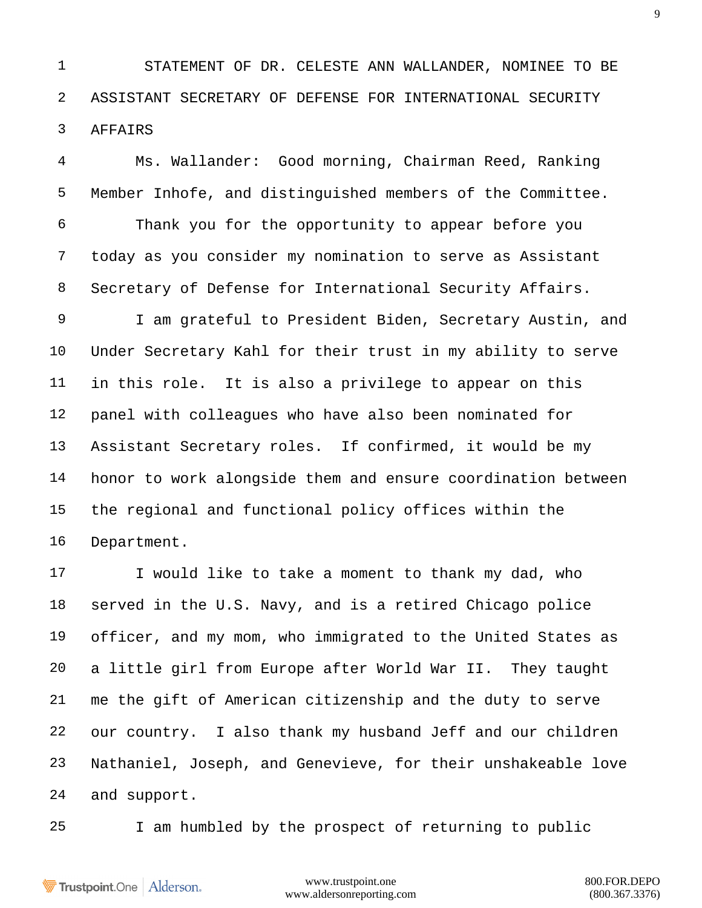STATEMENT OF DR. CELESTE ANN WALLANDER, NOMINEE TO BE ASSISTANT SECRETARY OF DEFENSE FOR INTERNATIONAL SECURITY AFFAIRS

Ms. Wallander: Good morning, Chairman Reed, Ranking Member Inhofe, and distinguished members of the Committee.

Thank you for the opportunity to appear before you today as you consider my nomination to serve as Assistant Secretary of Defense for International Security Affairs.

I am grateful to President Biden, Secretary Austin, and Under Secretary Kahl for their trust in my ability to serve in this role. It is also a privilege to appear on this panel with colleagues who have also been nominated for Assistant Secretary roles. If confirmed, it would be my honor to work alongside them and ensure coordination between the regional and functional policy offices within the Department.

I would like to take a moment to thank my dad, who served in the U.S. Navy, and is a retired Chicago police officer, and my mom, who immigrated to the United States as a little girl from Europe after World War II. They taught me the gift of American citizenship and the duty to serve our country. I also thank my husband Jeff and our children Nathaniel, Joseph, and Genevieve, for their unshakeable love and support.

I am humbled by the prospect of returning to public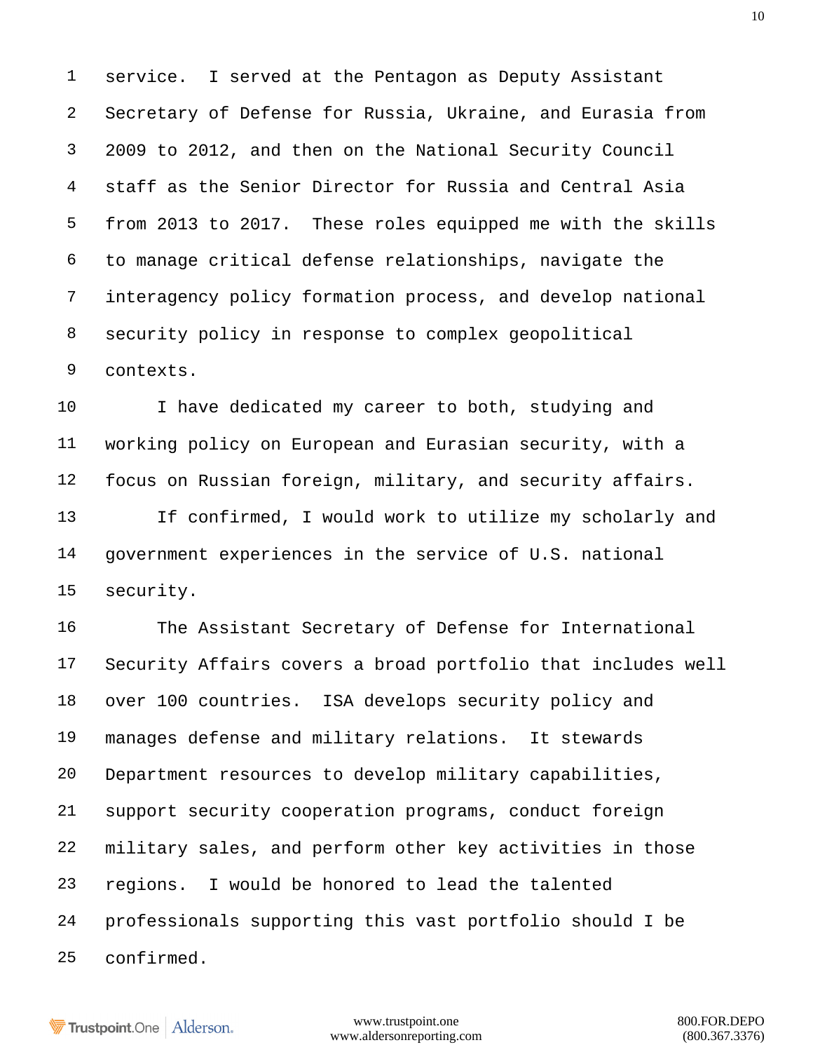service. I served at the Pentagon as Deputy Assistant Secretary of Defense for Russia, Ukraine, and Eurasia from 2009 to 2012, and then on the National Security Council staff as the Senior Director for Russia and Central Asia from 2013 to 2017. These roles equipped me with the skills to manage critical defense relationships, navigate the interagency policy formation process, and develop national security policy in response to complex geopolitical contexts.

I have dedicated my career to both, studying and working policy on European and Eurasian security, with a focus on Russian foreign, military, and security affairs.

If confirmed, I would work to utilize my scholarly and government experiences in the service of U.S. national security.

The Assistant Secretary of Defense for International Security Affairs covers a broad portfolio that includes well over 100 countries. ISA develops security policy and manages defense and military relations. It stewards Department resources to develop military capabilities, support security cooperation programs, conduct foreign military sales, and perform other key activities in those regions. I would be honored to lead the talented professionals supporting this vast portfolio should I be confirmed.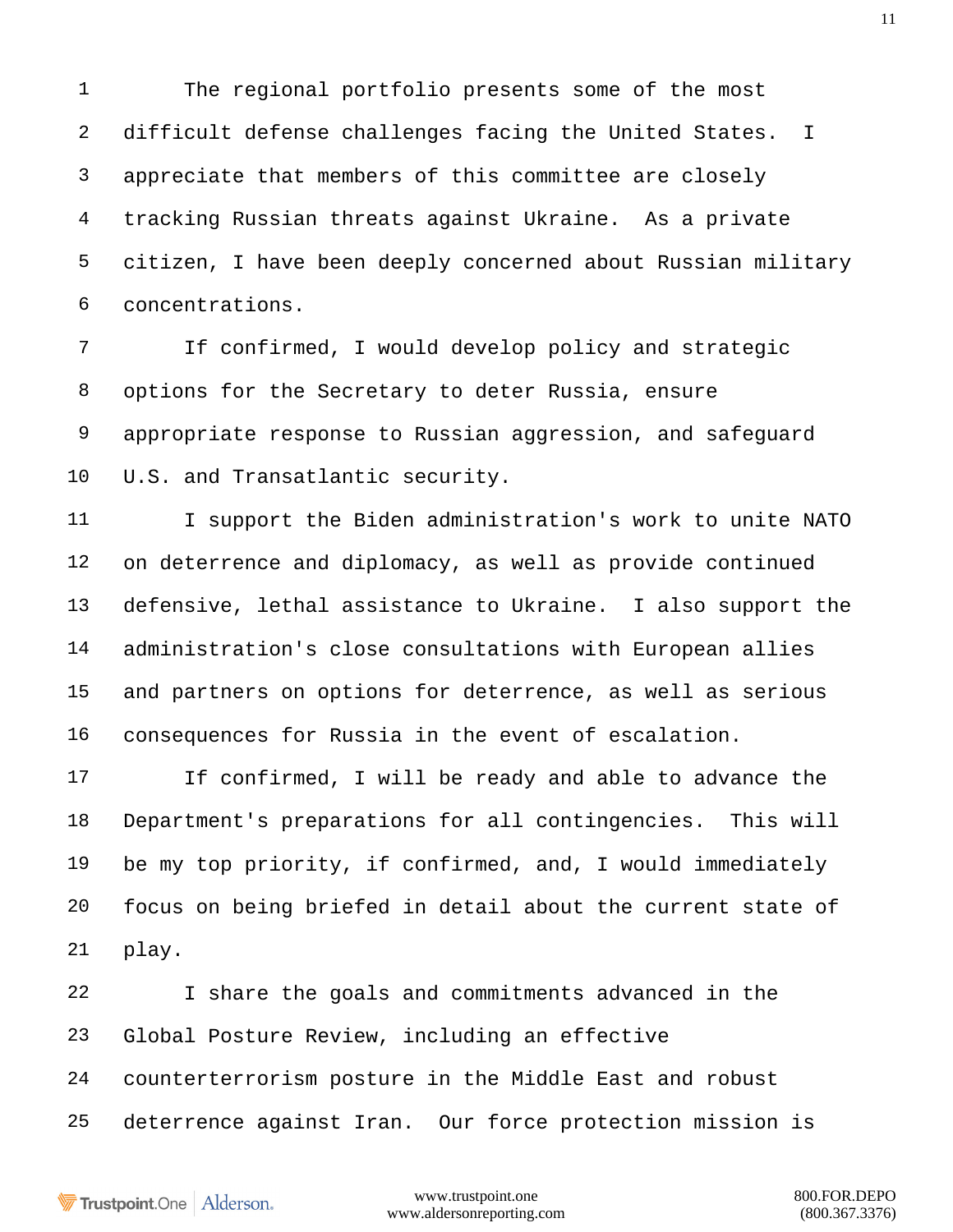The regional portfolio presents some of the most difficult defense challenges facing the United States. I appreciate that members of this committee are closely tracking Russian threats against Ukraine. As a private citizen, I have been deeply concerned about Russian military concentrations.

If confirmed, I would develop policy and strategic options for the Secretary to deter Russia, ensure appropriate response to Russian aggression, and safeguard U.S. and Transatlantic security.

I support the Biden administration's work to unite NATO on deterrence and diplomacy, as well as provide continued defensive, lethal assistance to Ukraine. I also support the administration's close consultations with European allies and partners on options for deterrence, as well as serious consequences for Russia in the event of escalation.

If confirmed, I will be ready and able to advance the Department's preparations for all contingencies. This will be my top priority, if confirmed, and, I would immediately focus on being briefed in detail about the current state of play.

I share the goals and commitments advanced in the Global Posture Review, including an effective counterterrorism posture in the Middle East and robust deterrence against Iran. Our force protection mission is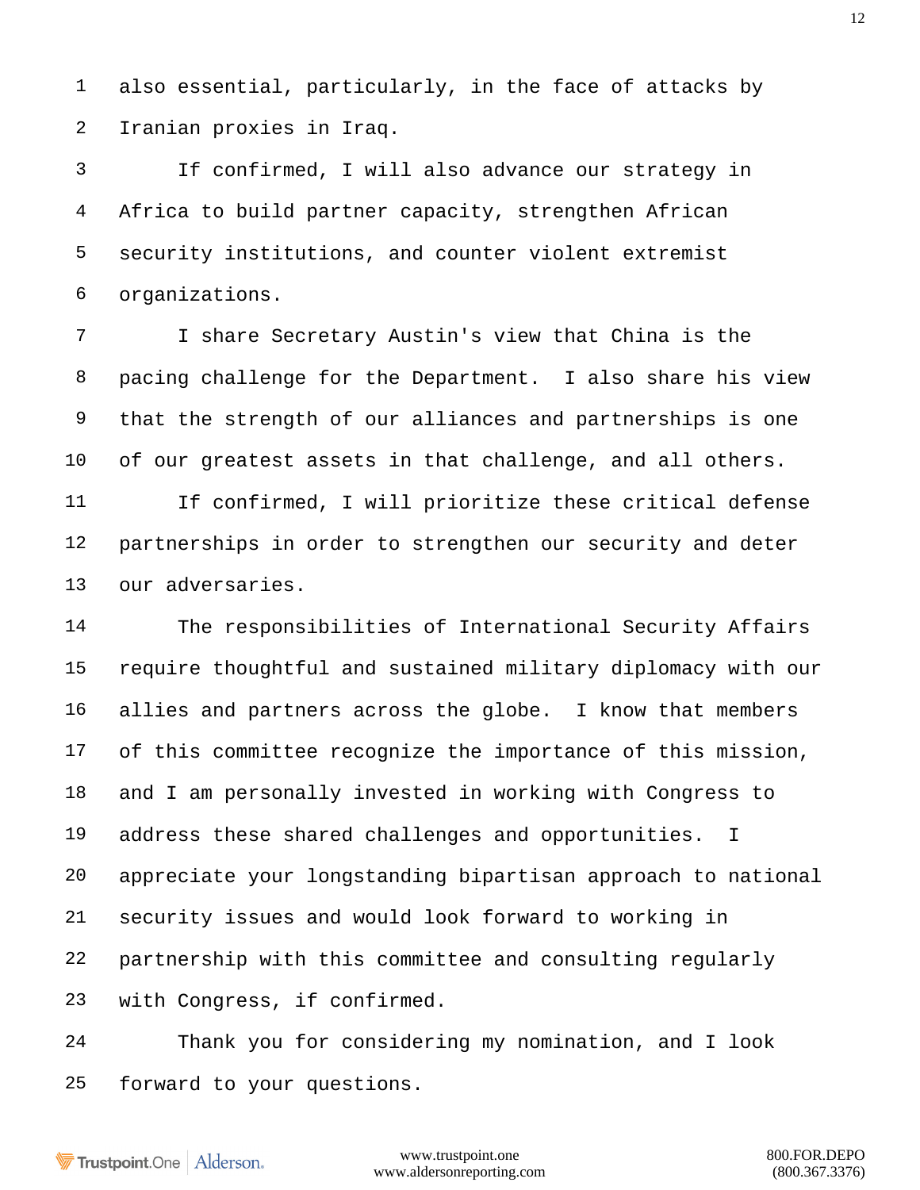also essential, particularly, in the face of attacks by Iranian proxies in Iraq.

If confirmed, I will also advance our strategy in Africa to build partner capacity, strengthen African security institutions, and counter violent extremist organizations.

I share Secretary Austin's view that China is the pacing challenge for the Department. I also share his view that the strength of our alliances and partnerships is one of our greatest assets in that challenge, and all others.

If confirmed, I will prioritize these critical defense partnerships in order to strengthen our security and deter our adversaries.

The responsibilities of International Security Affairs require thoughtful and sustained military diplomacy with our allies and partners across the globe. I know that members of this committee recognize the importance of this mission, and I am personally invested in working with Congress to address these shared challenges and opportunities. I appreciate your longstanding bipartisan approach to national security issues and would look forward to working in partnership with this committee and consulting regularly with Congress, if confirmed.

Thank you for considering my nomination, and I look forward to your questions.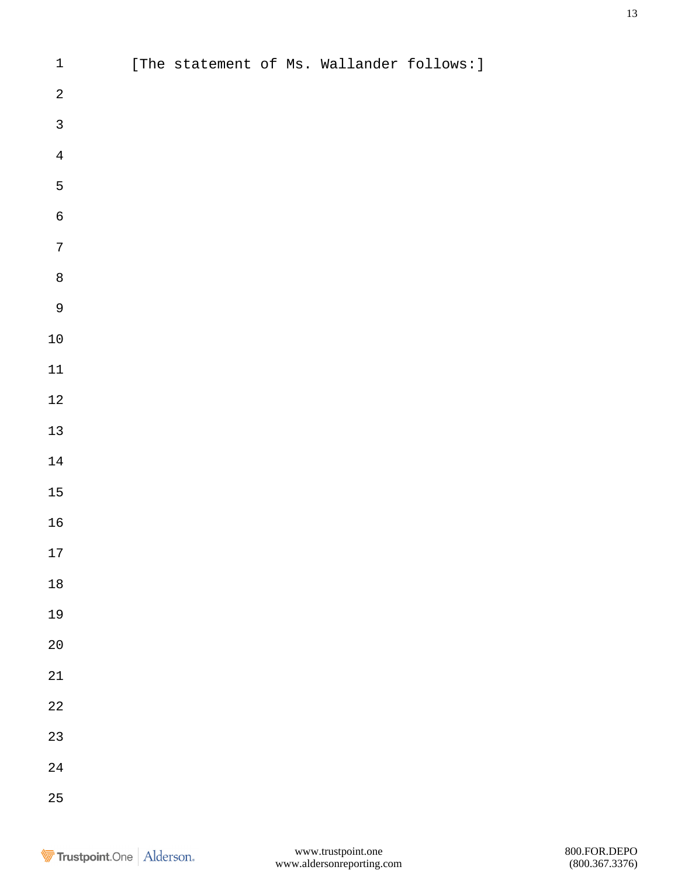[The statement of Ms. Wallander follows:]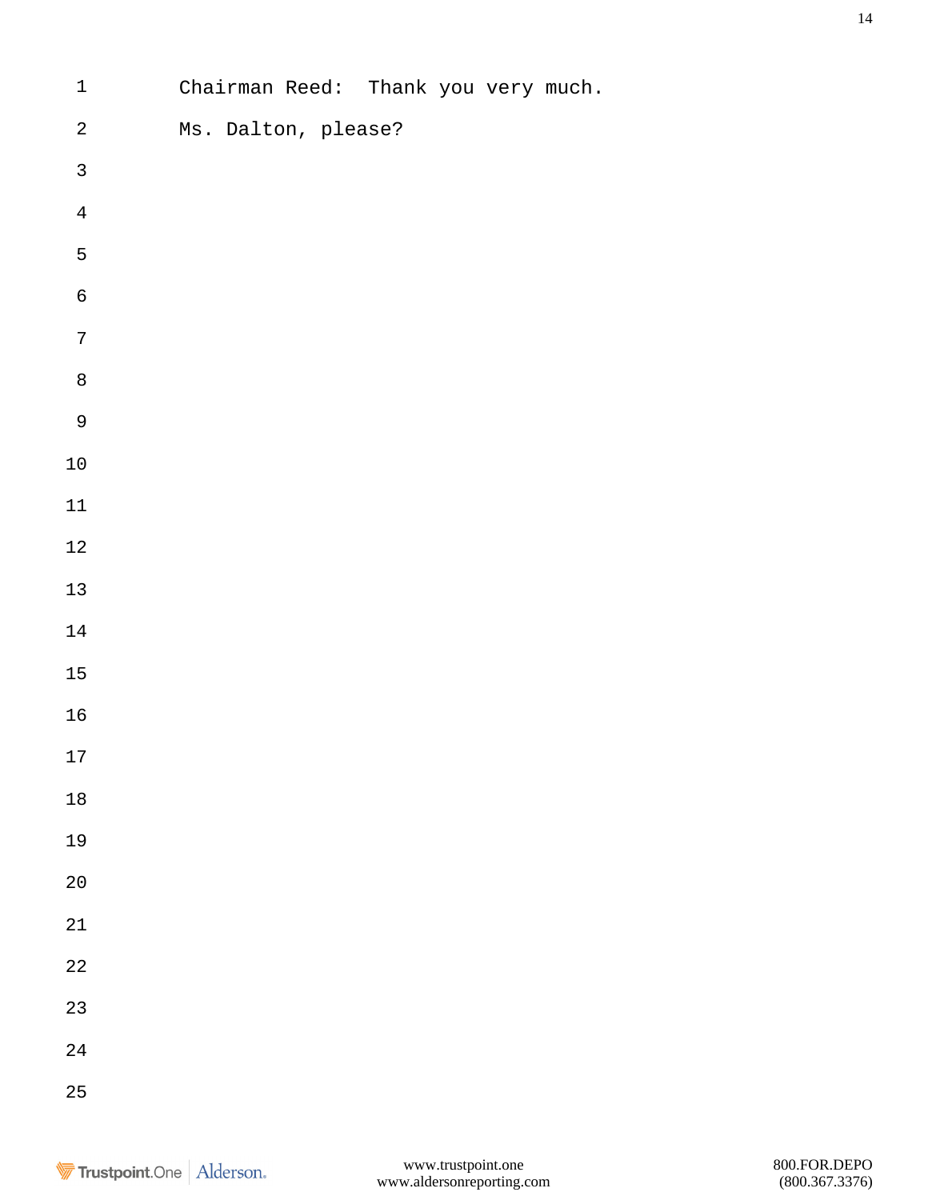Chairman Reed: Thank you very much.

Ms. Dalton, please?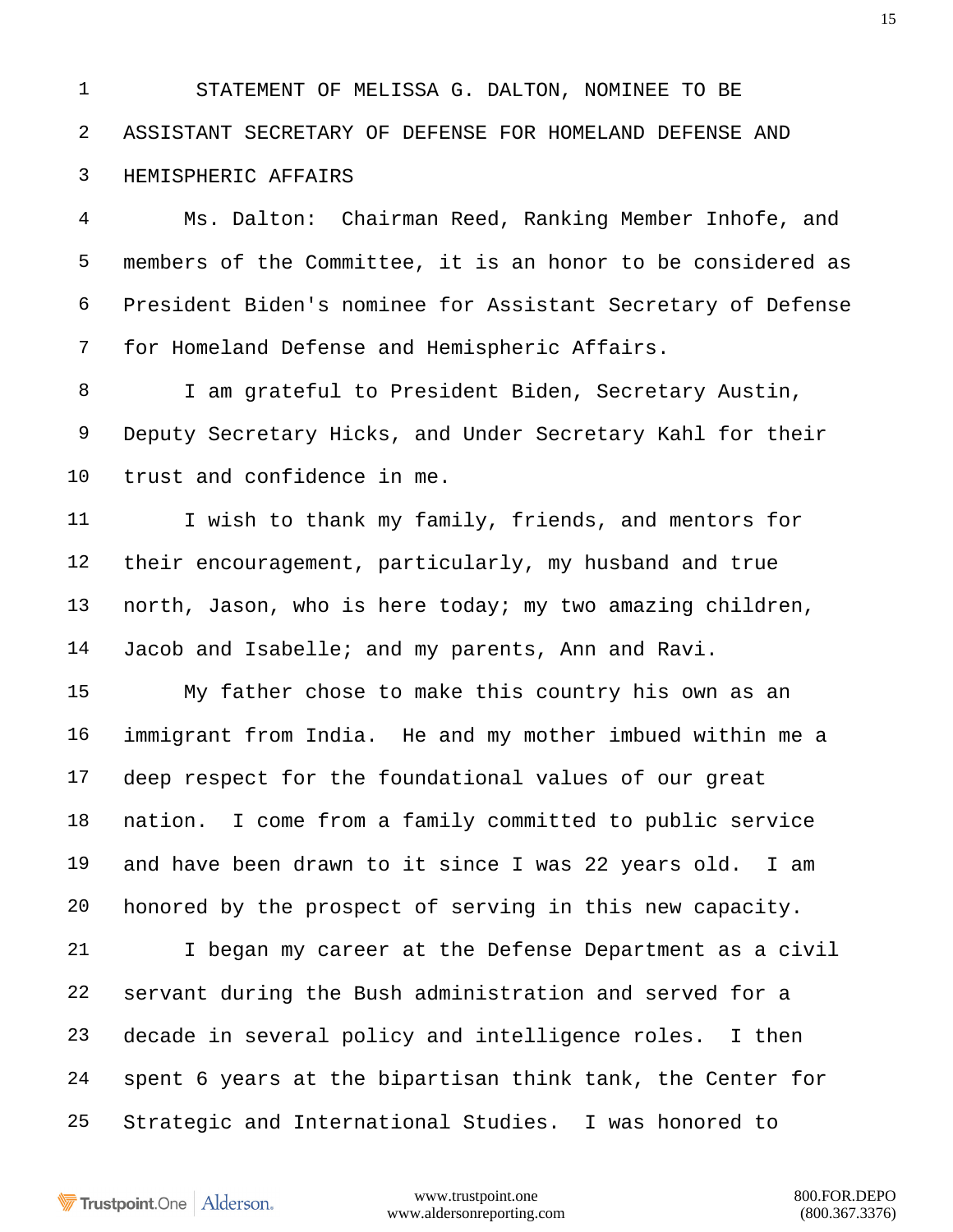STATEMENT OF MELISSA G. DALTON, NOMINEE TO BE ASSISTANT SECRETARY OF DEFENSE FOR HOMELAND DEFENSE AND HEMISPHERIC AFFAIRS

Ms. Dalton: Chairman Reed, Ranking Member Inhofe, and members of the Committee, it is an honor to be considered as President Biden's nominee for Assistant Secretary of Defense for Homeland Defense and Hemispheric Affairs.

I am grateful to President Biden, Secretary Austin, Deputy Secretary Hicks, and Under Secretary Kahl for their trust and confidence in me.

I wish to thank my family, friends, and mentors for their encouragement, particularly, my husband and true north, Jason, who is here today; my two amazing children, Jacob and Isabelle; and my parents, Ann and Ravi.

My father chose to make this country his own as an immigrant from India. He and my mother imbued within me a deep respect for the foundational values of our great nation. I come from a family committed to public service and have been drawn to it since I was 22 years old. I am honored by the prospect of serving in this new capacity.

I began my career at the Defense Department as a civil servant during the Bush administration and served for a decade in several policy and intelligence roles. I then spent 6 years at the bipartisan think tank, the Center for Strategic and International Studies. I was honored to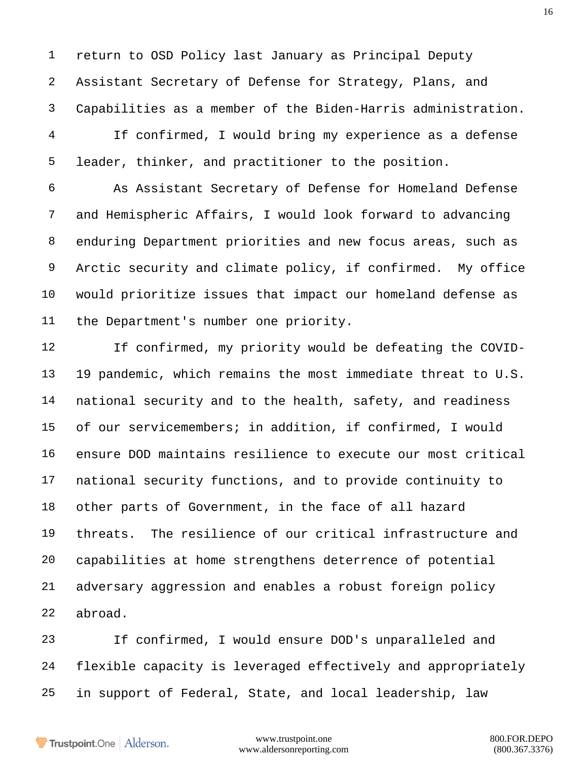return to OSD Policy last January as Principal Deputy Assistant Secretary of Defense for Strategy, Plans, and Capabilities as a member of the Biden-Harris administration.

If confirmed, I would bring my experience as a defense leader, thinker, and practitioner to the position.

As Assistant Secretary of Defense for Homeland Defense and Hemispheric Affairs, I would look forward to advancing enduring Department priorities and new focus areas, such as Arctic security and climate policy, if confirmed. My office would prioritize issues that impact our homeland defense as the Department's number one priority.

If confirmed, my priority would be defeating the COVID-19 pandemic, which remains the most immediate threat to U.S. national security and to the health, safety, and readiness of our servicemembers; in addition, if confirmed, I would ensure DOD maintains resilience to execute our most critical national security functions, and to provide continuity to other parts of Government, in the face of all hazard threats. The resilience of our critical infrastructure and capabilities at home strengthens deterrence of potential adversary aggression and enables a robust foreign policy abroad.

If confirmed, I would ensure DOD's unparalleled and flexible capacity is leveraged effectively and appropriately in support of Federal, State, and local leadership, law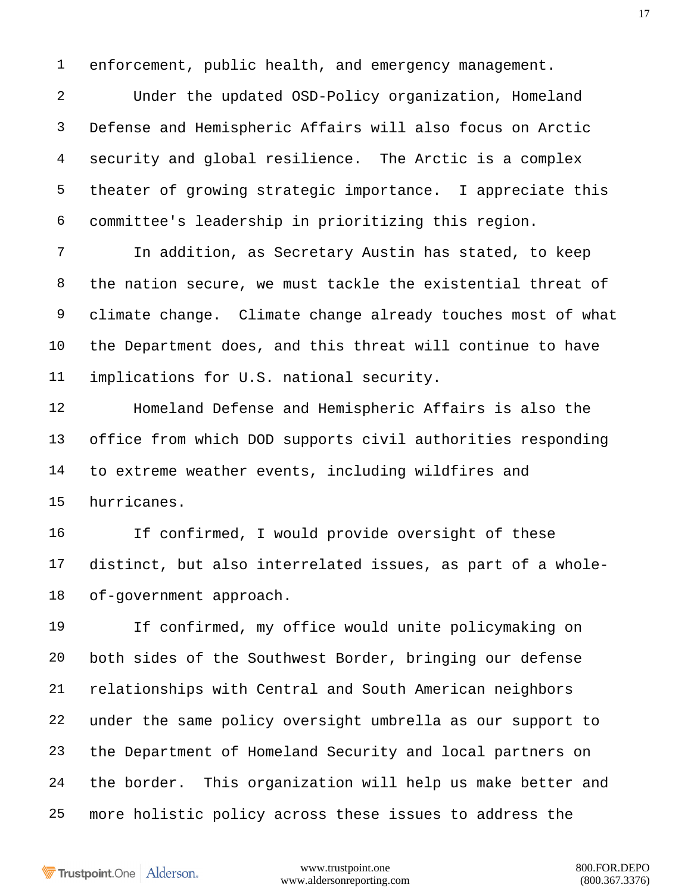enforcement, public health, and emergency management.

Under the updated OSD-Policy organization, Homeland Defense and Hemispheric Affairs will also focus on Arctic security and global resilience. The Arctic is a complex theater of growing strategic importance. I appreciate this committee's leadership in prioritizing this region.

In addition, as Secretary Austin has stated, to keep the nation secure, we must tackle the existential threat of climate change. Climate change already touches most of what the Department does, and this threat will continue to have implications for U.S. national security.

Homeland Defense and Hemispheric Affairs is also the office from which DOD supports civil authorities responding to extreme weather events, including wildfires and hurricanes.

If confirmed, I would provide oversight of these distinct, but also interrelated issues, as part of a whole-of-government approach.

If confirmed, my office would unite policymaking on both sides of the Southwest Border, bringing our defense relationships with Central and South American neighbors under the same policy oversight umbrella as our support to the Department of Homeland Security and local partners on the border. This organization will help us make better and more holistic policy across these issues to address the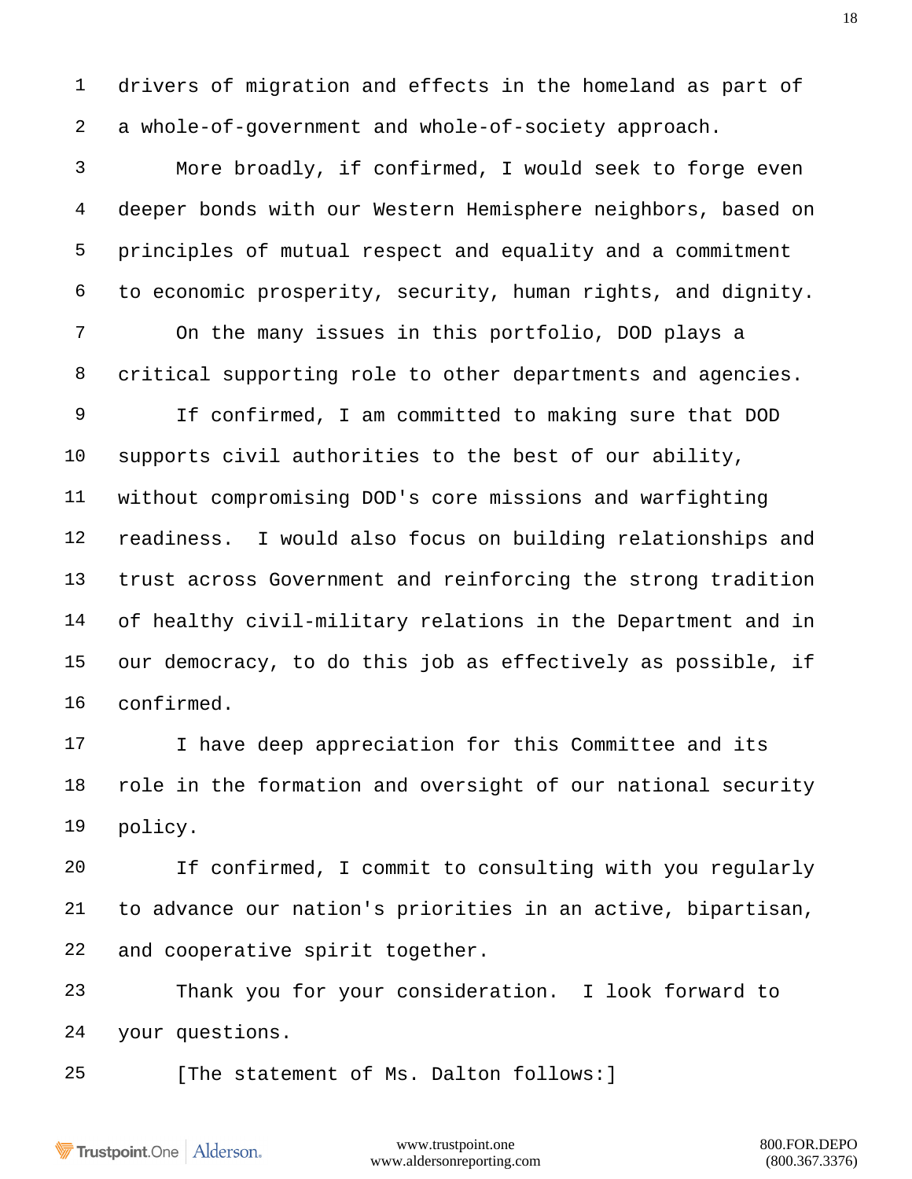drivers of migration and effects in the homeland as part of a whole-of-government and whole-of-society approach.

More broadly, if confirmed, I would seek to forge even deeper bonds with our Western Hemisphere neighbors, based on principles of mutual respect and equality and a commitment to economic prosperity, security, human rights, and dignity.

On the many issues in this portfolio, DOD plays a critical supporting role to other departments and agencies.

If confirmed, I am committed to making sure that DOD supports civil authorities to the best of our ability, without compromising DOD's core missions and warfighting readiness. I would also focus on building relationships and trust across Government and reinforcing the strong tradition of healthy civil-military relations in the Department and in our democracy, to do this job as effectively as possible, if confirmed.

I have deep appreciation for this Committee and its role in the formation and oversight of our national security policy.

If confirmed, I commit to consulting with you regularly to advance our nation's priorities in an active, bipartisan, and cooperative spirit together.

Thank you for your consideration. I look forward to your questions.

[The statement of Ms. Dalton follows:]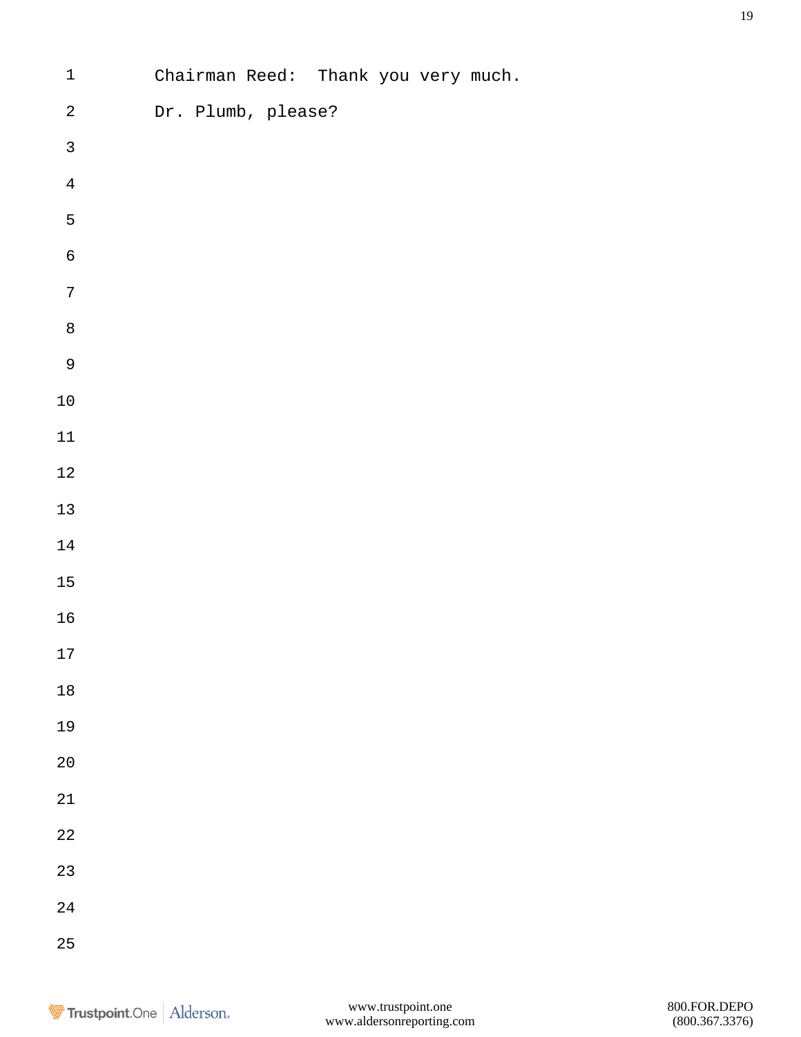Chairman Reed: Thank you very much.

Dr. Plumb, please?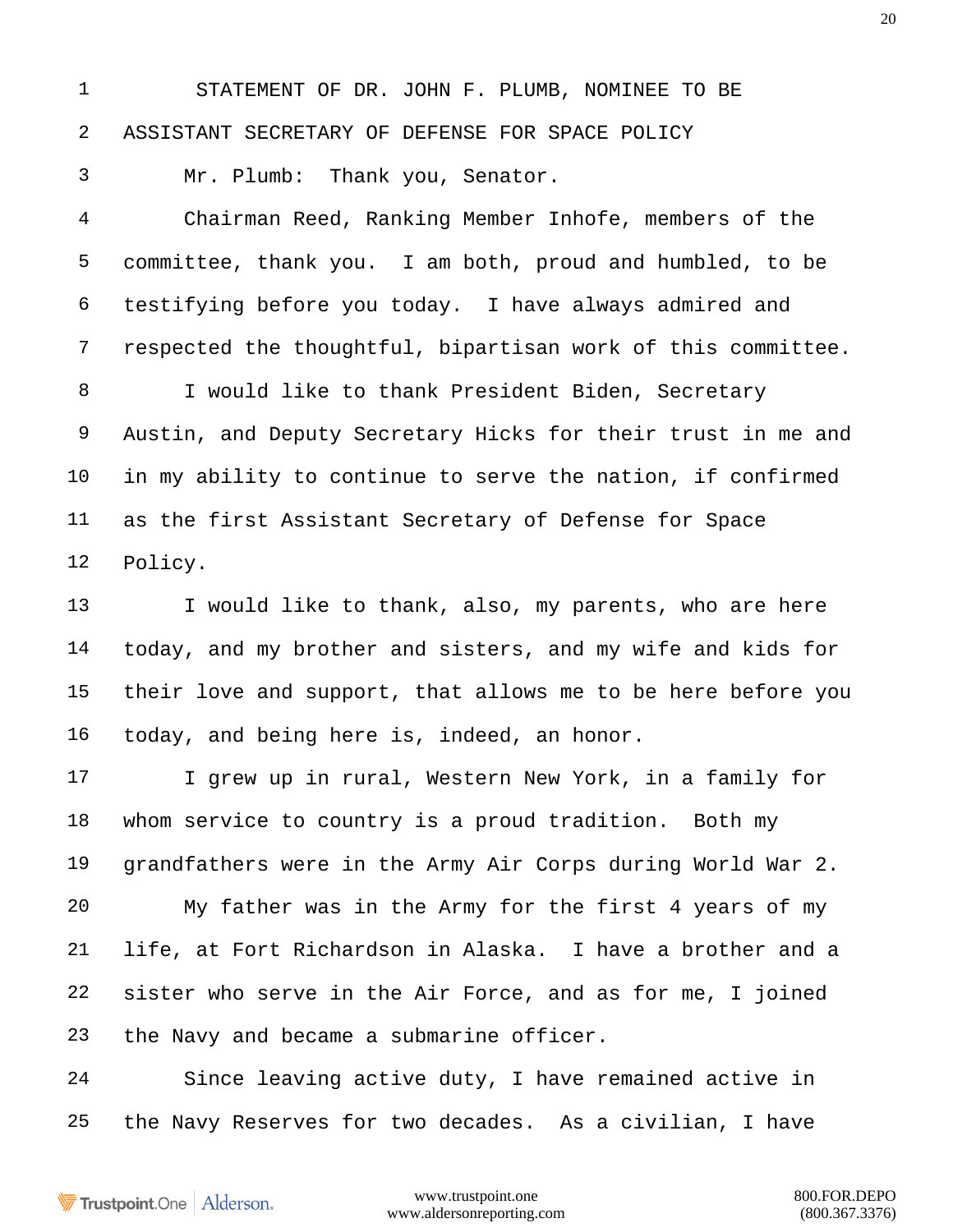STATEMENT OF DR. JOHN F. PLUMB, NOMINEE TO BE ASSISTANT SECRETARY OF DEFENSE FOR SPACE POLICY

Mr. Plumb: Thank you, Senator.

Chairman Reed, Ranking Member Inhofe, members of the committee, thank you. I am both, proud and humbled, to be testifying before you today. I have always admired and respected the thoughtful, bipartisan work of this committee.

I would like to thank President Biden, Secretary Austin, and Deputy Secretary Hicks for their trust in me and in my ability to continue to serve the nation, if confirmed as the first Assistant Secretary of Defense for Space Policy.

I would like to thank, also, my parents, who are here today, and my brother and sisters, and my wife and kids for their love and support, that allows me to be here before you today, and being here is, indeed, an honor.

I grew up in rural, Western New York, in a family for whom service to country is a proud tradition. Both my grandfathers were in the Army Air Corps during World War 2.

My father was in the Army for the first 4 years of my life, at Fort Richardson in Alaska. I have a brother and a sister who serve in the Air Force, and as for me, I joined the Navy and became a submarine officer.

Since leaving active duty, I have remained active in the Navy Reserves for two decades. As a civilian, I have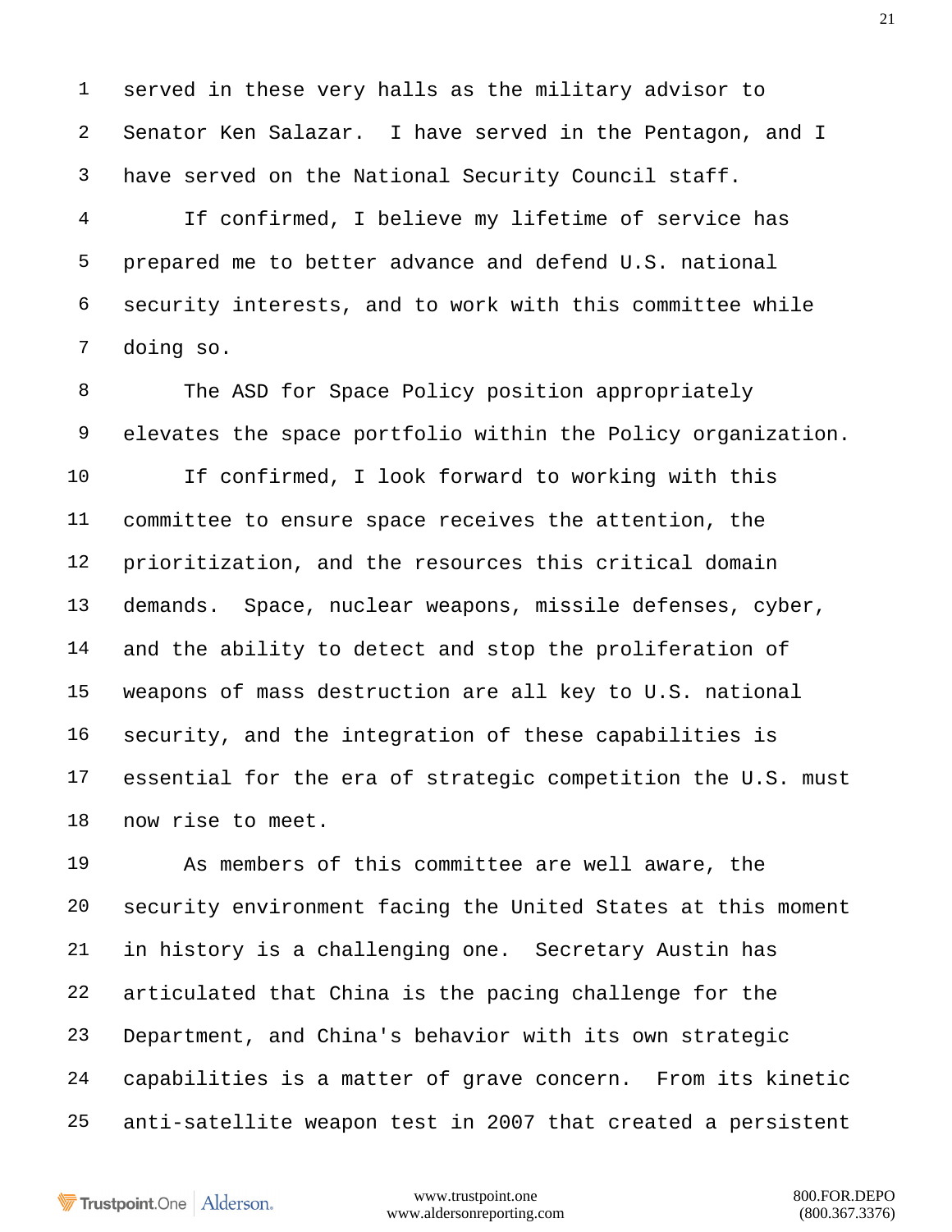served in these very halls as the military advisor to Senator Ken Salazar. I have served in the Pentagon, and I have served on the National Security Council staff.

If confirmed, I believe my lifetime of service has prepared me to better advance and defend U.S. national security interests, and to work with this committee while doing so.

The ASD for Space Policy position appropriately elevates the space portfolio within the Policy organization.

If confirmed, I look forward to working with this committee to ensure space receives the attention, the prioritization, and the resources this critical domain demands. Space, nuclear weapons, missile defenses, cyber, and the ability to detect and stop the proliferation of weapons of mass destruction are all key to U.S. national security, and the integration of these capabilities is essential for the era of strategic competition the U.S. must now rise to meet.

As members of this committee are well aware, the security environment facing the United States at this moment in history is a challenging one. Secretary Austin has articulated that China is the pacing challenge for the Department, and China's behavior with its own strategic capabilities is a matter of grave concern. From its kinetic anti-satellite weapon test in 2007 that created a persistent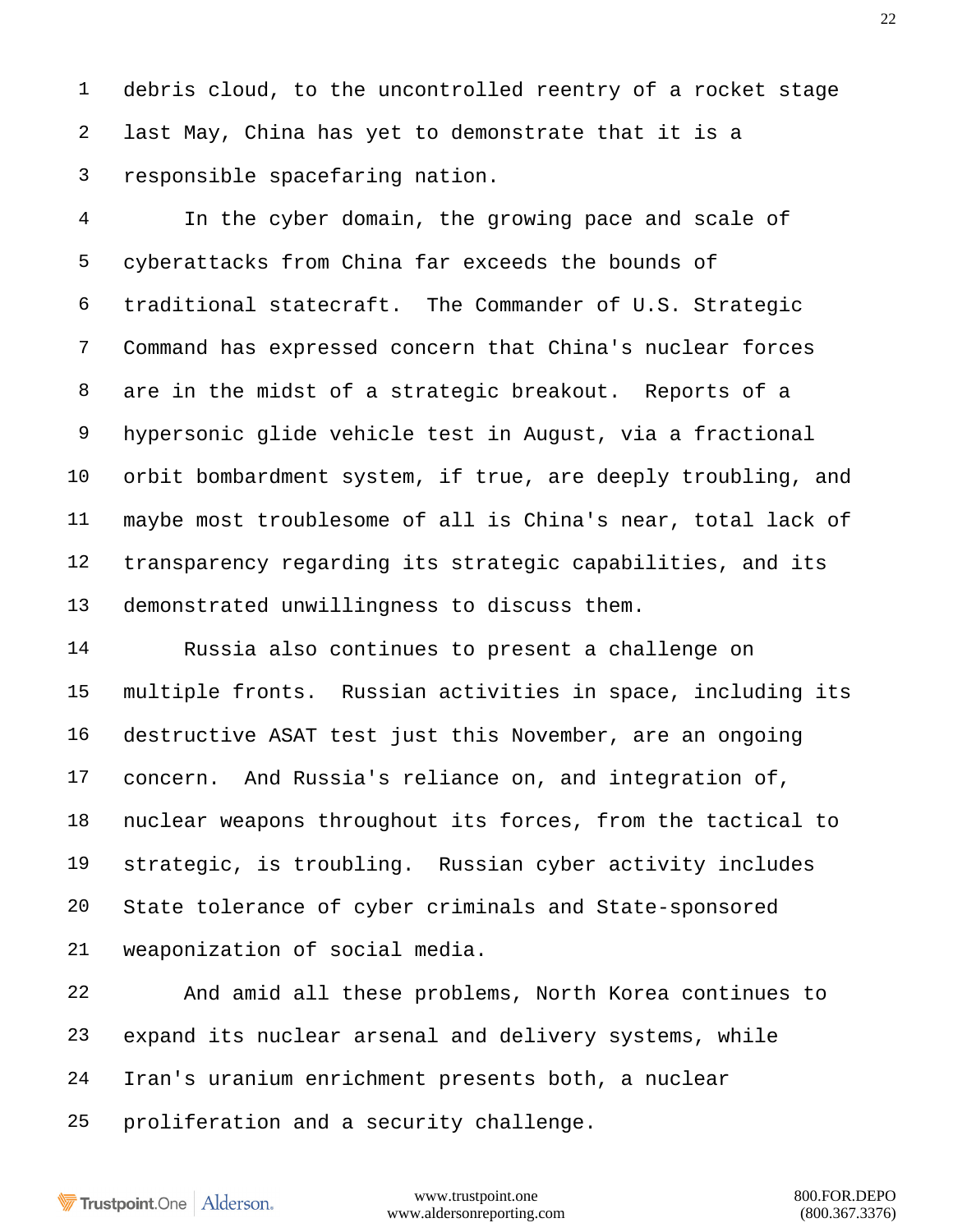debris cloud, to the uncontrolled reentry of a rocket stage last May, China has yet to demonstrate that it is a responsible spacefaring nation.

In the cyber domain, the growing pace and scale of cyberattacks from China far exceeds the bounds of traditional statecraft. The Commander of U.S. Strategic Command has expressed concern that China's nuclear forces are in the midst of a strategic breakout. Reports of a hypersonic glide vehicle test in August, via a fractional orbit bombardment system, if true, are deeply troubling, and maybe most troublesome of all is China's near, total lack of transparency regarding its strategic capabilities, and its demonstrated unwillingness to discuss them.

Russia also continues to present a challenge on multiple fronts. Russian activities in space, including its destructive ASAT test just this November, are an ongoing concern. And Russia's reliance on, and integration of, nuclear weapons throughout its forces, from the tactical to strategic, is troubling. Russian cyber activity includes State tolerance of cyber criminals and State-sponsored weaponization of social media.

And amid all these problems, North Korea continues to expand its nuclear arsenal and delivery systems, while Iran's uranium enrichment presents both, a nuclear proliferation and a security challenge.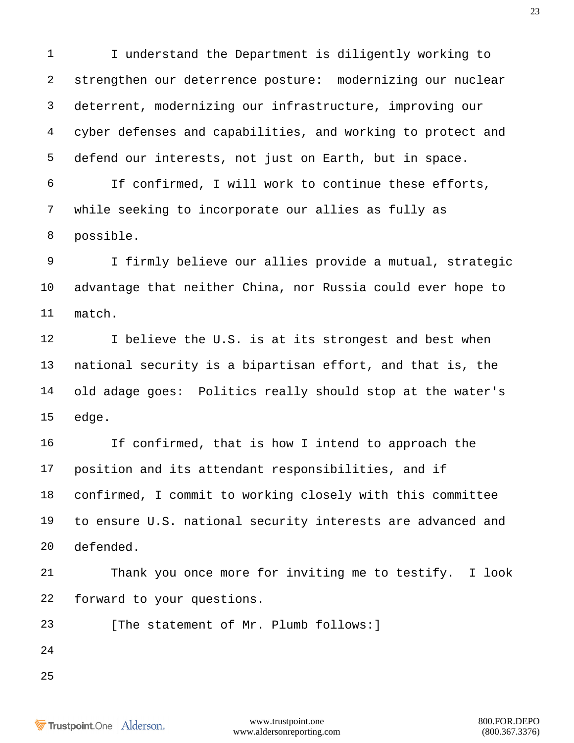I understand the Department is diligently working to strengthen our deterrence posture: modernizing our nuclear deterrent, modernizing our infrastructure, improving our cyber defenses and capabilities, and working to protect and defend our interests, not just on Earth, but in space.

If confirmed, I will work to continue these efforts, while seeking to incorporate our allies as fully as possible.

I firmly believe our allies provide a mutual, strategic advantage that neither China, nor Russia could ever hope to match.

I believe the U.S. is at its strongest and best when national security is a bipartisan effort, and that is, the old adage goes: Politics really should stop at the water's edge.

If confirmed, that is how I intend to approach the position and its attendant responsibilities, and if confirmed, I commit to working closely with this committee to ensure U.S. national security interests are advanced and defended.

Thank you once more for inviting me to testify. I look forward to your questions.

[The statement of Mr. Plumb follows:]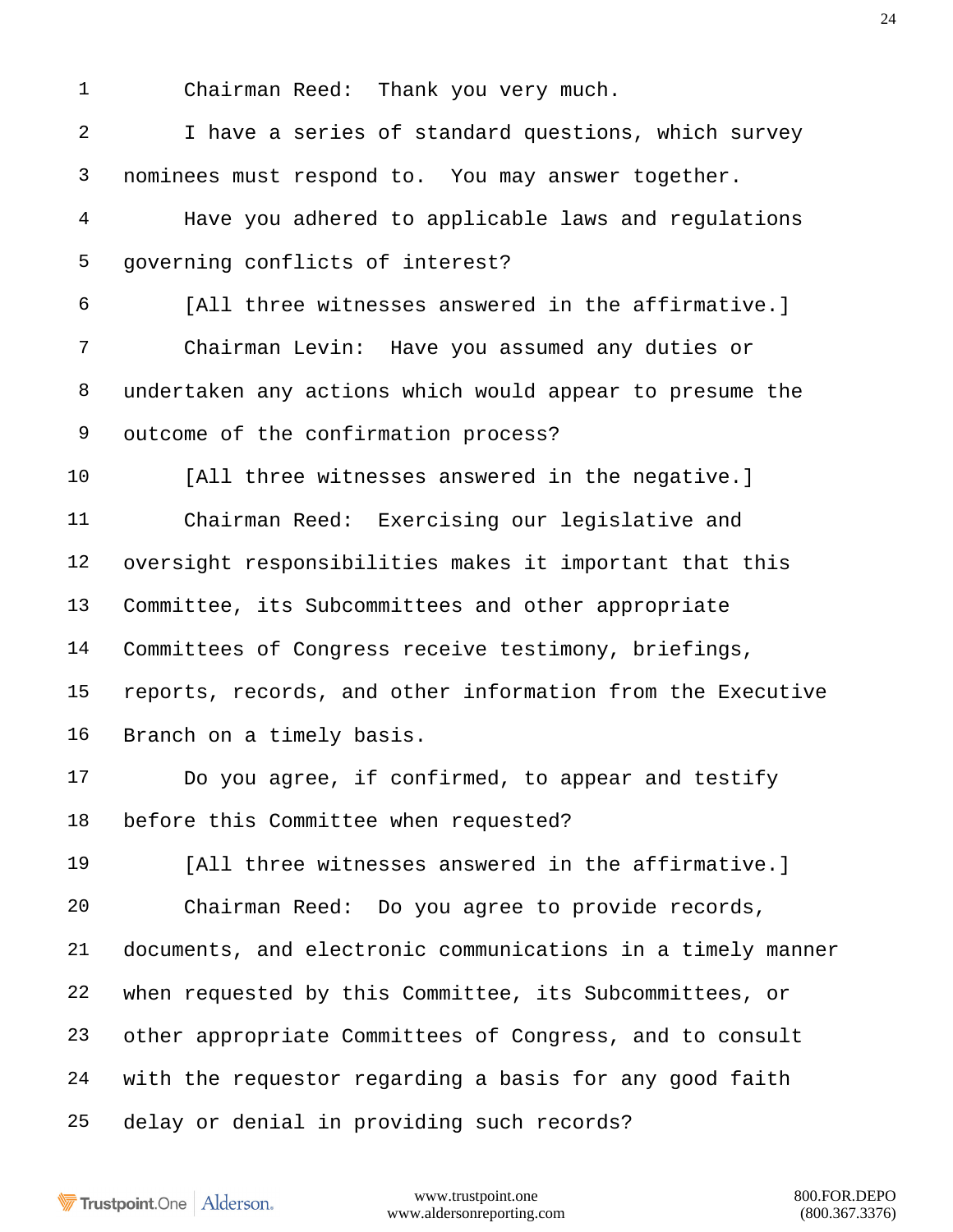Chairman Reed: Thank you very much.

I have a series of standard questions, which survey nominees must respond to. You may answer together.

Have you adhered to applicable laws and regulations governing conflicts of interest?

[All three witnesses answered in the affirmative.]

Chairman Levin: Have you assumed any duties or undertaken any actions which would appear to presume the outcome of the confirmation process?

[All three witnesses answered in the negative.]

Chairman Reed: Exercising our legislative and oversight responsibilities makes it important that this Committee, its Subcommittees and other appropriate Committees of Congress receive testimony, briefings, reports, records, and other information from the Executive Branch on a timely basis.

Do you agree, if confirmed, to appear and testify before this Committee when requested?

[All three witnesses answered in the affirmative.]

Chairman Reed: Do you agree to provide records, documents, and electronic communications in a timely manner when requested by this Committee, its Subcommittees, or other appropriate Committees of Congress, and to consult with the requestor regarding a basis for any good faith delay or denial in providing such records?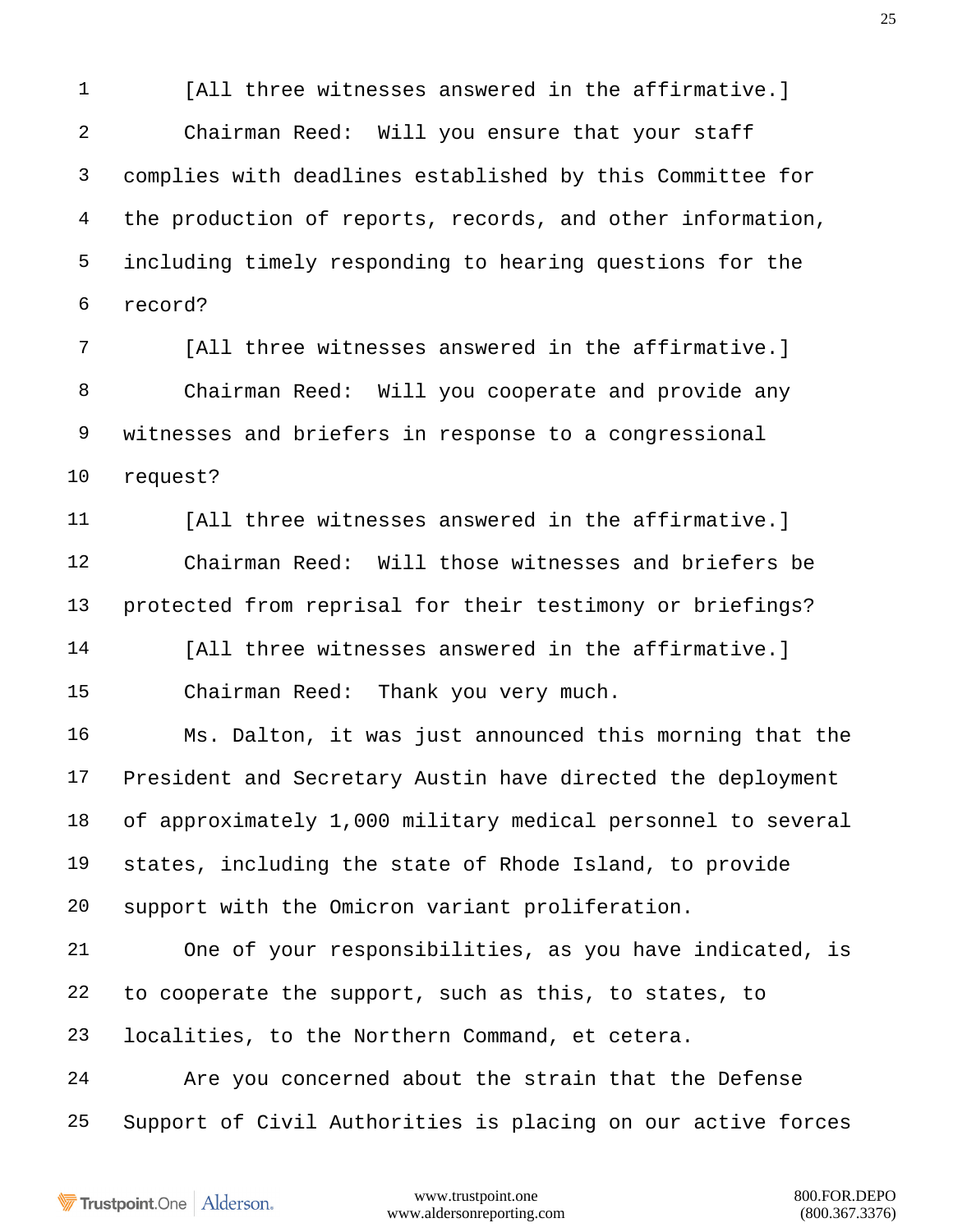[All three witnesses answered in the affirmative.]

Chairman Reed: Will you ensure that your staff complies with deadlines established by this Committee for the production of reports, records, and other information, including timely responding to hearing questions for the record?

[All three witnesses answered in the affirmative.]

Chairman Reed: Will you cooperate and provide any witnesses and briefers in response to a congressional request?

[All three witnesses answered in the affirmative.]

Chairman Reed: Will those witnesses and briefers be protected from reprisal for their testimony or briefings?

[All three witnesses answered in the affirmative.]

Chairman Reed: Thank you very much.

Ms. Dalton, it was just announced this morning that the President and Secretary Austin have directed the deployment of approximately 1,000 military medical personnel to several states, including the state of Rhode Island, to provide support with the Omicron variant proliferation.

One of your responsibilities, as you have indicated, is to cooperate the support, such as this, to states, to localities, to the Northern Command, et cetera.

Are you concerned about the strain that the Defense Support of Civil Authorities is placing on our active forces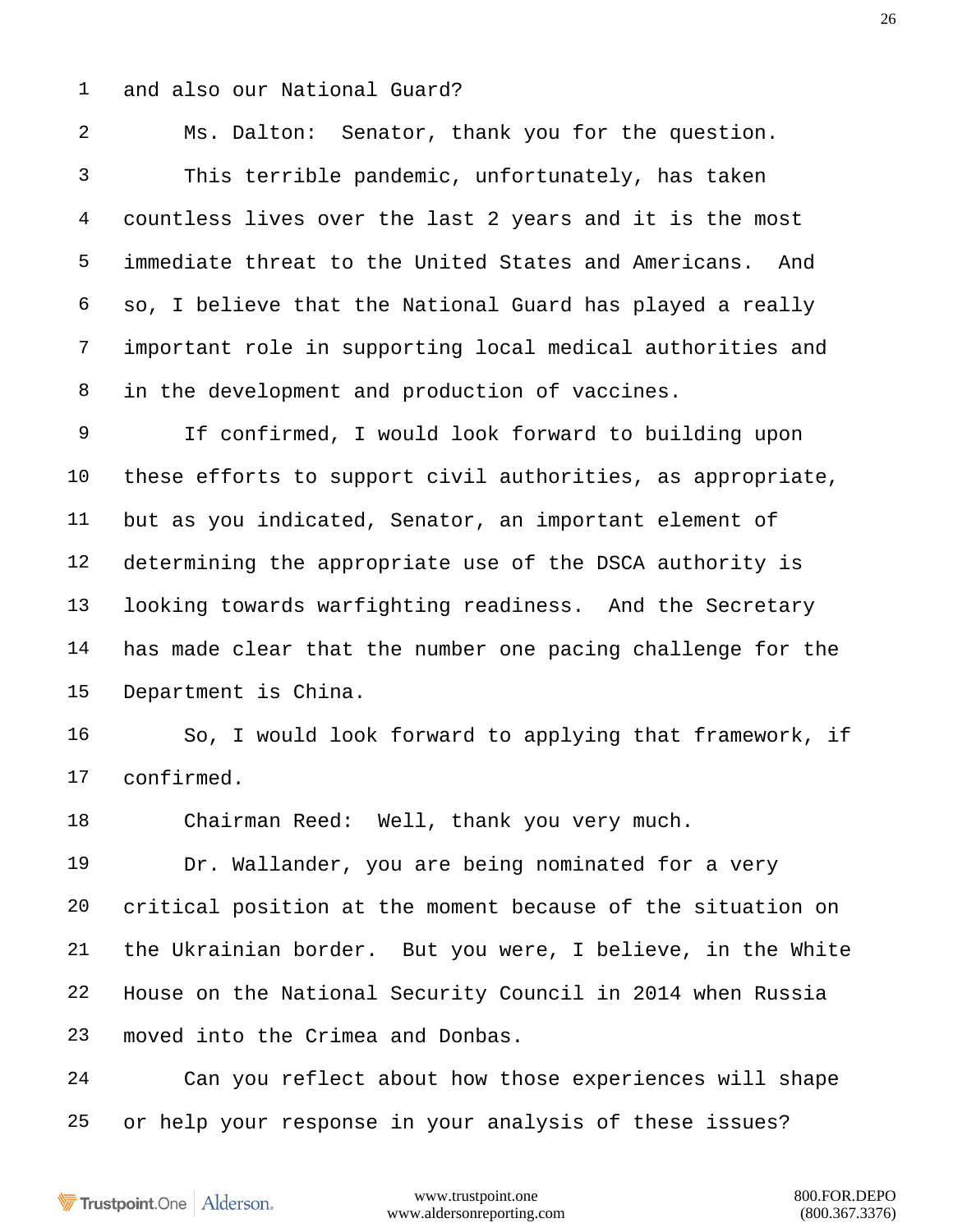and also our National Guard?

Ms. Dalton: Senator, thank you for the question.

This terrible pandemic, unfortunately, has taken countless lives over the last 2 years and it is the most immediate threat to the United States and Americans. And so, I believe that the National Guard has played a really important role in supporting local medical authorities and in the development and production of vaccines.

If confirmed, I would look forward to building upon these efforts to support civil authorities, as appropriate, but as you indicated, Senator, an important element of determining the appropriate use of the DSCA authority is looking towards warfighting readiness. And the Secretary has made clear that the number one pacing challenge for the Department is China.

So, I would look forward to applying that framework, if confirmed.

Chairman Reed: Well, thank you very much.

Dr. Wallander, you are being nominated for a very critical position at the moment because of the situation on the Ukrainian border. But you were, I believe, in the White House on the National Security Council in 2014 when Russia moved into the Crimea and Donbas.

Can you reflect about how those experiences will shape or help your response in your analysis of these issues?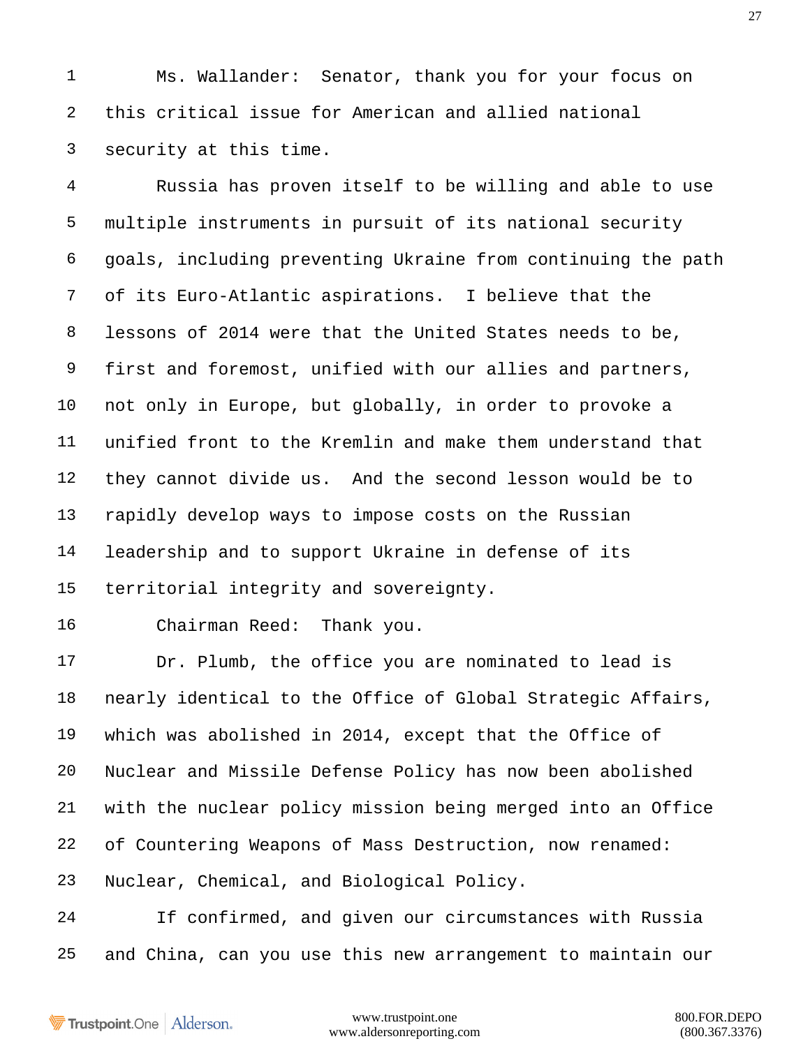Ms. Wallander: Senator, thank you for your focus on this critical issue for American and allied national security at this time.

Russia has proven itself to be willing and able to use multiple instruments in pursuit of its national security goals, including preventing Ukraine from continuing the path of its Euro-Atlantic aspirations. I believe that the lessons of 2014 were that the United States needs to be, first and foremost, unified with our allies and partners, not only in Europe, but globally, in order to provoke a unified front to the Kremlin and make them understand that they cannot divide us. And the second lesson would be to rapidly develop ways to impose costs on the Russian leadership and to support Ukraine in defense of its territorial integrity and sovereignty.

Chairman Reed: Thank you.

Dr. Plumb, the office you are nominated to lead is nearly identical to the Office of Global Strategic Affairs, which was abolished in 2014, except that the Office of Nuclear and Missile Defense Policy has now been abolished with the nuclear policy mission being merged into an Office of Countering Weapons of Mass Destruction, now renamed: Nuclear, Chemical, and Biological Policy.

If confirmed, and given our circumstances with Russia and China, can you use this new arrangement to maintain our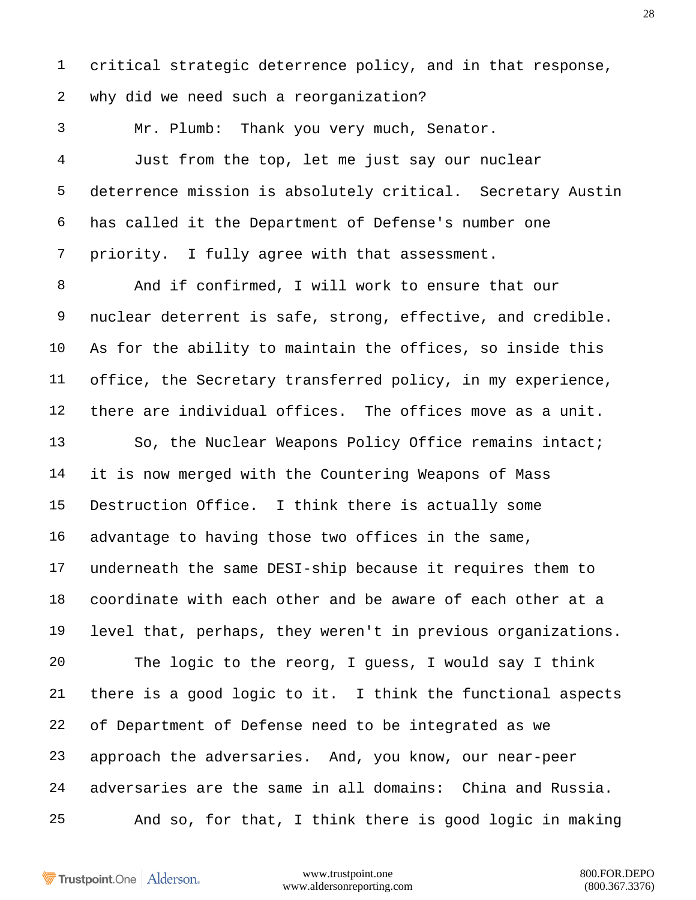critical strategic deterrence policy, and in that response, why did we need such a reorganization?

Mr. Plumb: Thank you very much, Senator.

Just from the top, let me just say our nuclear deterrence mission is absolutely critical. Secretary Austin has called it the Department of Defense's number one priority. I fully agree with that assessment.

And if confirmed, I will work to ensure that our nuclear deterrent is safe, strong, effective, and credible. As for the ability to maintain the offices, so inside this office, the Secretary transferred policy, in my experience, there are individual offices. The offices move as a unit.

So, the Nuclear Weapons Policy Office remains intact; it is now merged with the Countering Weapons of Mass Destruction Office. I think there is actually some advantage to having those two offices in the same, underneath the same DESI-ship because it requires them to coordinate with each other and be aware of each other at a level that, perhaps, they weren't in previous organizations.

The logic to the reorg, I guess, I would say I think there is a good logic to it. I think the functional aspects of Department of Defense need to be integrated as we approach the adversaries. And, you know, our near-peer adversaries are the same in all domains: China and Russia.

And so, for that, I think there is good logic in making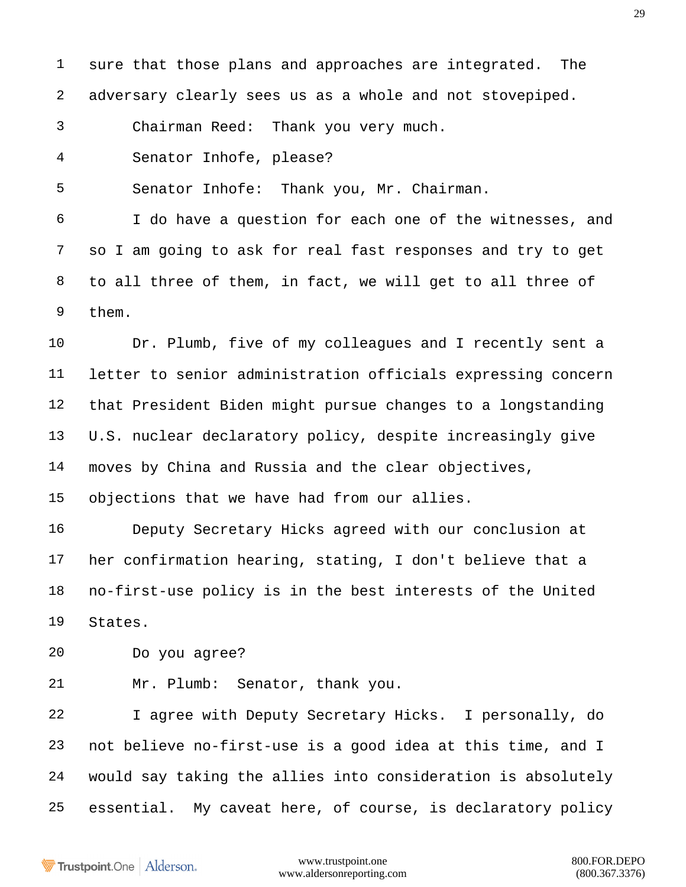sure that those plans and approaches are integrated. The adversary clearly sees us as a whole and not stovepiped.

Chairman Reed: Thank you very much.

Senator Inhofe, please?

Senator Inhofe: Thank you, Mr. Chairman.

I do have a question for each one of the witnesses, and so I am going to ask for real fast responses and try to get to all three of them, in fact, we will get to all three of them.

Dr. Plumb, five of my colleagues and I recently sent a letter to senior administration officials expressing concern that President Biden might pursue changes to a longstanding U.S. nuclear declaratory policy, despite increasingly give moves by China and Russia and the clear objectives, objections that we have had from our allies.

Deputy Secretary Hicks agreed with our conclusion at her confirmation hearing, stating, I don't believe that a no-first-use policy is in the best interests of the United States.

Do you agree?

Mr. Plumb: Senator, thank you.

I agree with Deputy Secretary Hicks. I personally, do not believe no-first-use is a good idea at this time, and I would say taking the allies into consideration is absolutely essential. My caveat here, of course, is declaratory policy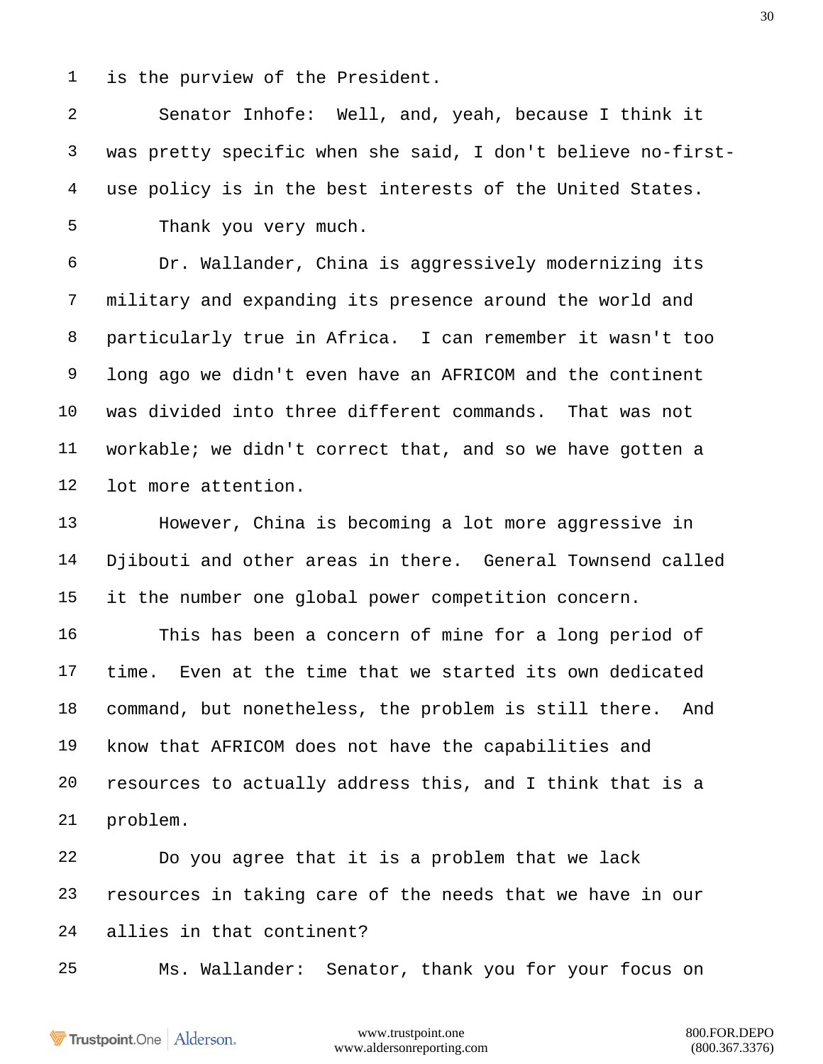is the purview of the President.

Senator Inhofe: Well, and, yeah, because I think it was pretty specific when she said, I don't believe no-first-use policy is in the best interests of the United States.

Thank you very much.

Dr. Wallander, China is aggressively modernizing its military and expanding its presence around the world and particularly true in Africa. I can remember it wasn't too long ago we didn't even have an AFRICOM and the continent was divided into three different commands. That was not workable; we didn't correct that, and so we have gotten a lot more attention.

However, China is becoming a lot more aggressive in Djibouti and other areas in there. General Townsend called it the number one global power competition concern.

This has been a concern of mine for a long period of time. Even at the time that we started its own dedicated command, but nonetheless, the problem is still there. And know that AFRICOM does not have the capabilities and resources to actually address this, and I think that is a problem.

Do you agree that it is a problem that we lack resources in taking care of the needs that we have in our allies in that continent?

Ms. Wallander: Senator, thank you for your focus on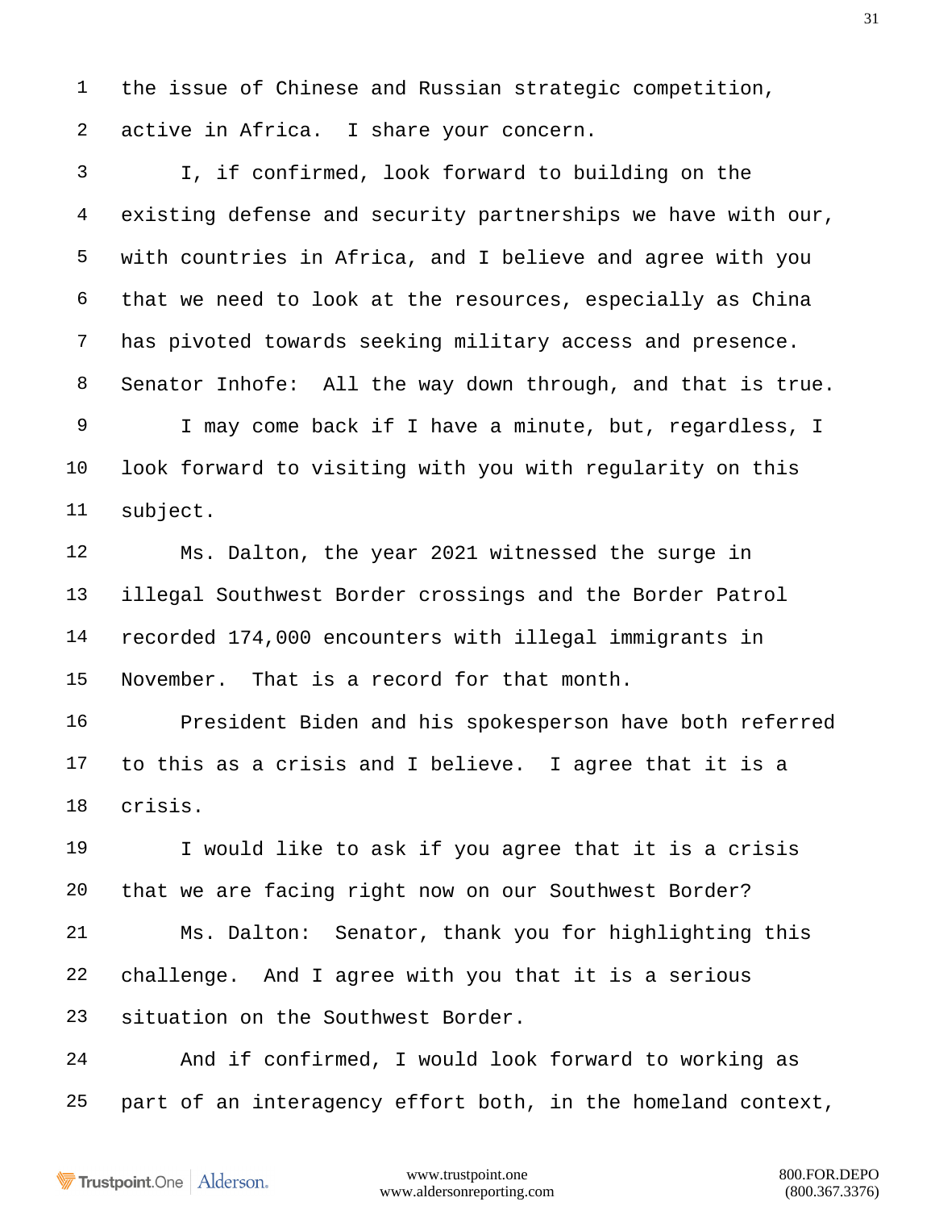the issue of Chinese and Russian strategic competition, active in Africa. I share your concern.

I, if confirmed, look forward to building on the existing defense and security partnerships we have with our, with countries in Africa, and I believe and agree with you that we need to look at the resources, especially as China has pivoted towards seeking military access and presence.

Senator Inhofe: All the way down through, and that is true.

I may come back if I have a minute, but, regardless, I look forward to visiting with you with regularity on this subject.

Ms. Dalton, the year 2021 witnessed the surge in illegal Southwest Border crossings and the Border Patrol recorded 174,000 encounters with illegal immigrants in November. That is a record for that month.

President Biden and his spokesperson have both referred to this as a crisis and I believe. I agree that it is a crisis.

I would like to ask if you agree that it is a crisis that we are facing right now on our Southwest Border?

Ms. Dalton: Senator, thank you for highlighting this challenge. And I agree with you that it is a serious situation on the Southwest Border.

And if confirmed, I would look forward to working as part of an interagency effort both, in the homeland context,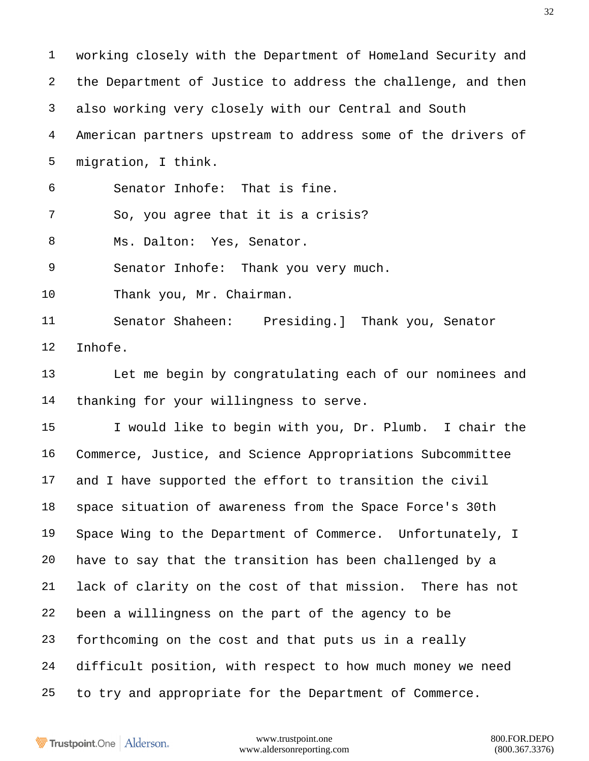working closely with the Department of Homeland Security and the Department of Justice to address the challenge, and then also working very closely with our Central and South American partners upstream to address some of the drivers of migration, I think.

Senator Inhofe: That is fine.

So, you agree that it is a crisis?

Ms. Dalton: Yes, Senator.

Senator Inhofe: Thank you very much.

Thank you, Mr. Chairman.

Senator Shaheen: Presiding.] Thank you, Senator Inhofe.

Let me begin by congratulating each of our nominees and thanking for your willingness to serve.

I would like to begin with you, Dr. Plumb. I chair the Commerce, Justice, and Science Appropriations Subcommittee and I have supported the effort to transition the civil space situation of awareness from the Space Force's 30th Space Wing to the Department of Commerce. Unfortunately, I have to say that the transition has been challenged by a lack of clarity on the cost of that mission. There has not been a willingness on the part of the agency to be forthcoming on the cost and that puts us in a really difficult position, with respect to how much money we need to try and appropriate for the Department of Commerce.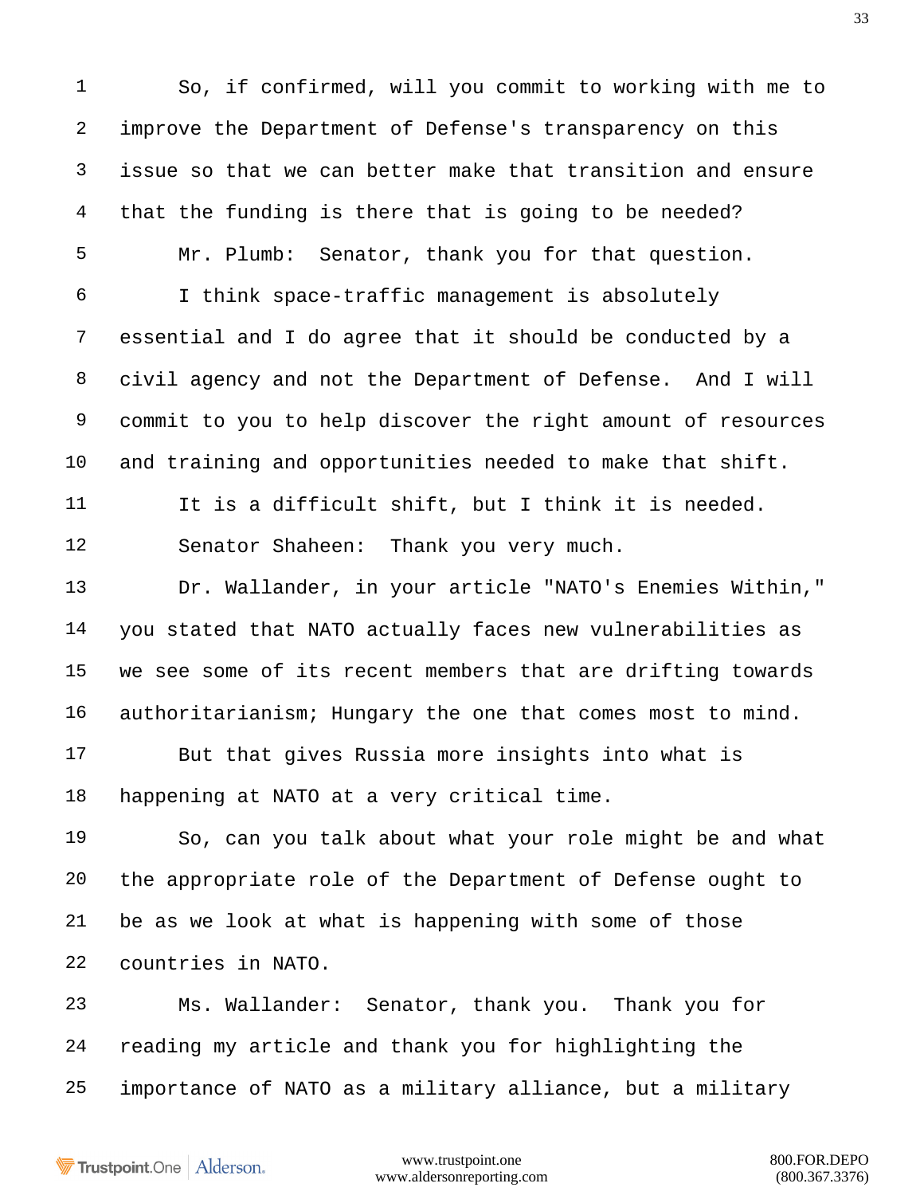So, if confirmed, will you commit to working with me to improve the Department of Defense's transparency on this issue so that we can better make that transition and ensure that the funding is there that is going to be needed?

Mr. Plumb: Senator, thank you for that question.

I think space-traffic management is absolutely essential and I do agree that it should be conducted by a civil agency and not the Department of Defense. And I will commit to you to help discover the right amount of resources and training and opportunities needed to make that shift.

It is a difficult shift, but I think it is needed.

Senator Shaheen: Thank you very much.

Dr. Wallander, in your article "NATO's Enemies Within," you stated that NATO actually faces new vulnerabilities as we see some of its recent members that are drifting towards authoritarianism; Hungary the one that comes most to mind.

But that gives Russia more insights into what is happening at NATO at a very critical time.

So, can you talk about what your role might be and what the appropriate role of the Department of Defense ought to be as we look at what is happening with some of those countries in NATO.

Ms. Wallander: Senator, thank you. Thank you for reading my article and thank you for highlighting the importance of NATO as a military alliance, but a military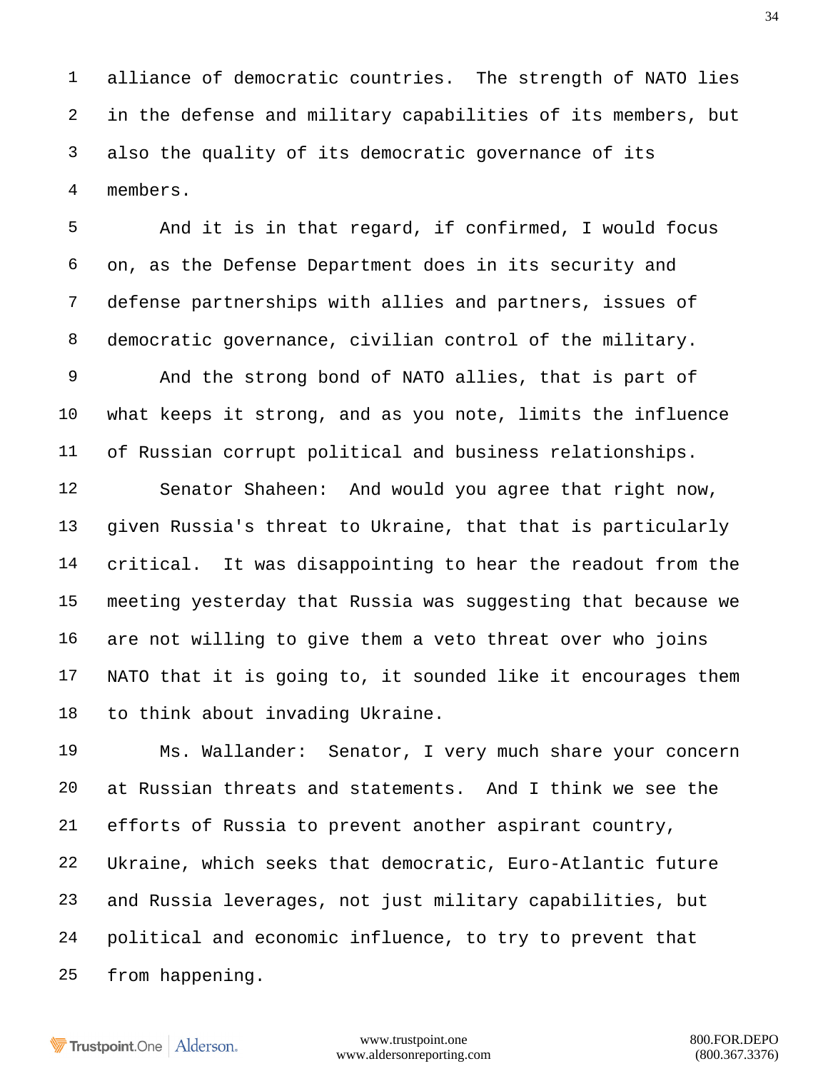alliance of democratic countries. The strength of NATO lies in the defense and military capabilities of its members, but also the quality of its democratic governance of its members.

And it is in that regard, if confirmed, I would focus on, as the Defense Department does in its security and defense partnerships with allies and partners, issues of democratic governance, civilian control of the military.

And the strong bond of NATO allies, that is part of what keeps it strong, and as you note, limits the influence of Russian corrupt political and business relationships.

Senator Shaheen: And would you agree that right now, given Russia's threat to Ukraine, that that is particularly critical. It was disappointing to hear the readout from the meeting yesterday that Russia was suggesting that because we are not willing to give them a veto threat over who joins NATO that it is going to, it sounded like it encourages them to think about invading Ukraine.

Ms. Wallander: Senator, I very much share your concern at Russian threats and statements. And I think we see the efforts of Russia to prevent another aspirant country, Ukraine, which seeks that democratic, Euro-Atlantic future and Russia leverages, not just military capabilities, but political and economic influence, to try to prevent that from happening.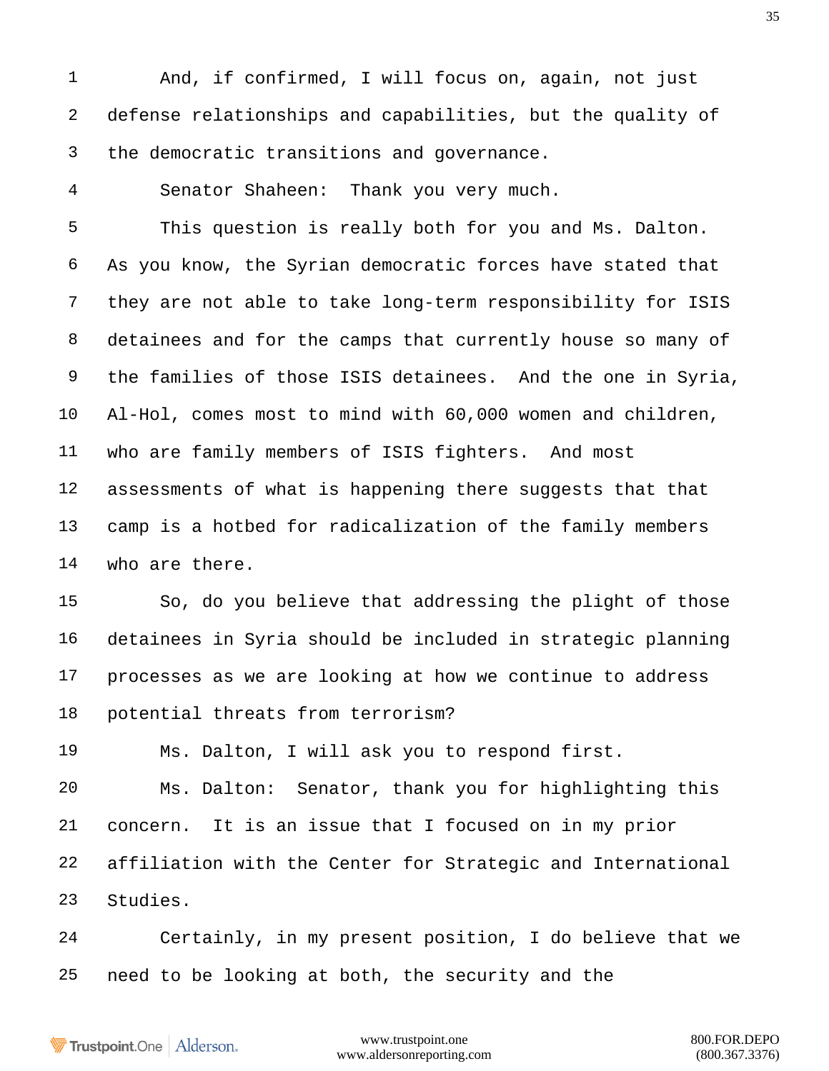And, if confirmed, I will focus on, again, not just defense relationships and capabilities, but the quality of the democratic transitions and governance.

Senator Shaheen: Thank you very much.

This question is really both for you and Ms. Dalton. As you know, the Syrian democratic forces have stated that they are not able to take long-term responsibility for ISIS detainees and for the camps that currently house so many of the families of those ISIS detainees. And the one in Syria, Al-Hol, comes most to mind with 60,000 women and children, who are family members of ISIS fighters. And most assessments of what is happening there suggests that that camp is a hotbed for radicalization of the family members who are there.

So, do you believe that addressing the plight of those detainees in Syria should be included in strategic planning processes as we are looking at how we continue to address potential threats from terrorism?

Ms. Dalton, I will ask you to respond first.

Ms. Dalton: Senator, thank you for highlighting this concern. It is an issue that I focused on in my prior affiliation with the Center for Strategic and International Studies.

Certainly, in my present position, I do believe that we need to be looking at both, the security and the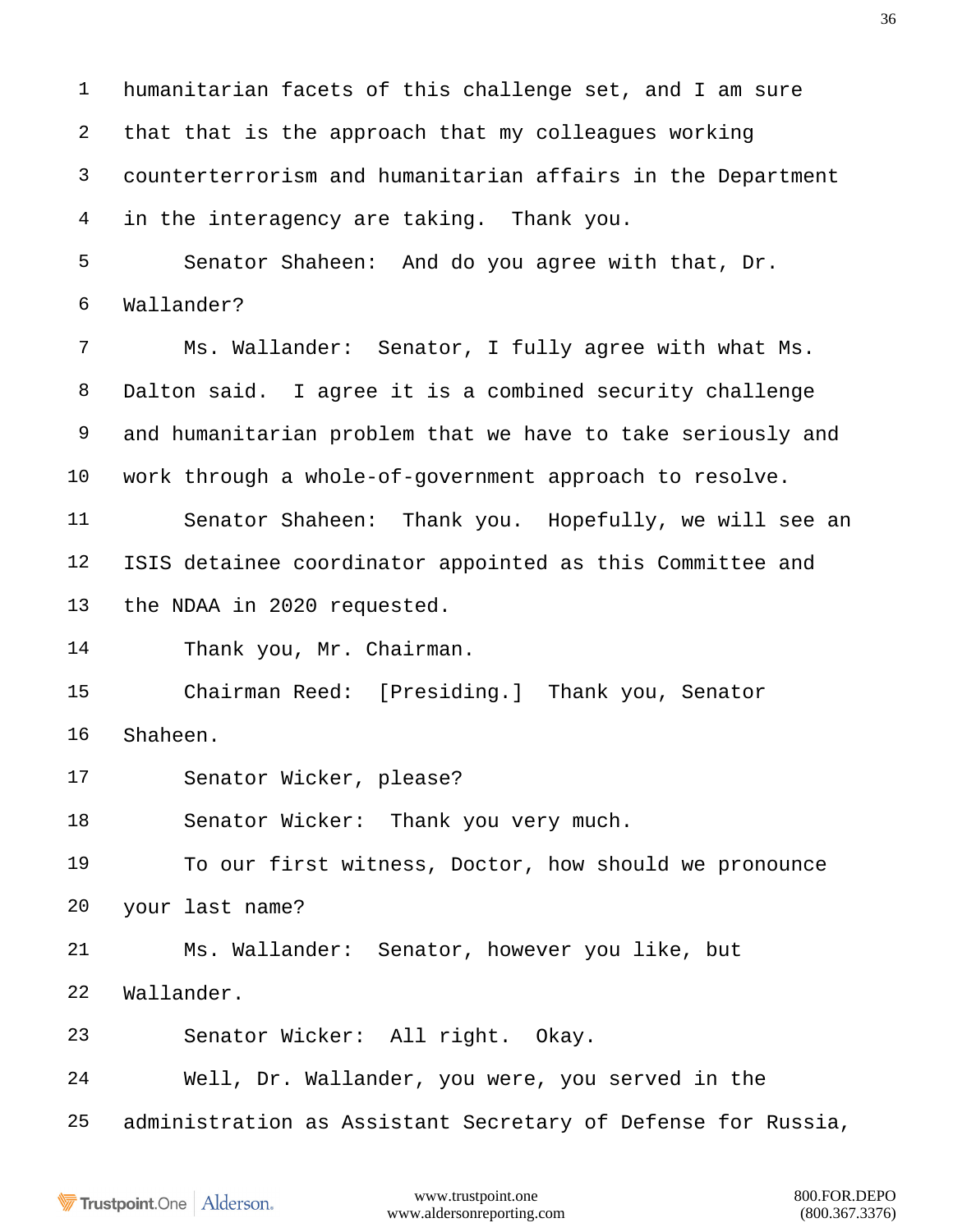humanitarian facets of this challenge set, and I am sure that that is the approach that my colleagues working counterterrorism and humanitarian affairs in the Department in the interagency are taking. Thank you.

Senator Shaheen: And do you agree with that, Dr. Wallander?

Ms. Wallander: Senator, I fully agree with what Ms. Dalton said. I agree it is a combined security challenge and humanitarian problem that we have to take seriously and work through a whole-of-government approach to resolve.

Senator Shaheen: Thank you. Hopefully, we will see an ISIS detainee coordinator appointed as this Committee and the NDAA in 2020 requested.

Thank you, Mr. Chairman.

Chairman Reed: [Presiding.] Thank you, Senator Shaheen.

Senator Wicker, please?

Senator Wicker: Thank you very much.

To our first witness, Doctor, how should we pronounce your last name?

Ms. Wallander: Senator, however you like, but Wallander.

Senator Wicker: All right. Okay.

Well, Dr. Wallander, you were, you served in the administration as Assistant Secretary of Defense for Russia,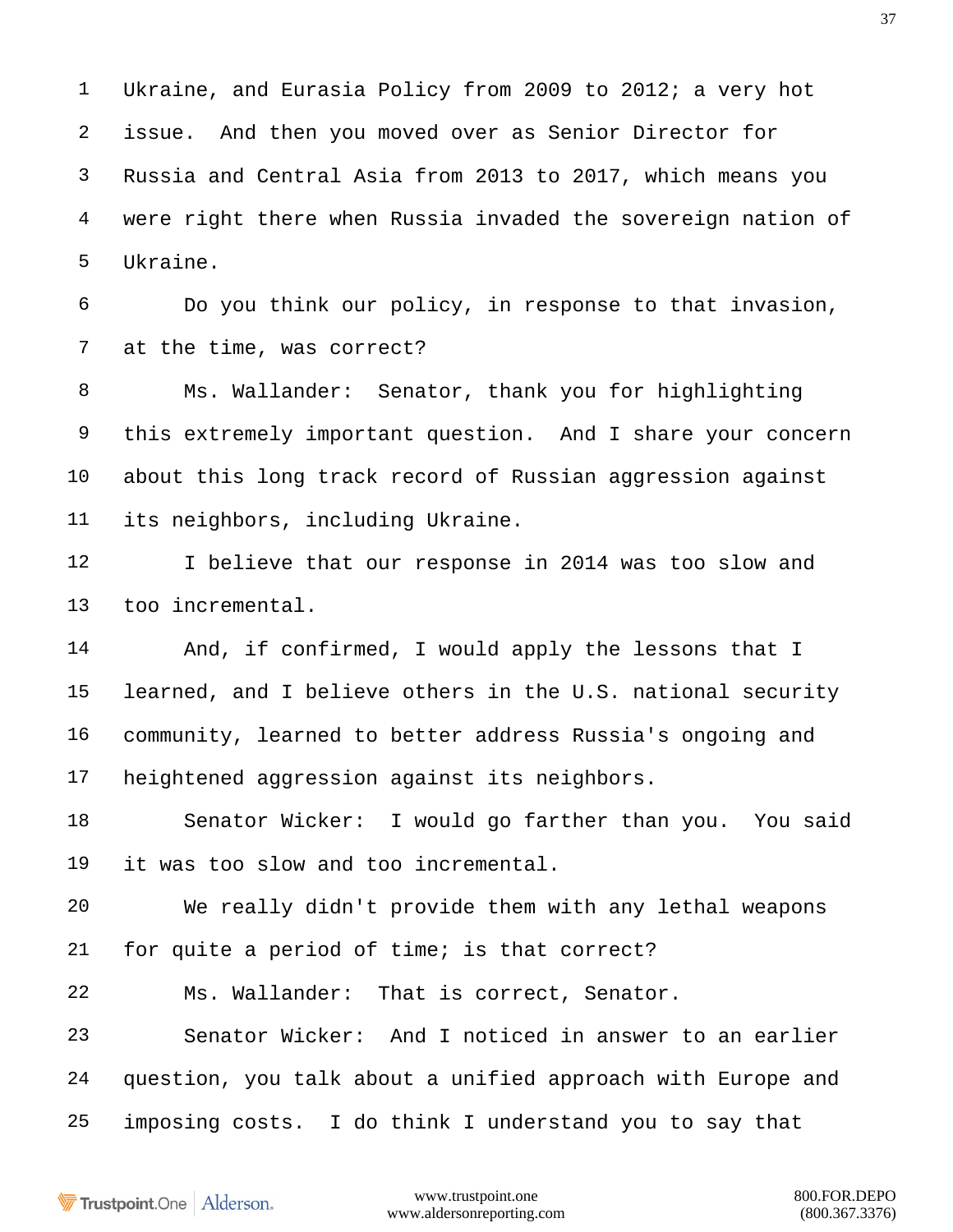Ukraine, and Eurasia Policy from 2009 to 2012; a very hot issue. And then you moved over as Senior Director for Russia and Central Asia from 2013 to 2017, which means you were right there when Russia invaded the sovereign nation of Ukraine.

Do you think our policy, in response to that invasion, at the time, was correct?

Ms. Wallander: Senator, thank you for highlighting this extremely important question. And I share your concern about this long track record of Russian aggression against its neighbors, including Ukraine.

I believe that our response in 2014 was too slow and too incremental.

And, if confirmed, I would apply the lessons that I learned, and I believe others in the U.S. national security community, learned to better address Russia's ongoing and heightened aggression against its neighbors.

Senator Wicker: I would go farther than you. You said it was too slow and too incremental.

We really didn't provide them with any lethal weapons for quite a period of time; is that correct?

Ms. Wallander: That is correct, Senator.

Senator Wicker: And I noticed in answer to an earlier question, you talk about a unified approach with Europe and imposing costs. I do think I understand you to say that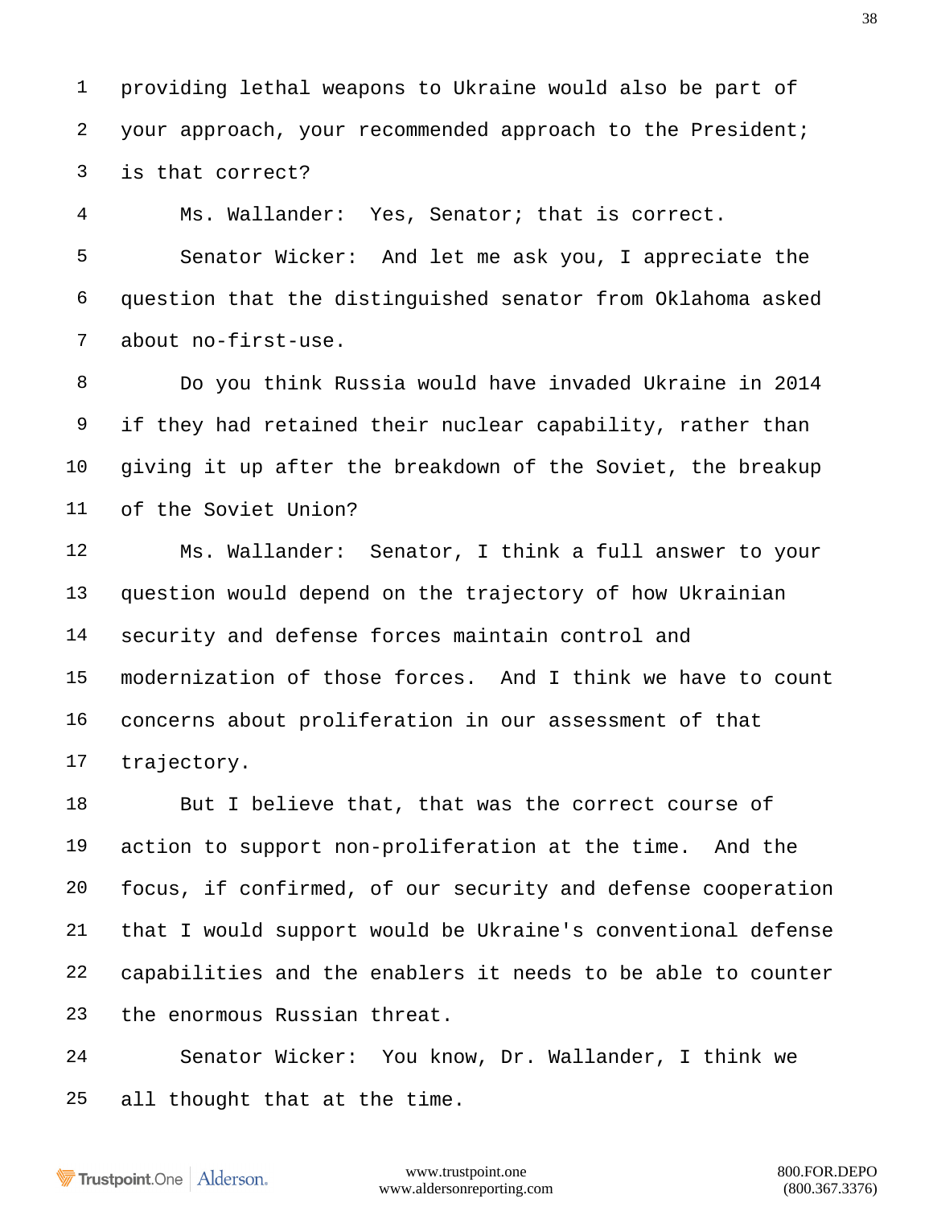providing lethal weapons to Ukraine would also be part of your approach, your recommended approach to the President; is that correct?

Ms. Wallander: Yes, Senator; that is correct.

Senator Wicker: And let me ask you, I appreciate the question that the distinguished senator from Oklahoma asked about no-first-use.

Do you think Russia would have invaded Ukraine in 2014 if they had retained their nuclear capability, rather than giving it up after the breakdown of the Soviet, the breakup of the Soviet Union?

Ms. Wallander: Senator, I think a full answer to your question would depend on the trajectory of how Ukrainian security and defense forces maintain control and modernization of those forces. And I think we have to count concerns about proliferation in our assessment of that trajectory.

But I believe that, that was the correct course of action to support non-proliferation at the time. And the focus, if confirmed, of our security and defense cooperation that I would support would be Ukraine's conventional defense capabilities and the enablers it needs to be able to counter the enormous Russian threat.

Senator Wicker: You know, Dr. Wallander, I think we all thought that at the time.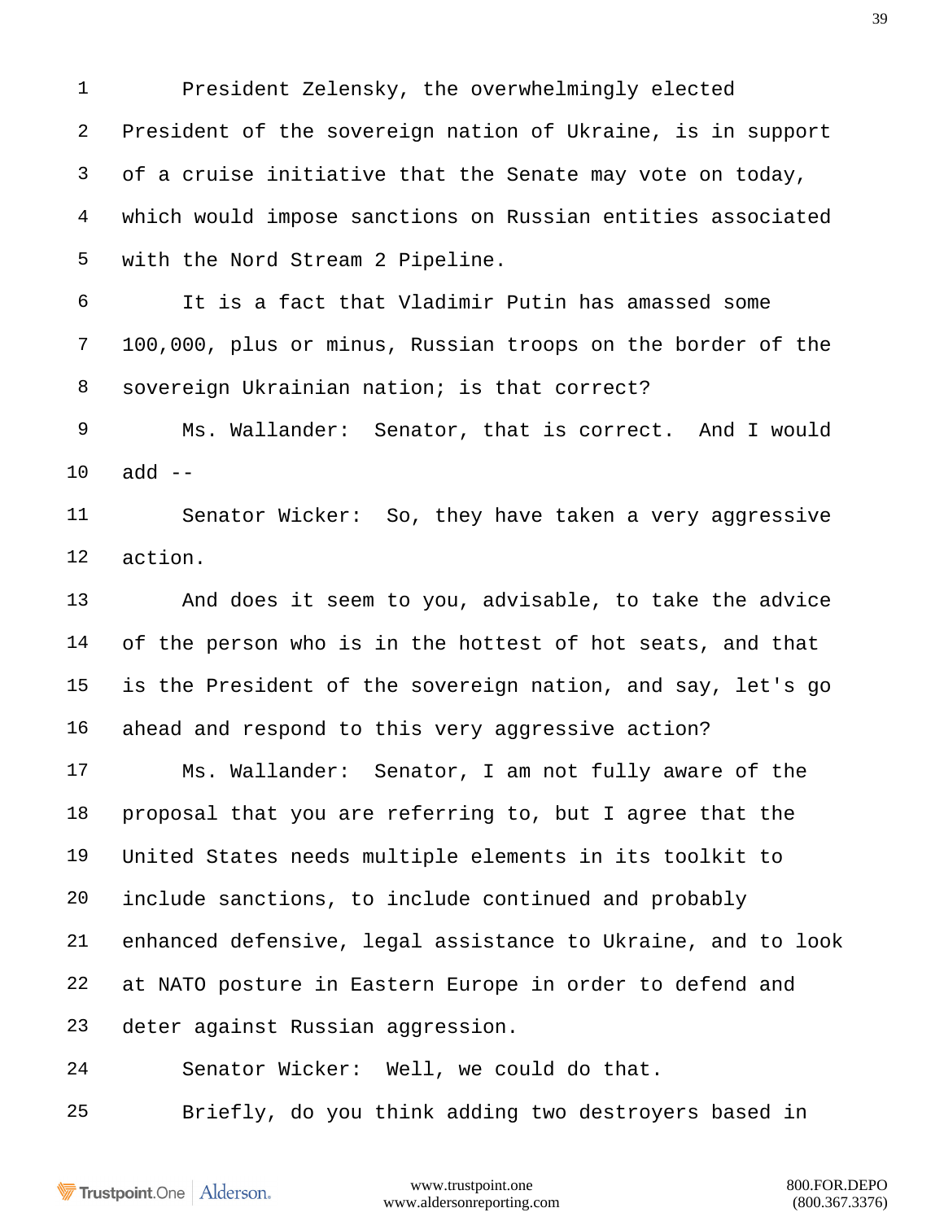President Zelensky, the overwhelmingly elected President of the sovereign nation of Ukraine, is in support of a cruise initiative that the Senate may vote on today, which would impose sanctions on Russian entities associated with the Nord Stream 2 Pipeline.

It is a fact that Vladimir Putin has amassed some 100,000, plus or minus, Russian troops on the border of the sovereign Ukrainian nation; is that correct?

Ms. Wallander: Senator, that is correct. And I would add --

Senator Wicker: So, they have taken a very aggressive action.

And does it seem to you, advisable, to take the advice of the person who is in the hottest of hot seats, and that is the President of the sovereign nation, and say, let's go ahead and respond to this very aggressive action?

Ms. Wallander: Senator, I am not fully aware of the proposal that you are referring to, but I agree that the United States needs multiple elements in its toolkit to include sanctions, to include continued and probably enhanced defensive, legal assistance to Ukraine, and to look at NATO posture in Eastern Europe in order to defend and deter against Russian aggression.

Senator Wicker: Well, we could do that.

Briefly, do you think adding two destroyers based in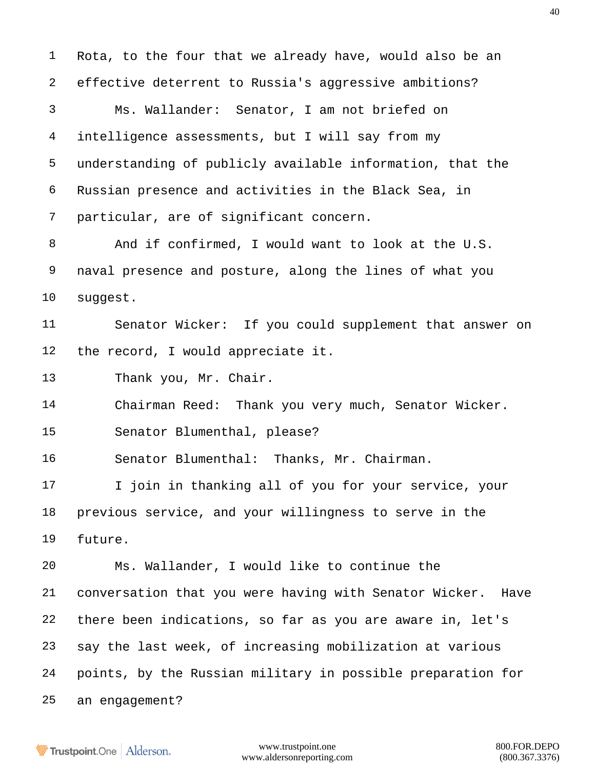Rota, to the four that we already have, would also be an effective deterrent to Russia's aggressive ambitions?

Ms. Wallander: Senator, I am not briefed on intelligence assessments, but I will say from my understanding of publicly available information, that the Russian presence and activities in the Black Sea, in particular, are of significant concern.

And if confirmed, I would want to look at the U.S. naval presence and posture, along the lines of what you suggest.

Senator Wicker: If you could supplement that answer on the record, I would appreciate it.

Thank you, Mr. Chair.

Chairman Reed: Thank you very much, Senator Wicker.

Senator Blumenthal, please?

Senator Blumenthal: Thanks, Mr. Chairman.

I join in thanking all of you for your service, your previous service, and your willingness to serve in the future.

Ms. Wallander, I would like to continue the conversation that you were having with Senator Wicker. Have there been indications, so far as you are aware in, let's say the last week, of increasing mobilization at various points, by the Russian military in possible preparation for an engagement?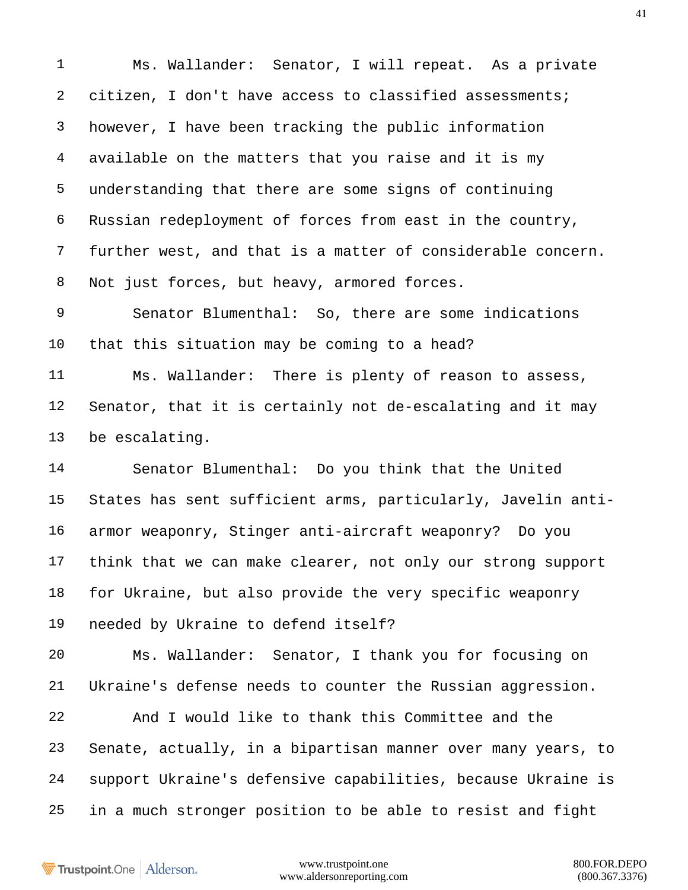Ms. Wallander: Senator, I will repeat. As a private citizen, I don't have access to classified assessments; however, I have been tracking the public information available on the matters that you raise and it is my understanding that there are some signs of continuing Russian redeployment of forces from east in the country, further west, and that is a matter of considerable concern. Not just forces, but heavy, armored forces.

Senator Blumenthal: So, there are some indications that this situation may be coming to a head?

Ms. Wallander: There is plenty of reason to assess, Senator, that it is certainly not de-escalating and it may be escalating.

Senator Blumenthal: Do you think that the United States has sent sufficient arms, particularly, Javelin anti-armor weaponry, Stinger anti-aircraft weaponry? Do you think that we can make clearer, not only our strong support for Ukraine, but also provide the very specific weaponry needed by Ukraine to defend itself?

Ms. Wallander: Senator, I thank you for focusing on Ukraine's defense needs to counter the Russian aggression.

And I would like to thank this Committee and the Senate, actually, in a bipartisan manner over many years, to support Ukraine's defensive capabilities, because Ukraine is in a much stronger position to be able to resist and fight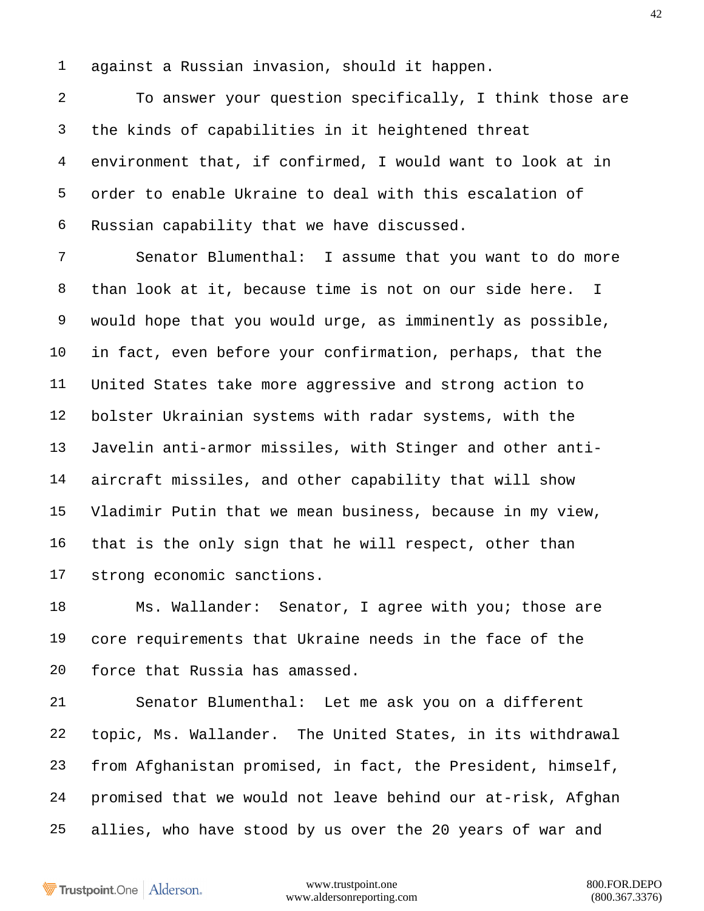against a Russian invasion, should it happen.

To answer your question specifically, I think those are the kinds of capabilities in it heightened threat environment that, if confirmed, I would want to look at in order to enable Ukraine to deal with this escalation of Russian capability that we have discussed.

Senator Blumenthal: I assume that you want to do more than look at it, because time is not on our side here. I would hope that you would urge, as imminently as possible, in fact, even before your confirmation, perhaps, that the United States take more aggressive and strong action to bolster Ukrainian systems with radar systems, with the Javelin anti-armor missiles, with Stinger and other anti-aircraft missiles, and other capability that will show Vladimir Putin that we mean business, because in my view, that is the only sign that he will respect, other than strong economic sanctions.

Ms. Wallander: Senator, I agree with you; those are core requirements that Ukraine needs in the face of the force that Russia has amassed.

Senator Blumenthal: Let me ask you on a different topic, Ms. Wallander. The United States, in its withdrawal from Afghanistan promised, in fact, the President, himself, promised that we would not leave behind our at-risk, Afghan allies, who have stood by us over the 20 years of war and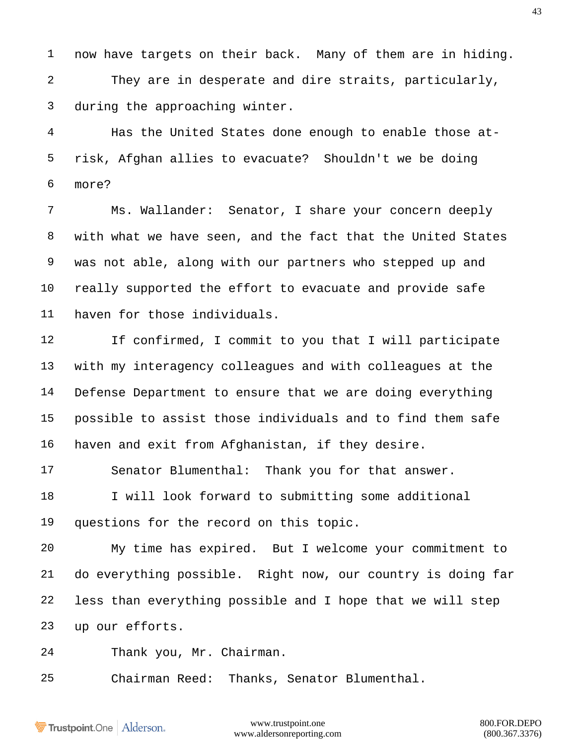now have targets on their back. Many of them are in hiding.

They are in desperate and dire straits, particularly, during the approaching winter.

Has the United States done enough to enable those at-risk, Afghan allies to evacuate? Shouldn't we be doing more?

Ms. Wallander: Senator, I share your concern deeply with what we have seen, and the fact that the United States was not able, along with our partners who stepped up and really supported the effort to evacuate and provide safe haven for those individuals.

If confirmed, I commit to you that I will participate with my interagency colleagues and with colleagues at the Defense Department to ensure that we are doing everything possible to assist those individuals and to find them safe haven and exit from Afghanistan, if they desire.

Senator Blumenthal: Thank you for that answer.

I will look forward to submitting some additional questions for the record on this topic.

My time has expired. But I welcome your commitment to do everything possible. Right now, our country is doing far less than everything possible and I hope that we will step up our efforts.

Thank you, Mr. Chairman.

Chairman Reed: Thanks, Senator Blumenthal.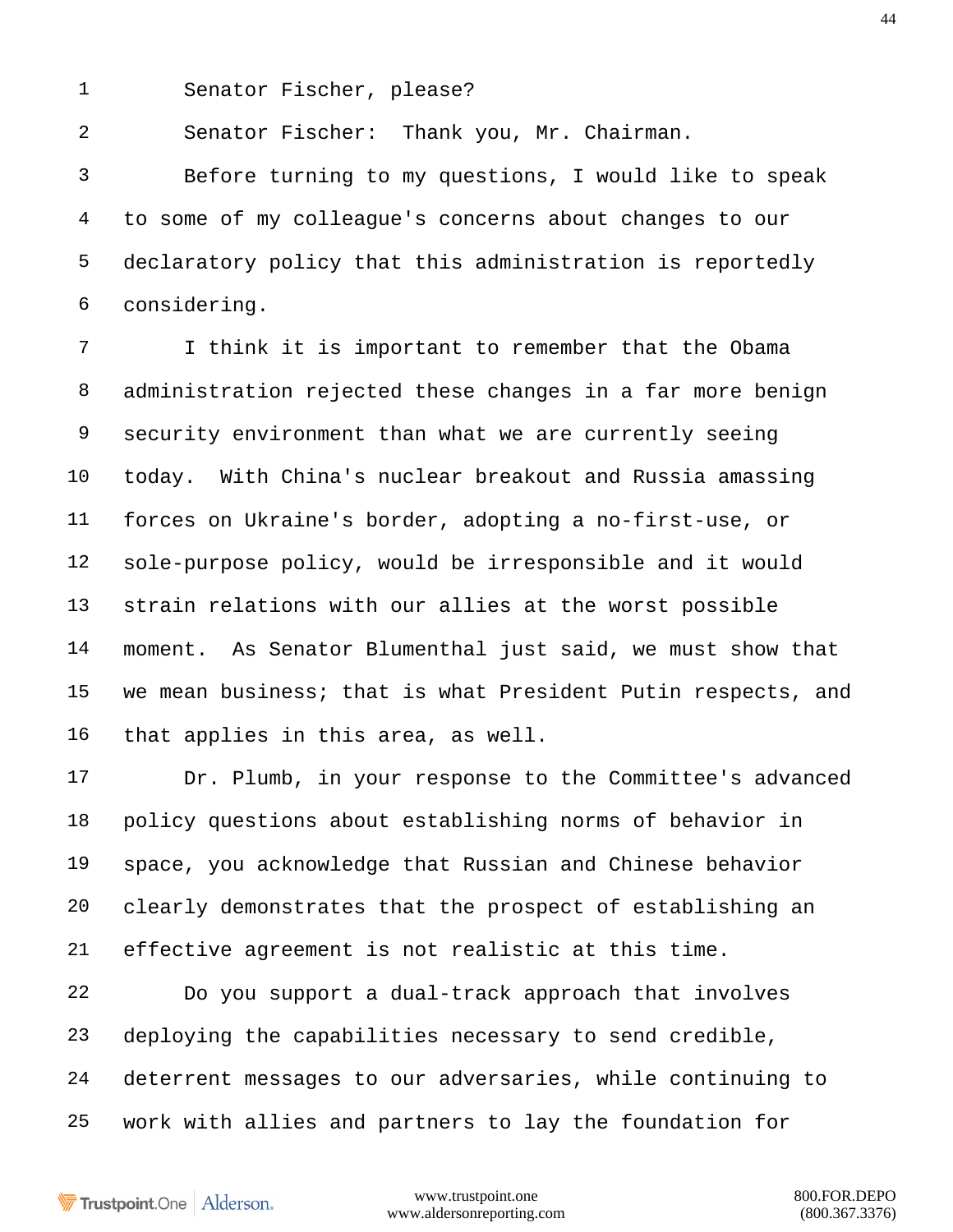Senator Fischer, please?

Senator Fischer: Thank you, Mr. Chairman.

Before turning to my questions, I would like to speak to some of my colleague's concerns about changes to our declaratory policy that this administration is reportedly considering.

I think it is important to remember that the Obama administration rejected these changes in a far more benign security environment than what we are currently seeing today. With China's nuclear breakout and Russia amassing forces on Ukraine's border, adopting a no-first-use, or sole-purpose policy, would be irresponsible and it would strain relations with our allies at the worst possible moment. As Senator Blumenthal just said, we must show that we mean business; that is what President Putin respects, and that applies in this area, as well.

Dr. Plumb, in your response to the Committee's advanced policy questions about establishing norms of behavior in space, you acknowledge that Russian and Chinese behavior clearly demonstrates that the prospect of establishing an effective agreement is not realistic at this time.

Do you support a dual-track approach that involves deploying the capabilities necessary to send credible, deterrent messages to our adversaries, while continuing to work with allies and partners to lay the foundation for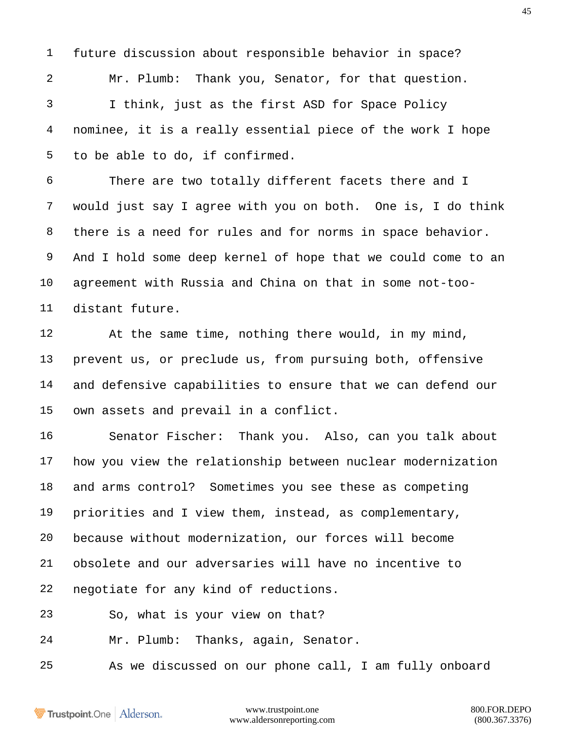future discussion about responsible behavior in space?

Mr. Plumb: Thank you, Senator, for that question.

I think, just as the first ASD for Space Policy nominee, it is a really essential piece of the work I hope to be able to do, if confirmed.

There are two totally different facets there and I would just say I agree with you on both. One is, I do think there is a need for rules and for norms in space behavior. And I hold some deep kernel of hope that we could come to an agreement with Russia and China on that in some not-too-distant future.

At the same time, nothing there would, in my mind, prevent us, or preclude us, from pursuing both, offensive and defensive capabilities to ensure that we can defend our own assets and prevail in a conflict.

Senator Fischer: Thank you. Also, can you talk about how you view the relationship between nuclear modernization and arms control? Sometimes you see these as competing priorities and I view them, instead, as complementary, because without modernization, our forces will become obsolete and our adversaries will have no incentive to negotiate for any kind of reductions.

So, what is your view on that?

Mr. Plumb: Thanks, again, Senator.

As we discussed on our phone call, I am fully onboard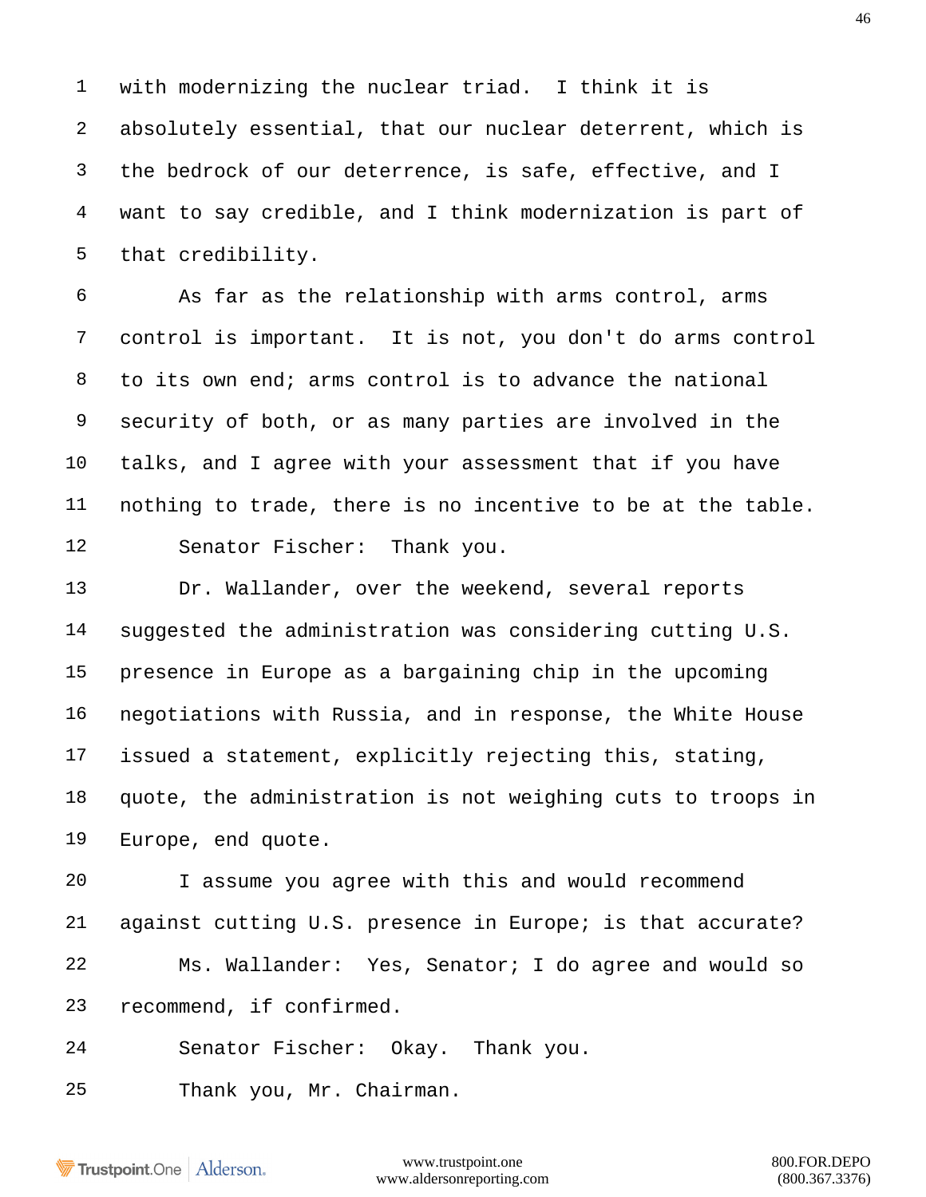with modernizing the nuclear triad. I think it is absolutely essential, that our nuclear deterrent, which is the bedrock of our deterrence, is safe, effective, and I want to say credible, and I think modernization is part of that credibility.

As far as the relationship with arms control, arms control is important. It is not, you don't do arms control to its own end; arms control is to advance the national security of both, or as many parties are involved in the talks, and I agree with your assessment that if you have nothing to trade, there is no incentive to be at the table.

Senator Fischer: Thank you.

Dr. Wallander, over the weekend, several reports suggested the administration was considering cutting U.S. presence in Europe as a bargaining chip in the upcoming negotiations with Russia, and in response, the White House issued a statement, explicitly rejecting this, stating, quote, the administration is not weighing cuts to troops in Europe, end quote.

I assume you agree with this and would recommend against cutting U.S. presence in Europe; is that accurate?

Ms. Wallander: Yes, Senator; I do agree and would so recommend, if confirmed.

Senator Fischer: Okay. Thank you.

Thank you, Mr. Chairman.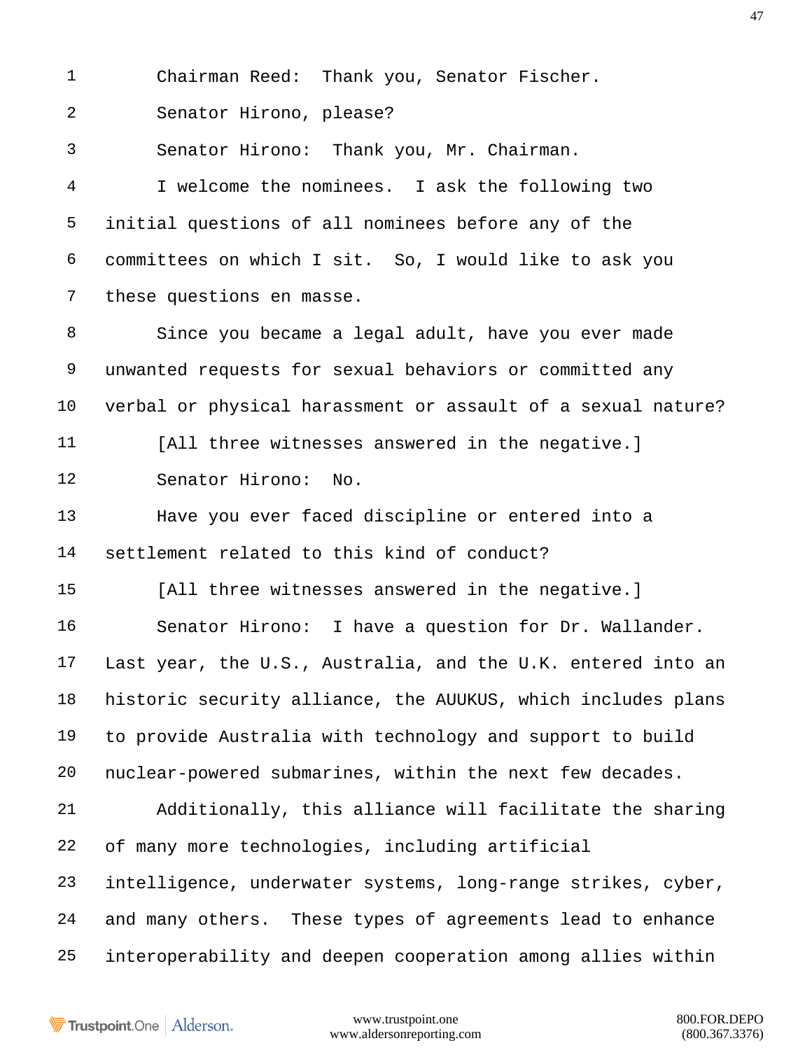Chairman Reed: Thank you, Senator Fischer.

Senator Hirono, please?

Senator Hirono: Thank you, Mr. Chairman.

I welcome the nominees. I ask the following two initial questions of all nominees before any of the committees on which I sit. So, I would like to ask you these questions en masse.

Since you became a legal adult, have you ever made unwanted requests for sexual behaviors or committed any verbal or physical harassment or assault of a sexual nature?

[All three witnesses answered in the negative.]

Senator Hirono: No.

Have you ever faced discipline or entered into a settlement related to this kind of conduct?

[All three witnesses answered in the negative.]

Senator Hirono: I have a question for Dr. Wallander. Last year, the U.S., Australia, and the U.K. entered into an historic security alliance, the AUUKUS, which includes plans to provide Australia with technology and support to build nuclear-powered submarines, within the next few decades.

Additionally, this alliance will facilitate the sharing of many more technologies, including artificial intelligence, underwater systems, long-range strikes, cyber, and many others. These types of agreements lead to enhance interoperability and deepen cooperation among allies within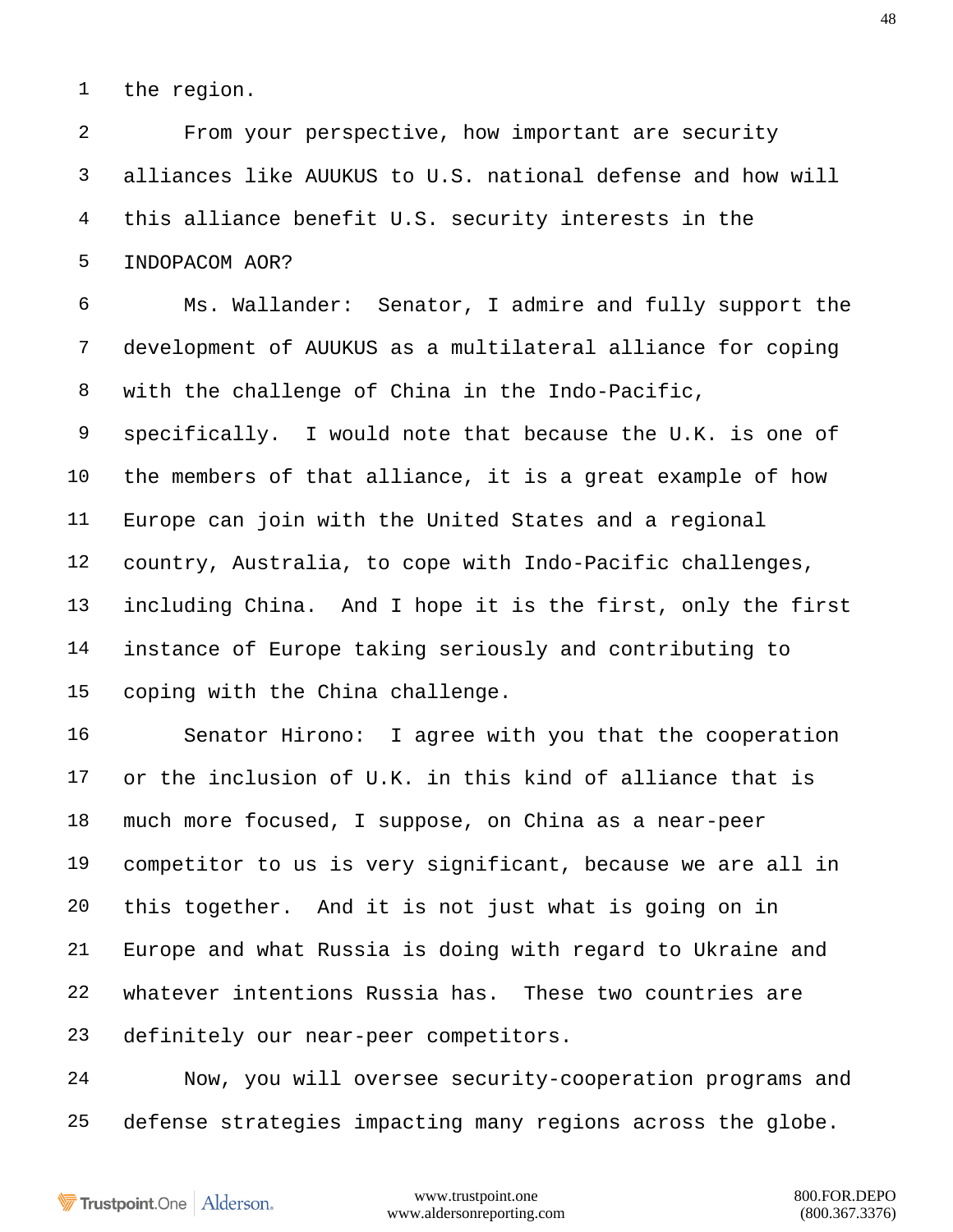the region.

From your perspective, how important are security alliances like AUUKUS to U.S. national defense and how will this alliance benefit U.S. security interests in the INDOPACOM AOR?

Ms. Wallander: Senator, I admire and fully support the development of AUUKUS as a multilateral alliance for coping with the challenge of China in the Indo-Pacific, specifically. I would note that because the U.K. is one of the members of that alliance, it is a great example of how Europe can join with the United States and a regional country, Australia, to cope with Indo-Pacific challenges, including China. And I hope it is the first, only the first instance of Europe taking seriously and contributing to coping with the China challenge.

Senator Hirono: I agree with you that the cooperation or the inclusion of U.K. in this kind of alliance that is much more focused, I suppose, on China as a near-peer competitor to us is very significant, because we are all in this together. And it is not just what is going on in Europe and what Russia is doing with regard to Ukraine and whatever intentions Russia has. These two countries are definitely our near-peer competitors.

Now, you will oversee security-cooperation programs and defense strategies impacting many regions across the globe.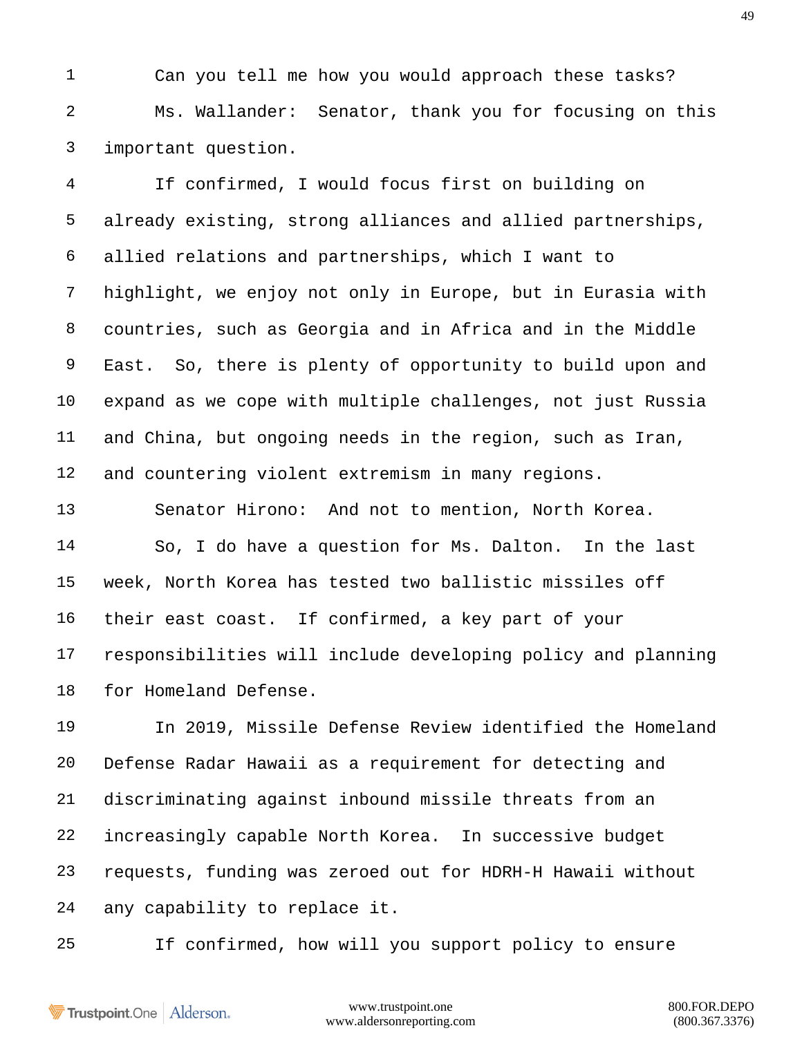Can you tell me how you would approach these tasks?

Ms. Wallander: Senator, thank you for focusing on this important question.

If confirmed, I would focus first on building on already existing, strong alliances and allied partnerships, allied relations and partnerships, which I want to highlight, we enjoy not only in Europe, but in Eurasia with countries, such as Georgia and in Africa and in the Middle East. So, there is plenty of opportunity to build upon and expand as we cope with multiple challenges, not just Russia and China, but ongoing needs in the region, such as Iran, and countering violent extremism in many regions.

Senator Hirono: And not to mention, North Korea.

So, I do have a question for Ms. Dalton. In the last week, North Korea has tested two ballistic missiles off their east coast. If confirmed, a key part of your responsibilities will include developing policy and planning for Homeland Defense.

In 2019, Missile Defense Review identified the Homeland Defense Radar Hawaii as a requirement for detecting and discriminating against inbound missile threats from an increasingly capable North Korea. In successive budget requests, funding was zeroed out for HDRH-H Hawaii without any capability to replace it.

If confirmed, how will you support policy to ensure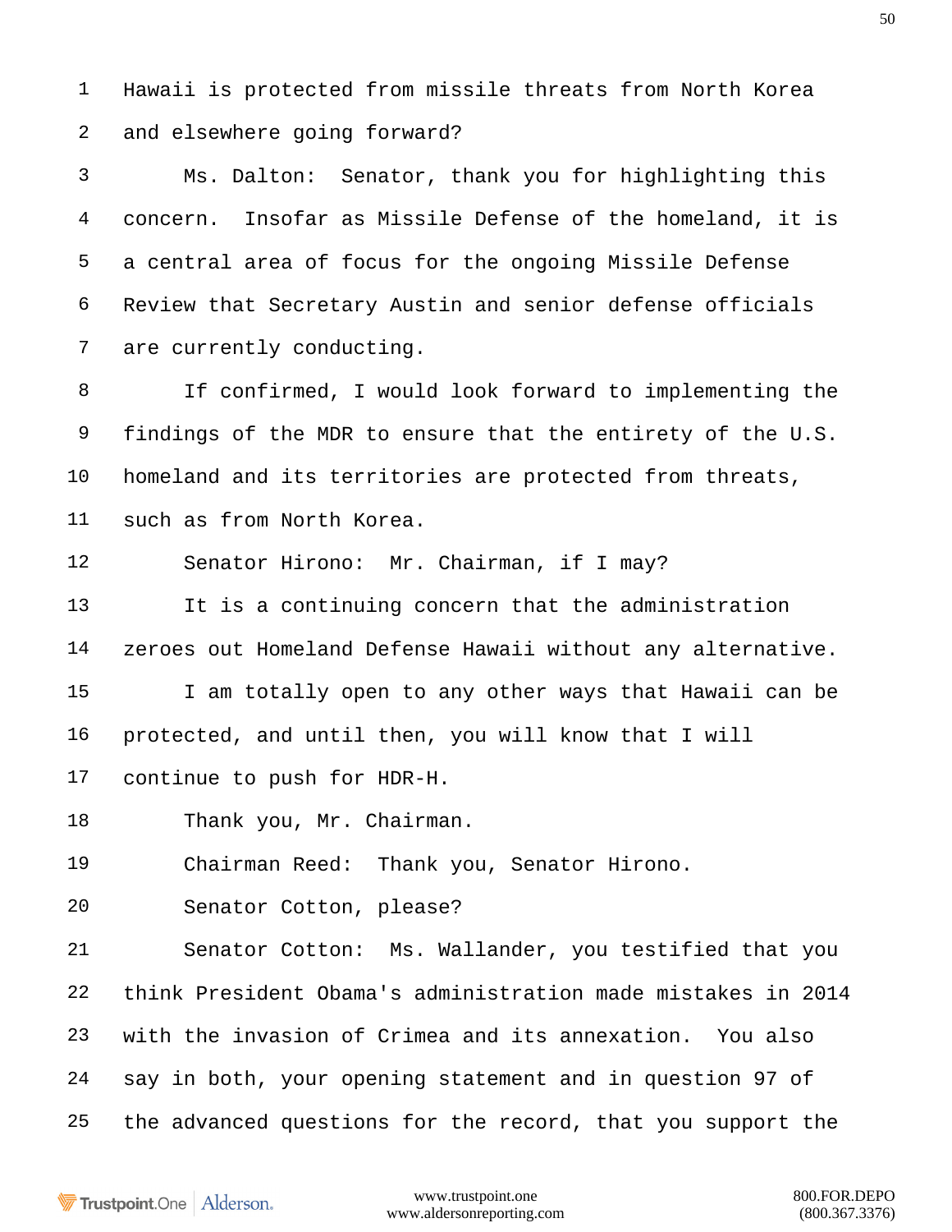Hawaii is protected from missile threats from North Korea and elsewhere going forward?

Ms. Dalton: Senator, thank you for highlighting this concern. Insofar as Missile Defense of the homeland, it is a central area of focus for the ongoing Missile Defense Review that Secretary Austin and senior defense officials are currently conducting.

If confirmed, I would look forward to implementing the findings of the MDR to ensure that the entirety of the U.S. homeland and its territories are protected from threats, such as from North Korea.

Senator Hirono: Mr. Chairman, if I may?

It is a continuing concern that the administration zeroes out Homeland Defense Hawaii without any alternative.

I am totally open to any other ways that Hawaii can be protected, and until then, you will know that I will continue to push for HDR-H.

Thank you, Mr. Chairman.

Chairman Reed: Thank you, Senator Hirono.

Senator Cotton, please?

Senator Cotton: Ms. Wallander, you testified that you think President Obama's administration made mistakes in 2014 with the invasion of Crimea and its annexation. You also say in both, your opening statement and in question 97 of the advanced questions for the record, that you support the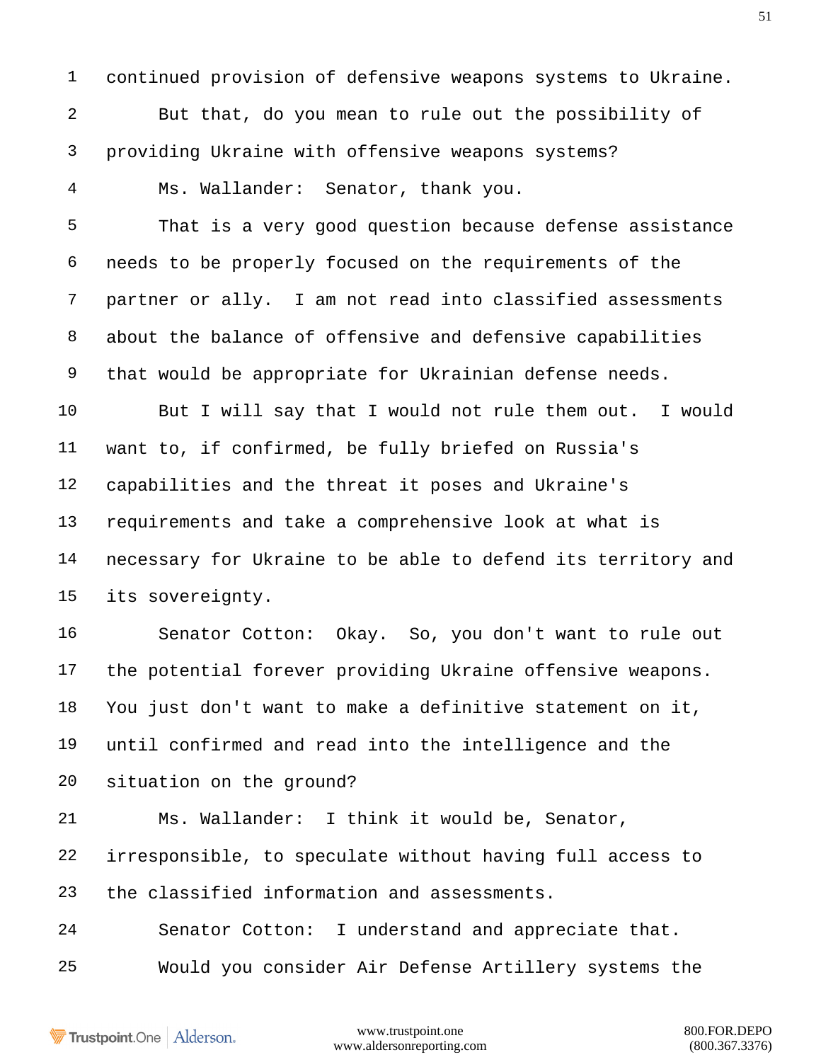continued provision of defensive weapons systems to Ukraine.

But that, do you mean to rule out the possibility of providing Ukraine with offensive weapons systems?

Ms. Wallander: Senator, thank you.

That is a very good question because defense assistance needs to be properly focused on the requirements of the partner or ally. I am not read into classified assessments about the balance of offensive and defensive capabilities that would be appropriate for Ukrainian defense needs.

But I will say that I would not rule them out. I would want to, if confirmed, be fully briefed on Russia's capabilities and the threat it poses and Ukraine's requirements and take a comprehensive look at what is necessary for Ukraine to be able to defend its territory and its sovereignty.

Senator Cotton: Okay. So, you don't want to rule out the potential forever providing Ukraine offensive weapons. You just don't want to make a definitive statement on it, until confirmed and read into the intelligence and the situation on the ground?

Ms. Wallander: I think it would be, Senator, irresponsible, to speculate without having full access to the classified information and assessments.

Senator Cotton: I understand and appreciate that.

Would you consider Air Defense Artillery systems the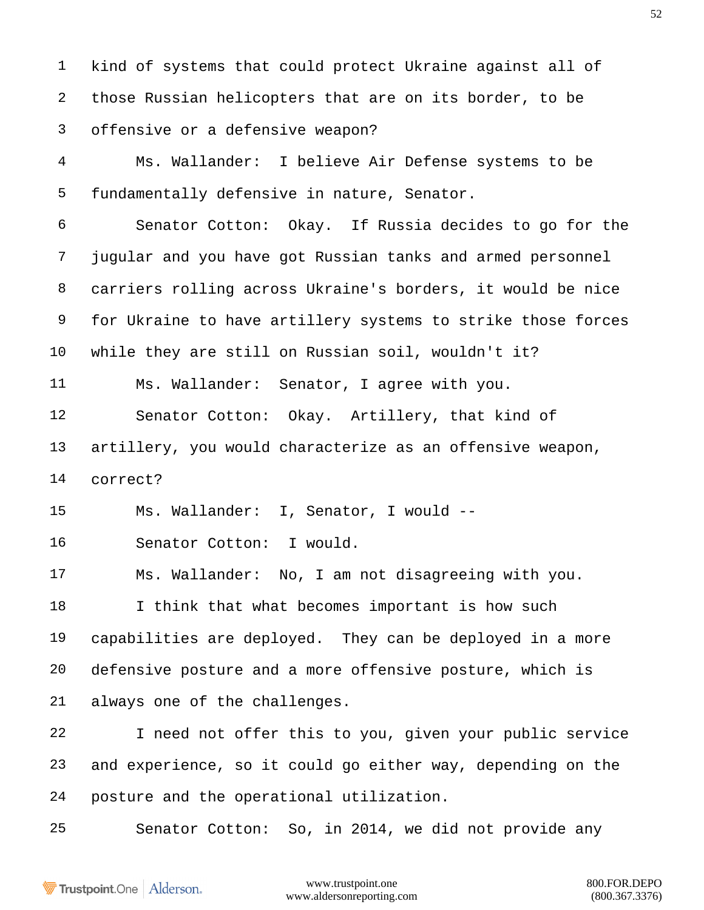kind of systems that could protect Ukraine against all of those Russian helicopters that are on its border, to be offensive or a defensive weapon?

Ms. Wallander: I believe Air Defense systems to be fundamentally defensive in nature, Senator.

Senator Cotton: Okay. If Russia decides to go for the jugular and you have got Russian tanks and armed personnel carriers rolling across Ukraine's borders, it would be nice for Ukraine to have artillery systems to strike those forces while they are still on Russian soil, wouldn't it?

Ms. Wallander: Senator, I agree with you.

Senator Cotton: Okay. Artillery, that kind of artillery, you would characterize as an offensive weapon, correct?

Ms. Wallander: I, Senator, I would --

Senator Cotton: I would.

Ms. Wallander: No, I am not disagreeing with you.

I think that what becomes important is how such capabilities are deployed. They can be deployed in a more defensive posture and a more offensive posture, which is always one of the challenges.

I need not offer this to you, given your public service and experience, so it could go either way, depending on the posture and the operational utilization.

Senator Cotton: So, in 2014, we did not provide any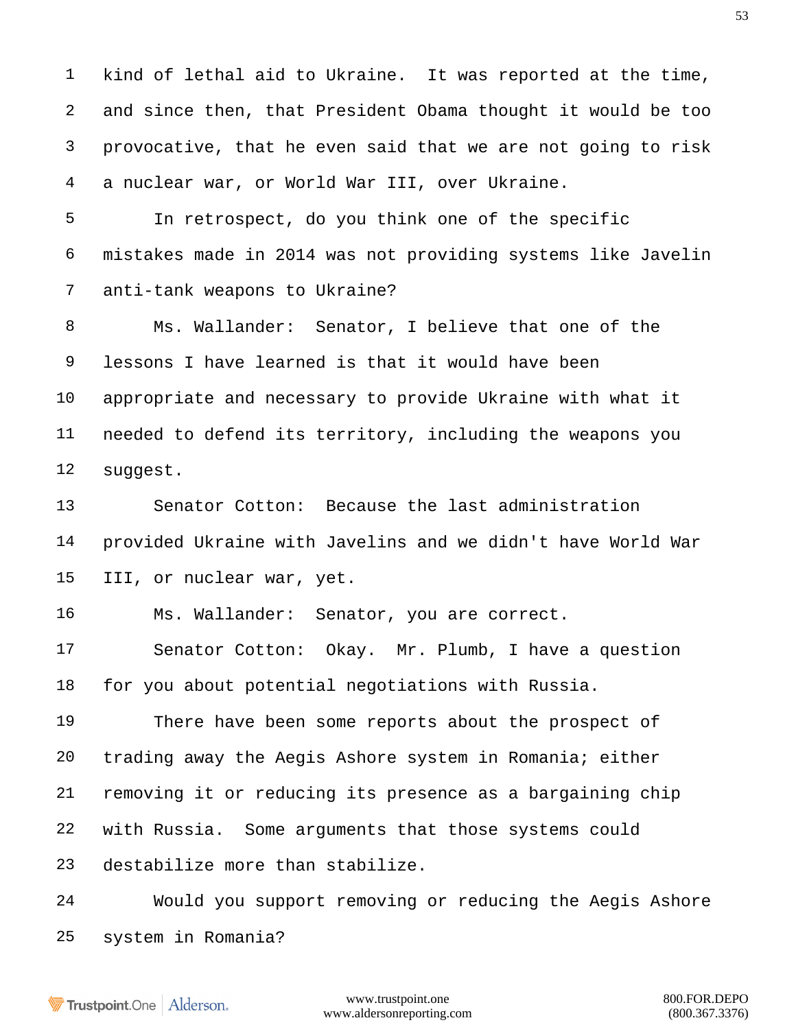kind of lethal aid to Ukraine. It was reported at the time, and since then, that President Obama thought it would be too provocative, that he even said that we are not going to risk a nuclear war, or World War III, over Ukraine.

In retrospect, do you think one of the specific mistakes made in 2014 was not providing systems like Javelin anti-tank weapons to Ukraine?

Ms. Wallander: Senator, I believe that one of the lessons I have learned is that it would have been appropriate and necessary to provide Ukraine with what it needed to defend its territory, including the weapons you suggest.

Senator Cotton: Because the last administration provided Ukraine with Javelins and we didn't have World War III, or nuclear war, yet.

Ms. Wallander: Senator, you are correct.

Senator Cotton: Okay. Mr. Plumb, I have a question for you about potential negotiations with Russia.

There have been some reports about the prospect of trading away the Aegis Ashore system in Romania; either removing it or reducing its presence as a bargaining chip with Russia. Some arguments that those systems could destabilize more than stabilize.

Would you support removing or reducing the Aegis Ashore system in Romania?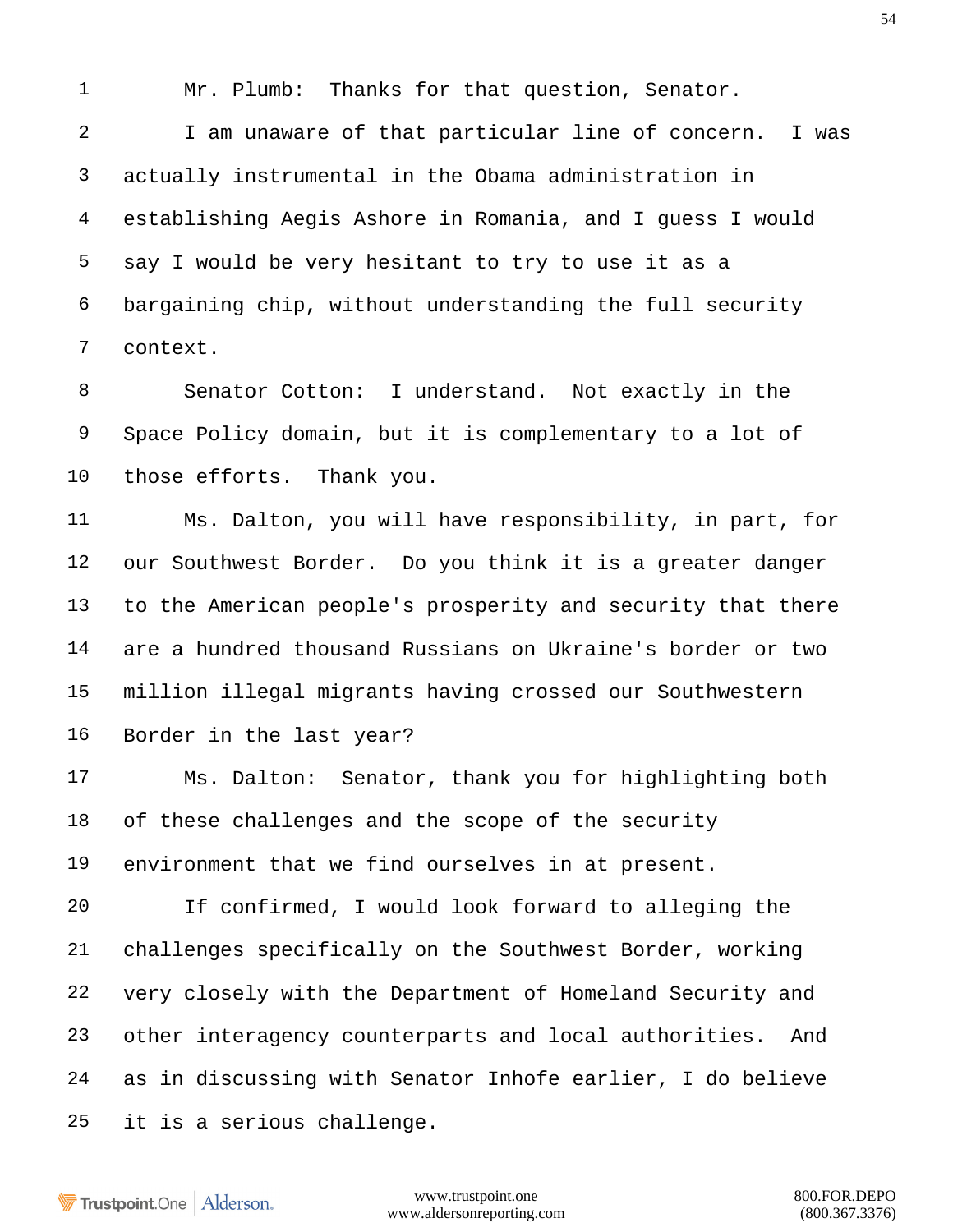Mr. Plumb: Thanks for that question, Senator.

I am unaware of that particular line of concern. I was actually instrumental in the Obama administration in establishing Aegis Ashore in Romania, and I guess I would say I would be very hesitant to try to use it as a bargaining chip, without understanding the full security context.

Senator Cotton: I understand. Not exactly in the Space Policy domain, but it is complementary to a lot of those efforts. Thank you.

Ms. Dalton, you will have responsibility, in part, for our Southwest Border. Do you think it is a greater danger to the American people's prosperity and security that there are a hundred thousand Russians on Ukraine's border or two million illegal migrants having crossed our Southwestern Border in the last year?

Ms. Dalton: Senator, thank you for highlighting both of these challenges and the scope of the security environment that we find ourselves in at present.

If confirmed, I would look forward to alleging the challenges specifically on the Southwest Border, working very closely with the Department of Homeland Security and other interagency counterparts and local authorities. And as in discussing with Senator Inhofe earlier, I do believe it is a serious challenge.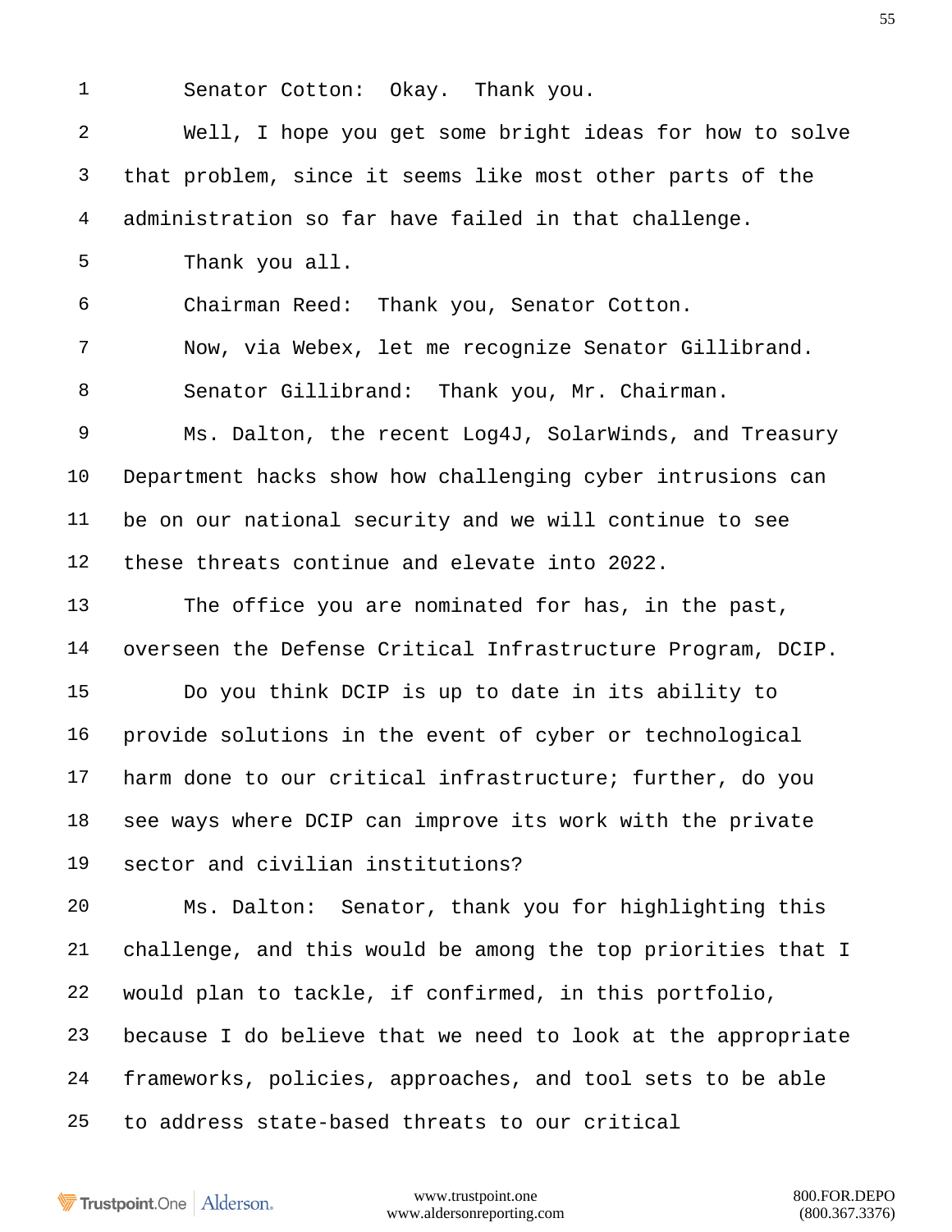Senator Cotton: Okay. Thank you.

Well, I hope you get some bright ideas for how to solve that problem, since it seems like most other parts of the administration so far have failed in that challenge.

Thank you all.

Chairman Reed: Thank you, Senator Cotton.

Now, via Webex, let me recognize Senator Gillibrand.

Senator Gillibrand: Thank you, Mr. Chairman.

Ms. Dalton, the recent Log4J, SolarWinds, and Treasury Department hacks show how challenging cyber intrusions can be on our national security and we will continue to see these threats continue and elevate into 2022.

The office you are nominated for has, in the past, overseen the Defense Critical Infrastructure Program, DCIP.

Do you think DCIP is up to date in its ability to provide solutions in the event of cyber or technological harm done to our critical infrastructure; further, do you see ways where DCIP can improve its work with the private sector and civilian institutions?

Ms. Dalton: Senator, thank you for highlighting this challenge, and this would be among the top priorities that I would plan to tackle, if confirmed, in this portfolio, because I do believe that we need to look at the appropriate frameworks, policies, approaches, and tool sets to be able to address state-based threats to our critical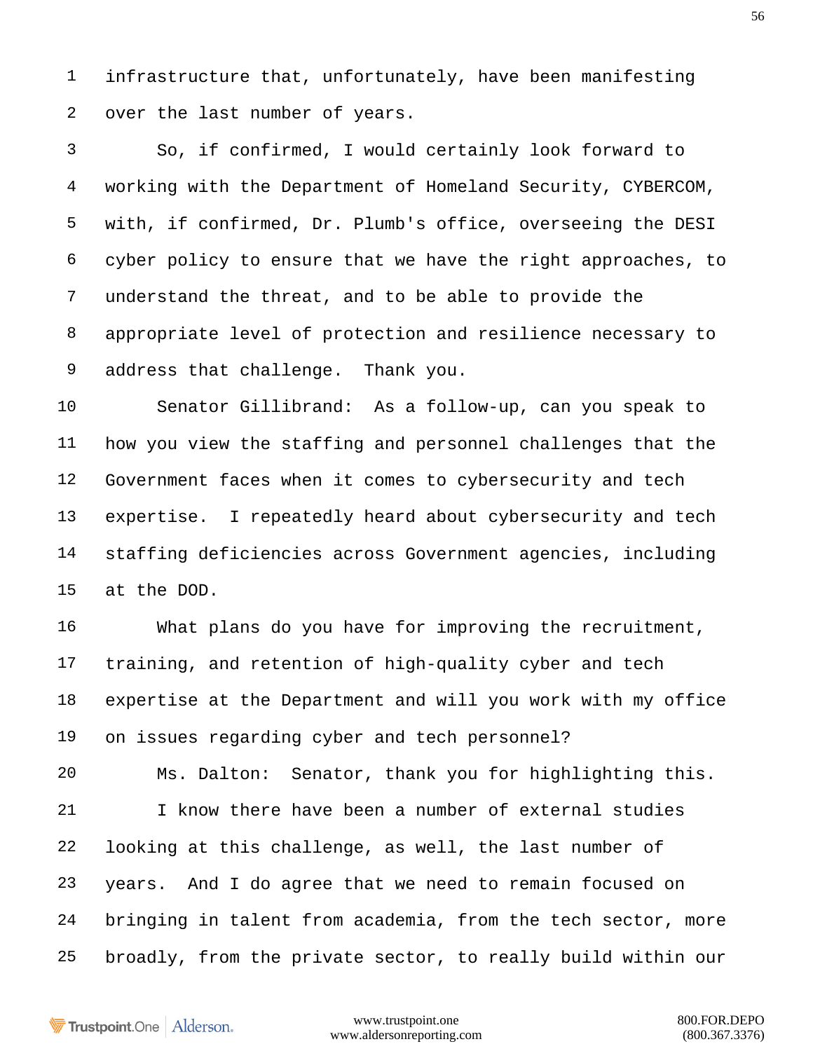infrastructure that, unfortunately, have been manifesting over the last number of years.

So, if confirmed, I would certainly look forward to working with the Department of Homeland Security, CYBERCOM, with, if confirmed, Dr. Plumb's office, overseeing the DESI cyber policy to ensure that we have the right approaches, to understand the threat, and to be able to provide the appropriate level of protection and resilience necessary to address that challenge. Thank you.

Senator Gillibrand: As a follow-up, can you speak to how you view the staffing and personnel challenges that the Government faces when it comes to cybersecurity and tech expertise. I repeatedly heard about cybersecurity and tech staffing deficiencies across Government agencies, including at the DOD.

What plans do you have for improving the recruitment, training, and retention of high-quality cyber and tech expertise at the Department and will you work with my office on issues regarding cyber and tech personnel?

Ms. Dalton: Senator, thank you for highlighting this.

I know there have been a number of external studies looking at this challenge, as well, the last number of years. And I do agree that we need to remain focused on bringing in talent from academia, from the tech sector, more broadly, from the private sector, to really build within our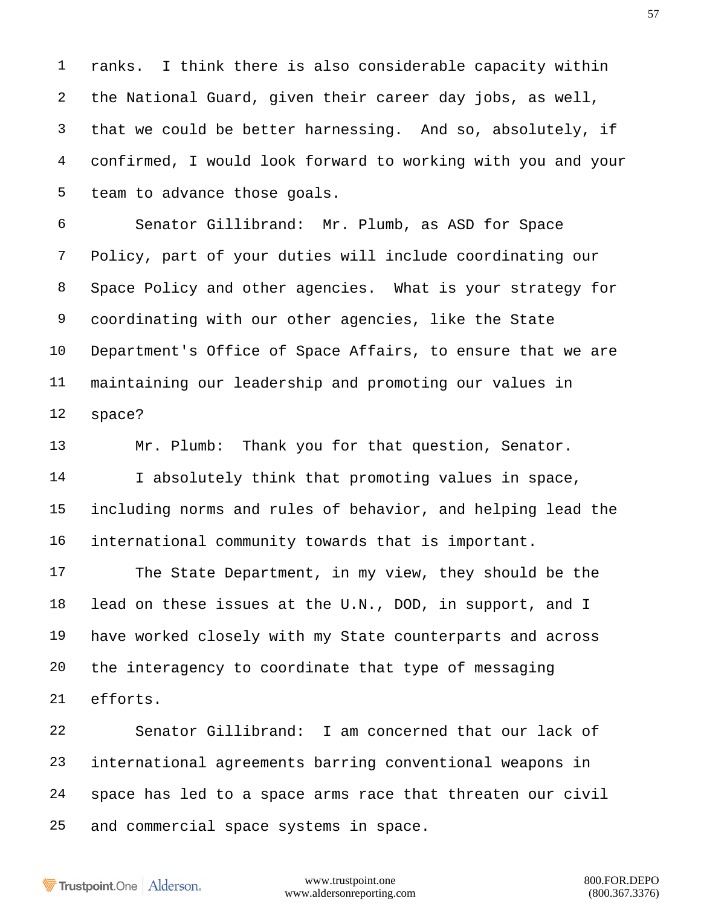ranks. I think there is also considerable capacity within the National Guard, given their career day jobs, as well, that we could be better harnessing. And so, absolutely, if confirmed, I would look forward to working with you and your team to advance those goals.

Senator Gillibrand: Mr. Plumb, as ASD for Space Policy, part of your duties will include coordinating our Space Policy and other agencies. What is your strategy for coordinating with our other agencies, like the State Department's Office of Space Affairs, to ensure that we are maintaining our leadership and promoting our values in space?

Mr. Plumb: Thank you for that question, Senator.

I absolutely think that promoting values in space, including norms and rules of behavior, and helping lead the international community towards that is important.

The State Department, in my view, they should be the lead on these issues at the U.N., DOD, in support, and I have worked closely with my State counterparts and across the interagency to coordinate that type of messaging efforts.

Senator Gillibrand: I am concerned that our lack of international agreements barring conventional weapons in space has led to a space arms race that threaten our civil and commercial space systems in space.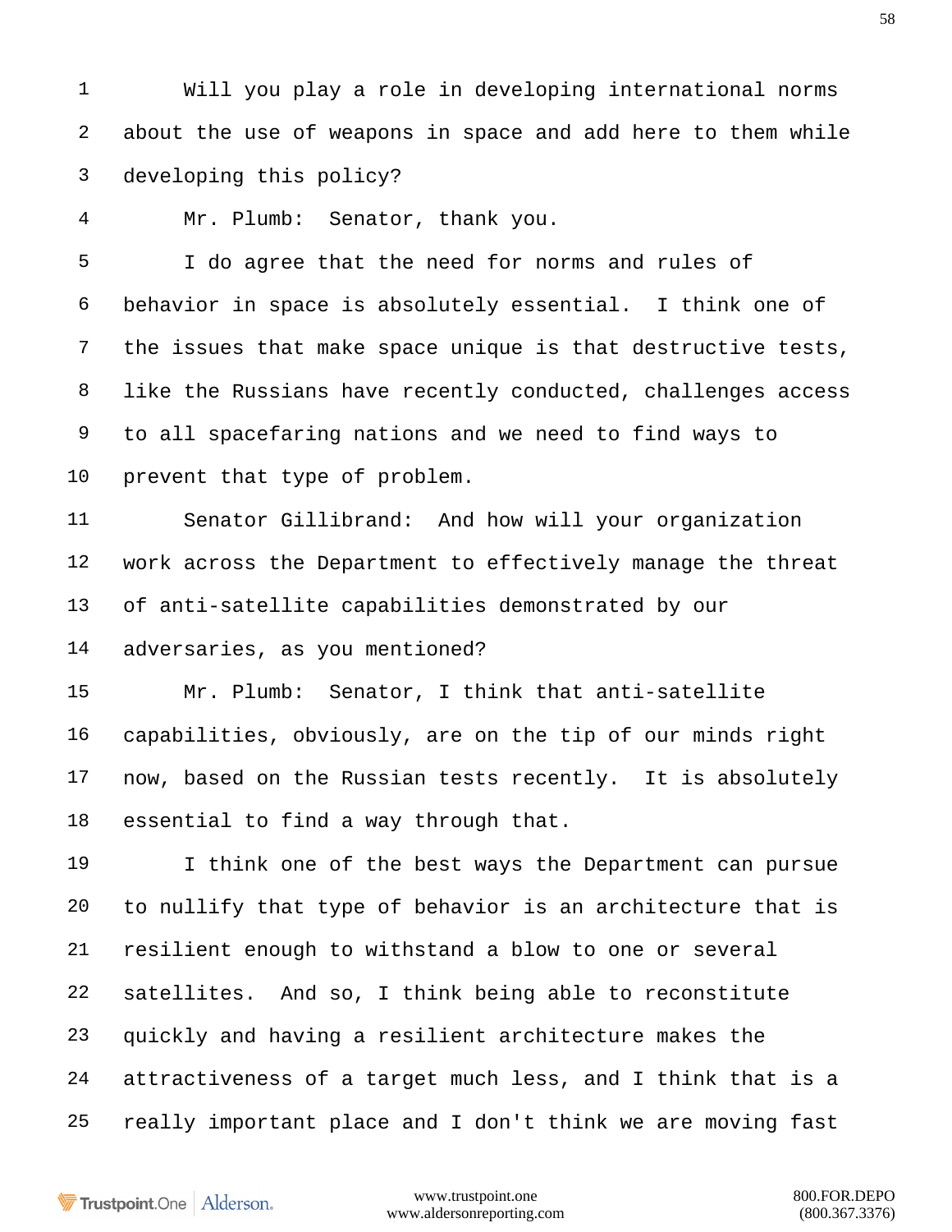Will you play a role in developing international norms about the use of weapons in space and add here to them while developing this policy?

Mr. Plumb: Senator, thank you.

I do agree that the need for norms and rules of behavior in space is absolutely essential. I think one of the issues that make space unique is that destructive tests, like the Russians have recently conducted, challenges access to all spacefaring nations and we need to find ways to prevent that type of problem.

Senator Gillibrand: And how will your organization work across the Department to effectively manage the threat of anti-satellite capabilities demonstrated by our adversaries, as you mentioned?

Mr. Plumb: Senator, I think that anti-satellite capabilities, obviously, are on the tip of our minds right now, based on the Russian tests recently. It is absolutely essential to find a way through that.

I think one of the best ways the Department can pursue to nullify that type of behavior is an architecture that is resilient enough to withstand a blow to one or several satellites. And so, I think being able to reconstitute quickly and having a resilient architecture makes the attractiveness of a target much less, and I think that is a really important place and I don't think we are moving fast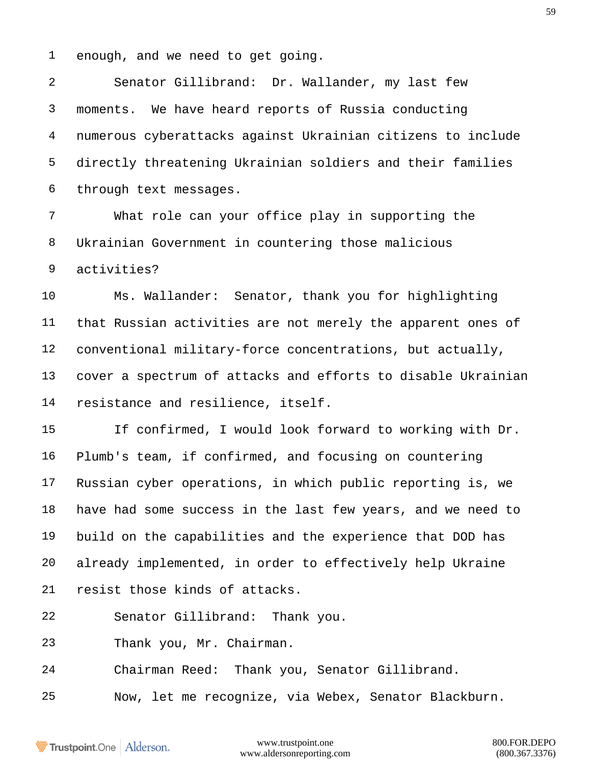enough, and we need to get going.

Senator Gillibrand: Dr. Wallander, my last few moments. We have heard reports of Russia conducting numerous cyberattacks against Ukrainian citizens to include directly threatening Ukrainian soldiers and their families through text messages.

What role can your office play in supporting the Ukrainian Government in countering those malicious activities?

Ms. Wallander: Senator, thank you for highlighting that Russian activities are not merely the apparent ones of conventional military-force concentrations, but actually, cover a spectrum of attacks and efforts to disable Ukrainian resistance and resilience, itself.

If confirmed, I would look forward to working with Dr. Plumb's team, if confirmed, and focusing on countering Russian cyber operations, in which public reporting is, we have had some success in the last few years, and we need to build on the capabilities and the experience that DOD has already implemented, in order to effectively help Ukraine resist those kinds of attacks.

Senator Gillibrand: Thank you.

Thank you, Mr. Chairman.

Chairman Reed: Thank you, Senator Gillibrand.

Now, let me recognize, via Webex, Senator Blackburn.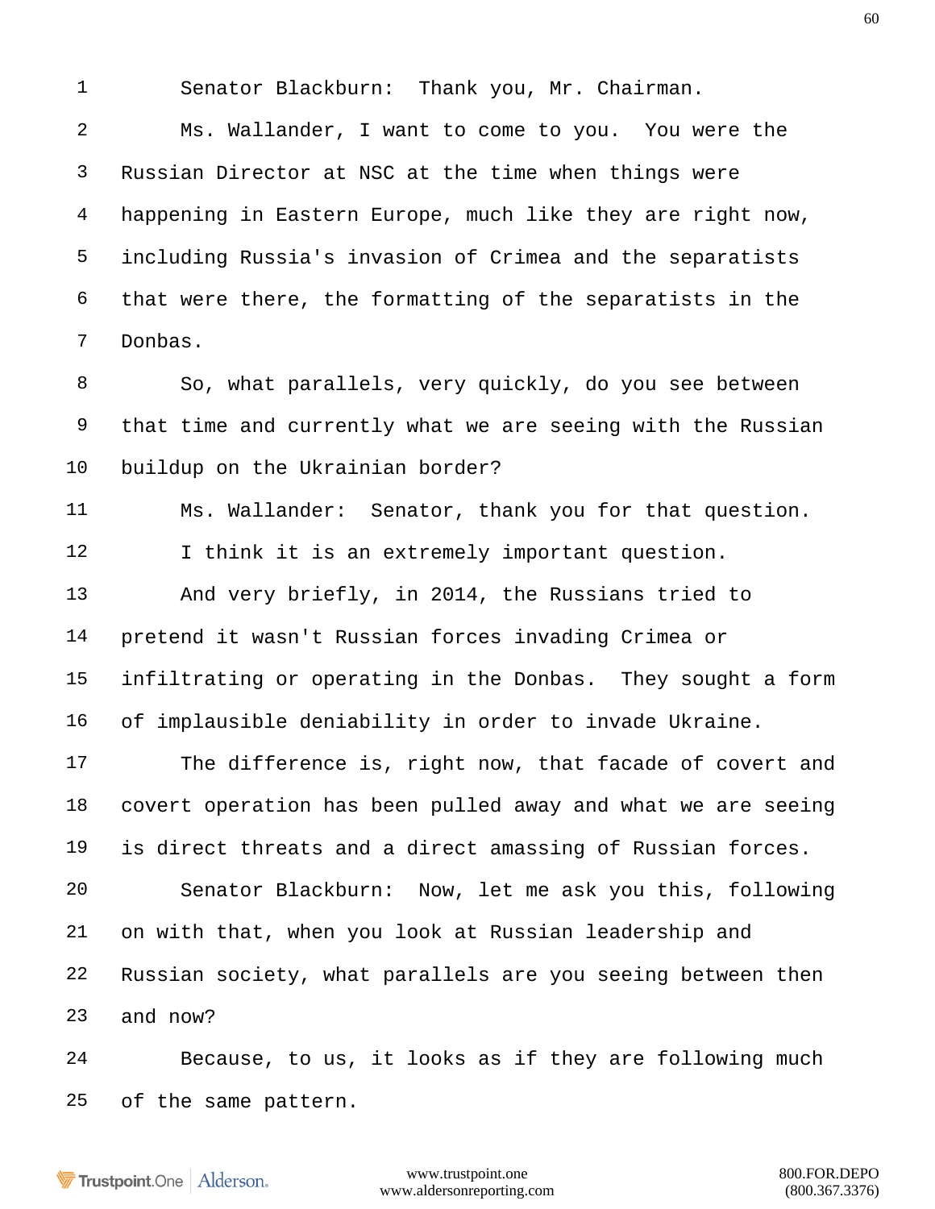Senator Blackburn: Thank you, Mr. Chairman.

Ms. Wallander, I want to come to you. You were the Russian Director at NSC at the time when things were happening in Eastern Europe, much like they are right now, including Russia's invasion of Crimea and the separatists that were there, the formatting of the separatists in the Donbas.

So, what parallels, very quickly, do you see between that time and currently what we are seeing with the Russian buildup on the Ukrainian border?

Ms. Wallander: Senator, thank you for that question.

I think it is an extremely important question.

And very briefly, in 2014, the Russians tried to pretend it wasn't Russian forces invading Crimea or infiltrating or operating in the Donbas. They sought a form of implausible deniability in order to invade Ukraine.

The difference is, right now, that facade of covert and covert operation has been pulled away and what we are seeing is direct threats and a direct amassing of Russian forces.

Senator Blackburn: Now, let me ask you this, following on with that, when you look at Russian leadership and Russian society, what parallels are you seeing between then and now?

Because, to us, it looks as if they are following much of the same pattern.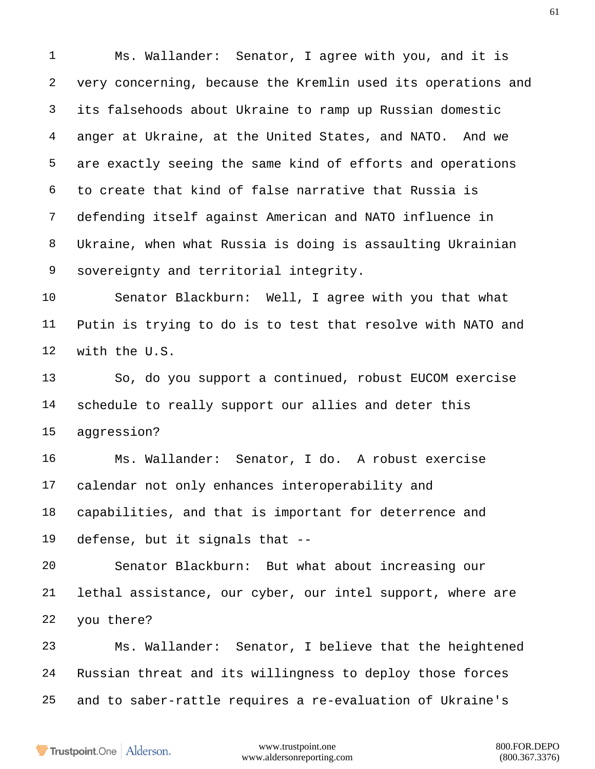Ms. Wallander: Senator, I agree with you, and it is very concerning, because the Kremlin used its operations and its falsehoods about Ukraine to ramp up Russian domestic anger at Ukraine, at the United States, and NATO. And we are exactly seeing the same kind of efforts and operations to create that kind of false narrative that Russia is defending itself against American and NATO influence in Ukraine, when what Russia is doing is assaulting Ukrainian sovereignty and territorial integrity.

Senator Blackburn: Well, I agree with you that what Putin is trying to do is to test that resolve with NATO and with the U.S.

So, do you support a continued, robust EUCOM exercise schedule to really support our allies and deter this aggression?

Ms. Wallander: Senator, I do. A robust exercise calendar not only enhances interoperability and capabilities, and that is important for deterrence and defense, but it signals that --

Senator Blackburn: But what about increasing our lethal assistance, our cyber, our intel support, where are you there?

Ms. Wallander: Senator, I believe that the heightened Russian threat and its willingness to deploy those forces and to saber-rattle requires a re-evaluation of Ukraine's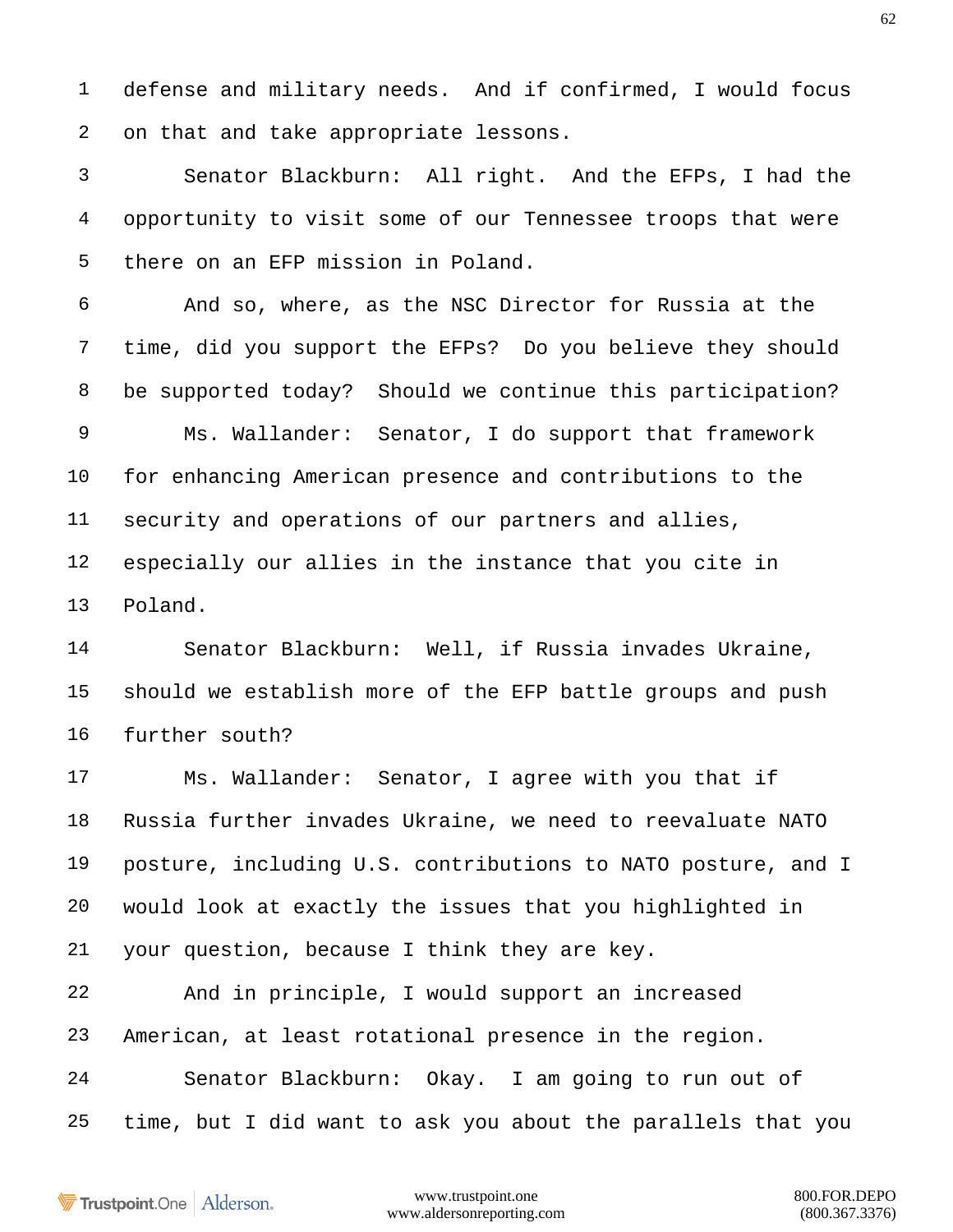defense and military needs. And if confirmed, I would focus on that and take appropriate lessons.

Senator Blackburn: All right. And the EFPs, I had the opportunity to visit some of our Tennessee troops that were there on an EFP mission in Poland.

And so, where, as the NSC Director for Russia at the time, did you support the EFPs? Do you believe they should be supported today? Should we continue this participation?

Ms. Wallander: Senator, I do support that framework for enhancing American presence and contributions to the security and operations of our partners and allies, especially our allies in the instance that you cite in Poland.

Senator Blackburn: Well, if Russia invades Ukraine, should we establish more of the EFP battle groups and push further south?

Ms. Wallander: Senator, I agree with you that if Russia further invades Ukraine, we need to reevaluate NATO posture, including U.S. contributions to NATO posture, and I would look at exactly the issues that you highlighted in your question, because I think they are key.

And in principle, I would support an increased American, at least rotational presence in the region.

Senator Blackburn: Okay. I am going to run out of time, but I did want to ask you about the parallels that you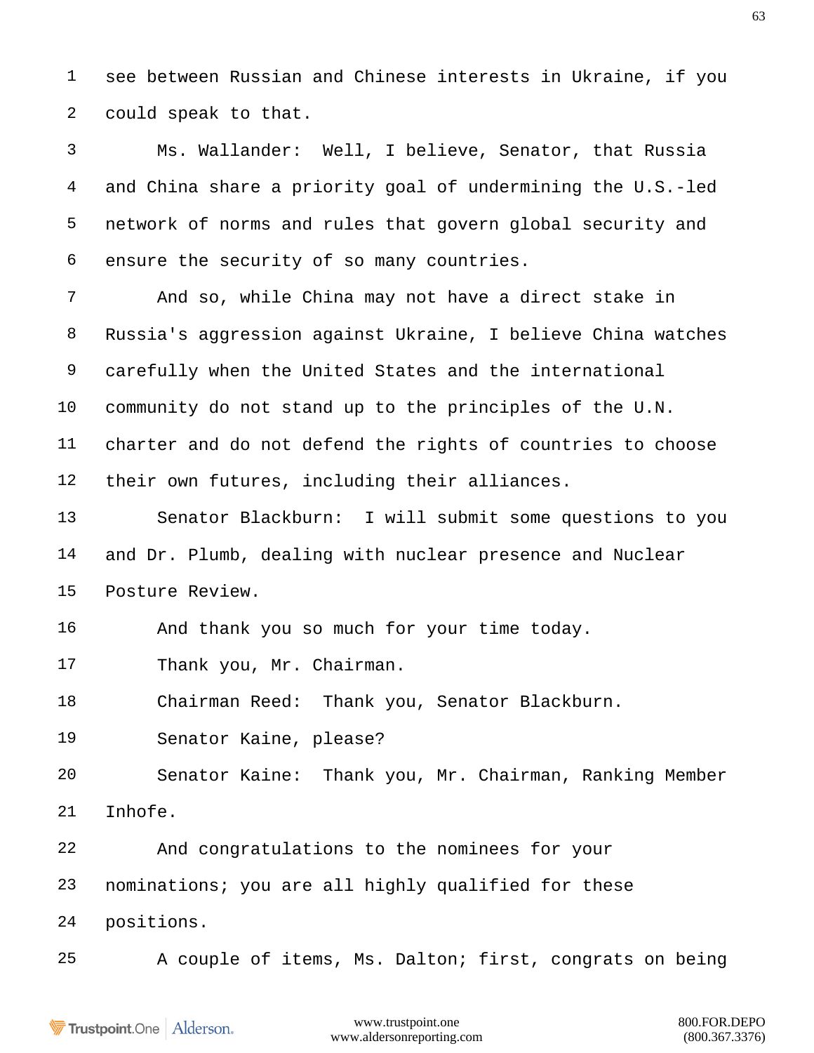see between Russian and Chinese interests in Ukraine, if you could speak to that.

Ms. Wallander: Well, I believe, Senator, that Russia and China share a priority goal of undermining the U.S.-led network of norms and rules that govern global security and ensure the security of so many countries.

And so, while China may not have a direct stake in Russia's aggression against Ukraine, I believe China watches carefully when the United States and the international community do not stand up to the principles of the U.N. charter and do not defend the rights of countries to choose their own futures, including their alliances.

Senator Blackburn: I will submit some questions to you and Dr. Plumb, dealing with nuclear presence and Nuclear Posture Review.

And thank you so much for your time today.

Thank you, Mr. Chairman.

Chairman Reed: Thank you, Senator Blackburn.

Senator Kaine, please?

Senator Kaine: Thank you, Mr. Chairman, Ranking Member Inhofe.

And congratulations to the nominees for your nominations; you are all highly qualified for these positions.

A couple of items, Ms. Dalton; first, congrats on being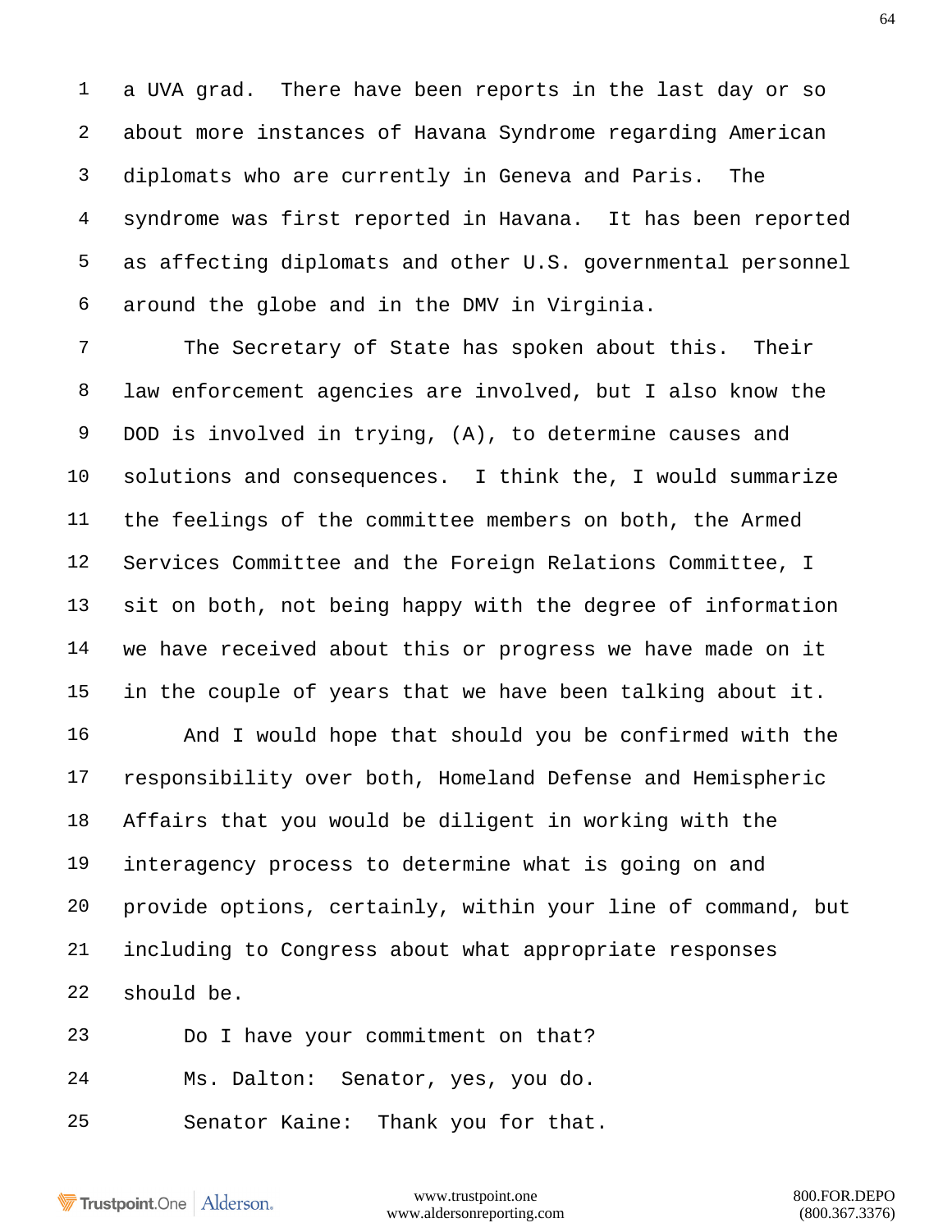a UVA grad. There have been reports in the last day or so about more instances of Havana Syndrome regarding American diplomats who are currently in Geneva and Paris. The syndrome was first reported in Havana. It has been reported as affecting diplomats and other U.S. governmental personnel around the globe and in the DMV in Virginia.

The Secretary of State has spoken about this. Their law enforcement agencies are involved, but I also know the DOD is involved in trying, (A), to determine causes and solutions and consequences. I think the, I would summarize the feelings of the committee members on both, the Armed Services Committee and the Foreign Relations Committee, I sit on both, not being happy with the degree of information we have received about this or progress we have made on it in the couple of years that we have been talking about it.

And I would hope that should you be confirmed with the responsibility over both, Homeland Defense and Hemispheric Affairs that you would be diligent in working with the interagency process to determine what is going on and provide options, certainly, within your line of command, but including to Congress about what appropriate responses should be.

Do I have your commitment on that?

Ms. Dalton: Senator, yes, you do.

Senator Kaine: Thank you for that.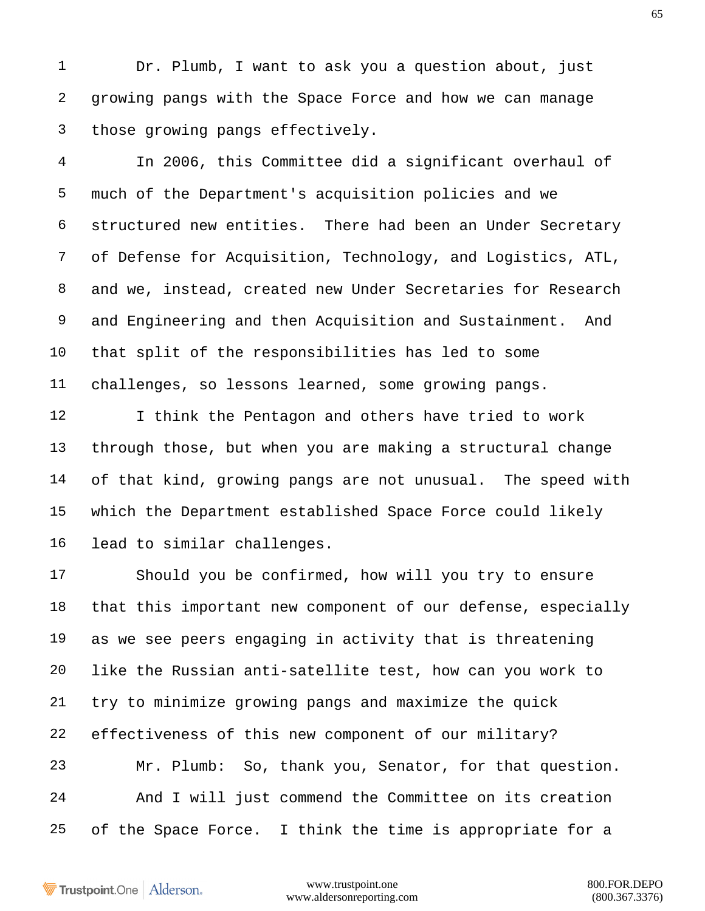Dr. Plumb, I want to ask you a question about, just growing pangs with the Space Force and how we can manage those growing pangs effectively.

In 2006, this Committee did a significant overhaul of much of the Department's acquisition policies and we structured new entities. There had been an Under Secretary of Defense for Acquisition, Technology, and Logistics, ATL, and we, instead, created new Under Secretaries for Research and Engineering and then Acquisition and Sustainment. And that split of the responsibilities has led to some challenges, so lessons learned, some growing pangs.

I think the Pentagon and others have tried to work through those, but when you are making a structural change of that kind, growing pangs are not unusual. The speed with which the Department established Space Force could likely lead to similar challenges.

Should you be confirmed, how will you try to ensure that this important new component of our defense, especially as we see peers engaging in activity that is threatening like the Russian anti-satellite test, how can you work to try to minimize growing pangs and maximize the quick effectiveness of this new component of our military?

Mr. Plumb: So, thank you, Senator, for that question.

And I will just commend the Committee on its creation of the Space Force. I think the time is appropriate for a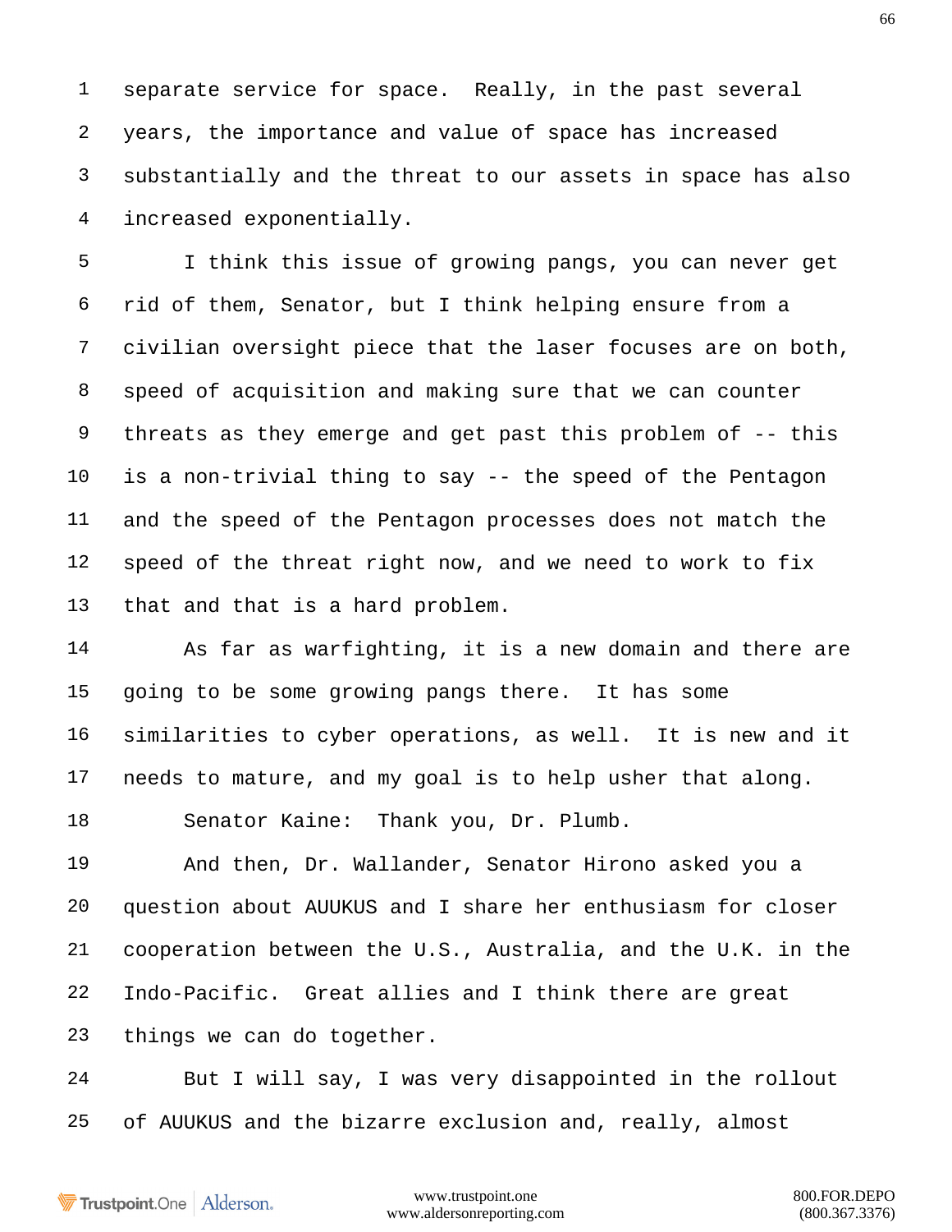separate service for space. Really, in the past several years, the importance and value of space has increased substantially and the threat to our assets in space has also increased exponentially.

I think this issue of growing pangs, you can never get rid of them, Senator, but I think helping ensure from a civilian oversight piece that the laser focuses are on both, speed of acquisition and making sure that we can counter threats as they emerge and get past this problem of -- this is a non-trivial thing to say -- the speed of the Pentagon and the speed of the Pentagon processes does not match the speed of the threat right now, and we need to work to fix that and that is a hard problem.

As far as warfighting, it is a new domain and there are going to be some growing pangs there. It has some similarities to cyber operations, as well. It is new and it needs to mature, and my goal is to help usher that along.

Senator Kaine: Thank you, Dr. Plumb.

And then, Dr. Wallander, Senator Hirono asked you a question about AUUKUS and I share her enthusiasm for closer cooperation between the U.S., Australia, and the U.K. in the Indo-Pacific. Great allies and I think there are great things we can do together.

But I will say, I was very disappointed in the rollout of AUUKUS and the bizarre exclusion and, really, almost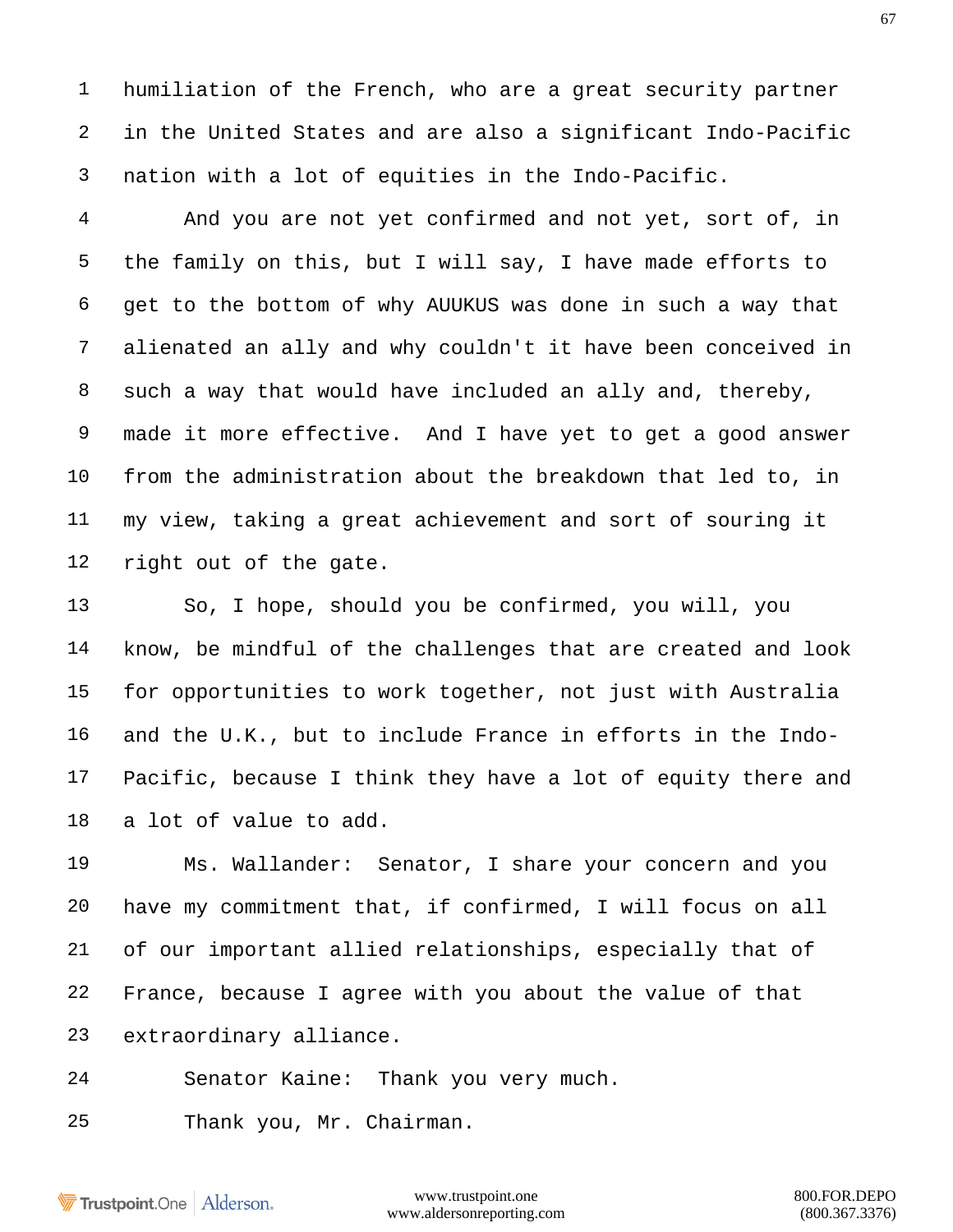humiliation of the French, who are a great security partner in the United States and are also a significant Indo-Pacific nation with a lot of equities in the Indo-Pacific.

And you are not yet confirmed and not yet, sort of, in the family on this, but I will say, I have made efforts to get to the bottom of why AUUKUS was done in such a way that alienated an ally and why couldn't it have been conceived in such a way that would have included an ally and, thereby, made it more effective. And I have yet to get a good answer from the administration about the breakdown that led to, in my view, taking a great achievement and sort of souring it right out of the gate.

So, I hope, should you be confirmed, you will, you know, be mindful of the challenges that are created and look for opportunities to work together, not just with Australia and the U.K., but to include France in efforts in the Indo-Pacific, because I think they have a lot of equity there and a lot of value to add.

Ms. Wallander: Senator, I share your concern and you have my commitment that, if confirmed, I will focus on all of our important allied relationships, especially that of France, because I agree with you about the value of that extraordinary alliance.

Senator Kaine: Thank you very much.

Thank you, Mr. Chairman.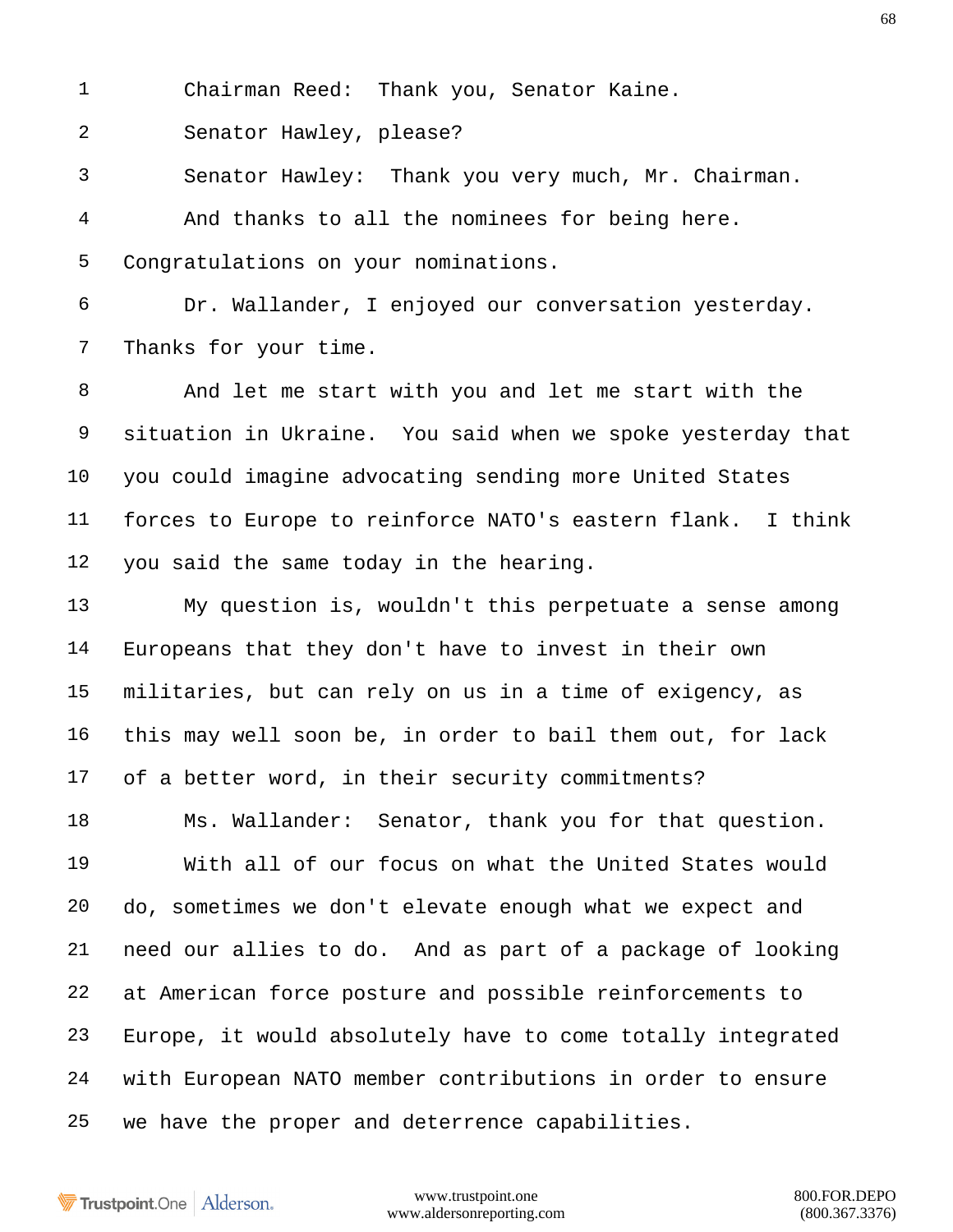Chairman Reed: Thank you, Senator Kaine.

Senator Hawley, please?

Senator Hawley: Thank you very much, Mr. Chairman. And thanks to all the nominees for being here. Congratulations on your nominations.

Dr. Wallander, I enjoyed our conversation yesterday. Thanks for your time.

And let me start with you and let me start with the situation in Ukraine. You said when we spoke yesterday that you could imagine advocating sending more United States forces to Europe to reinforce NATO's eastern flank. I think you said the same today in the hearing.

My question is, wouldn't this perpetuate a sense among Europeans that they don't have to invest in their own militaries, but can rely on us in a time of exigency, as this may well soon be, in order to bail them out, for lack of a better word, in their security commitments?

Ms. Wallander: Senator, thank you for that question.

With all of our focus on what the United States would do, sometimes we don't elevate enough what we expect and need our allies to do. And as part of a package of looking at American force posture and possible reinforcements to Europe, it would absolutely have to come totally integrated with European NATO member contributions in order to ensure we have the proper and deterrence capabilities.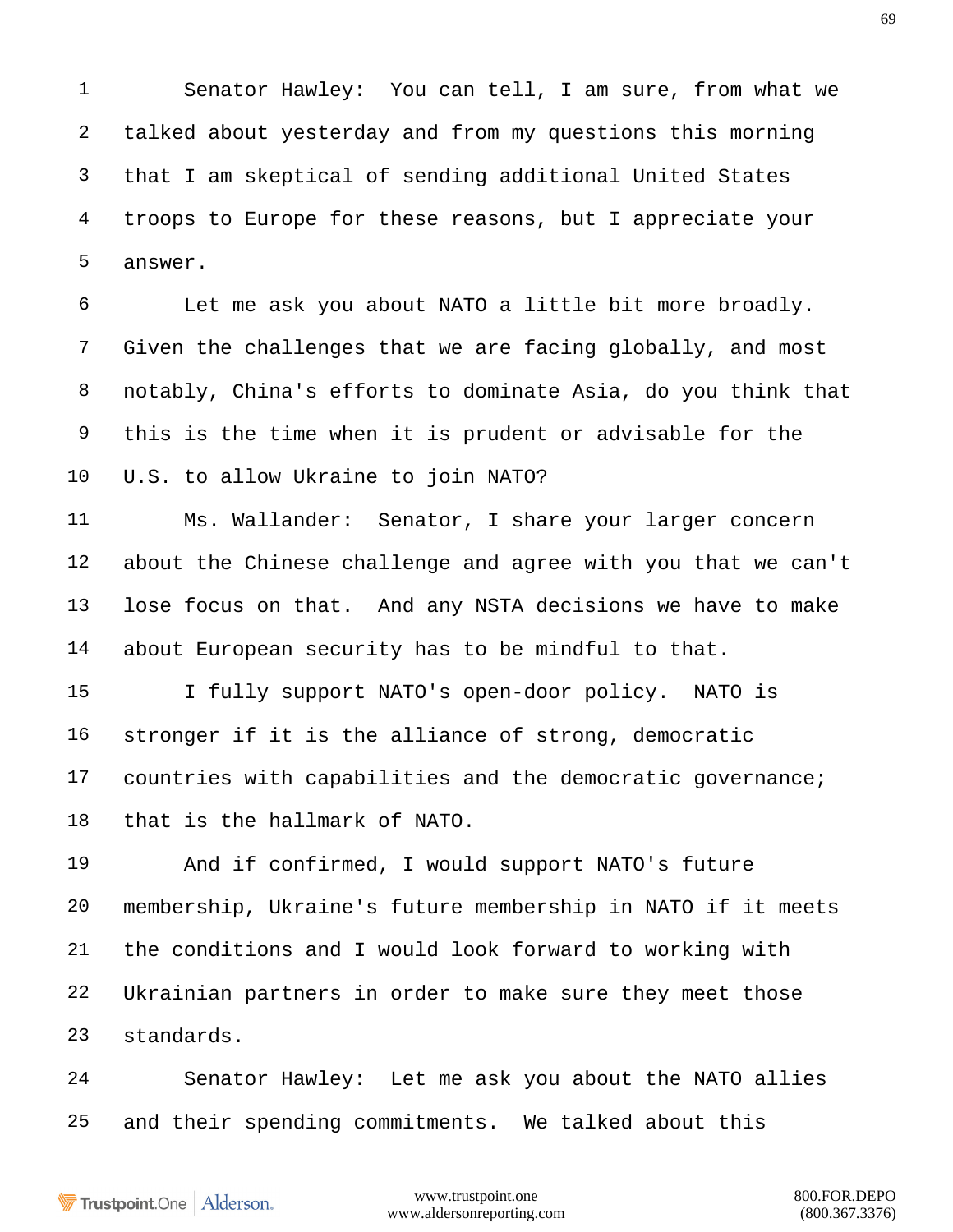Senator Hawley: You can tell, I am sure, from what we talked about yesterday and from my questions this morning that I am skeptical of sending additional United States troops to Europe for these reasons, but I appreciate your answer.

Let me ask you about NATO a little bit more broadly. Given the challenges that we are facing globally, and most notably, China's efforts to dominate Asia, do you think that this is the time when it is prudent or advisable for the U.S. to allow Ukraine to join NATO?

Ms. Wallander: Senator, I share your larger concern about the Chinese challenge and agree with you that we can't lose focus on that. And any NSTA decisions we have to make about European security has to be mindful to that.

I fully support NATO's open-door policy. NATO is stronger if it is the alliance of strong, democratic countries with capabilities and the democratic governance; that is the hallmark of NATO.

And if confirmed, I would support NATO's future membership, Ukraine's future membership in NATO if it meets the conditions and I would look forward to working with Ukrainian partners in order to make sure they meet those standards.

Senator Hawley: Let me ask you about the NATO allies and their spending commitments. We talked about this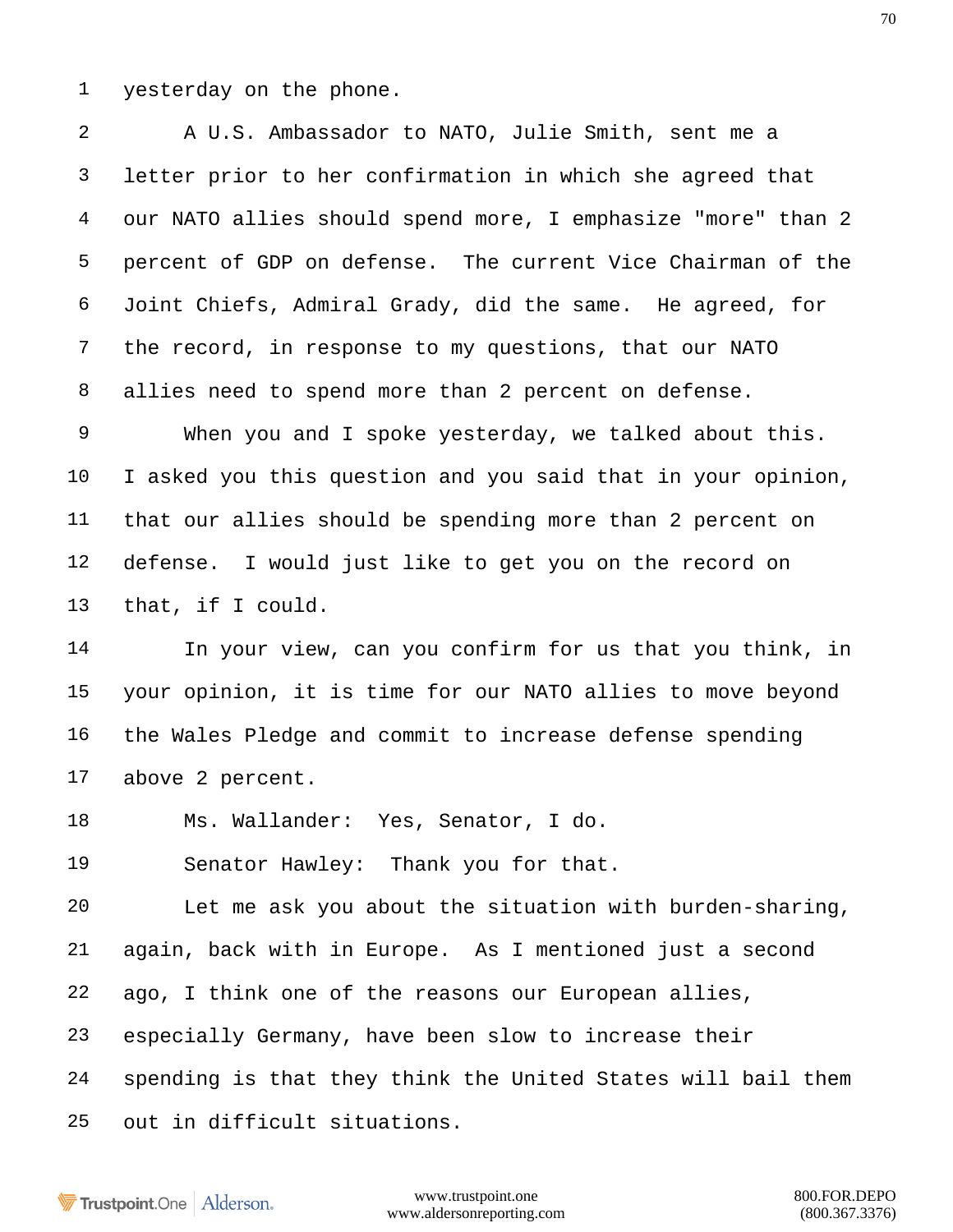yesterday on the phone.

A U.S. Ambassador to NATO, Julie Smith, sent me a letter prior to her confirmation in which she agreed that our NATO allies should spend more, I emphasize "more" than 2 percent of GDP on defense. The current Vice Chairman of the Joint Chiefs, Admiral Grady, did the same. He agreed, for the record, in response to my questions, that our NATO allies need to spend more than 2 percent on defense.

When you and I spoke yesterday, we talked about this. I asked you this question and you said that in your opinion, that our allies should be spending more than 2 percent on defense. I would just like to get you on the record on that, if I could.

In your view, can you confirm for us that you think, in your opinion, it is time for our NATO allies to move beyond the Wales Pledge and commit to increase defense spending above 2 percent.

Ms. Wallander: Yes, Senator, I do.

Senator Hawley: Thank you for that.

Let me ask you about the situation with burden-sharing, again, back with in Europe. As I mentioned just a second ago, I think one of the reasons our European allies, especially Germany, have been slow to increase their spending is that they think the United States will bail them out in difficult situations.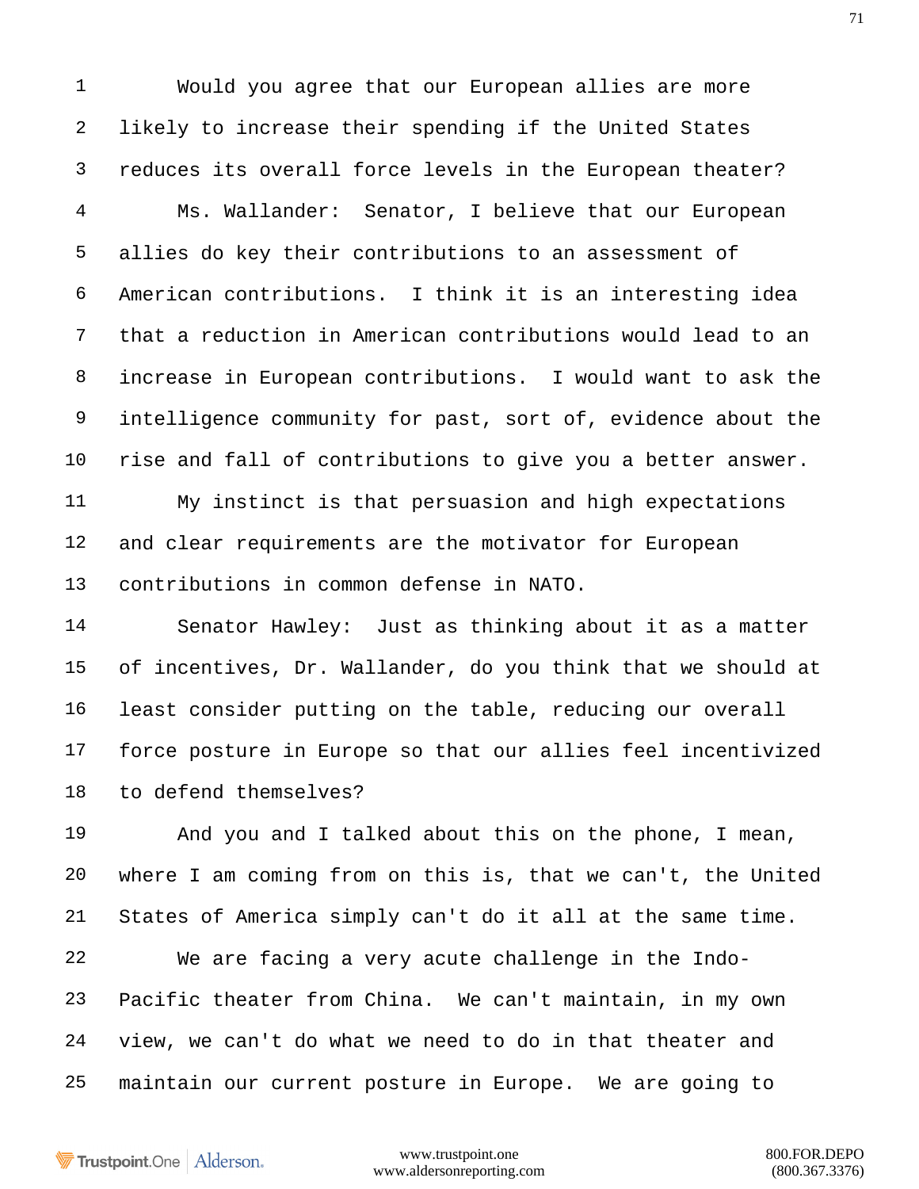Would you agree that our European allies are more likely to increase their spending if the United States reduces its overall force levels in the European theater?

Ms. Wallander: Senator, I believe that our European allies do key their contributions to an assessment of American contributions. I think it is an interesting idea that a reduction in American contributions would lead to an increase in European contributions. I would want to ask the intelligence community for past, sort of, evidence about the rise and fall of contributions to give you a better answer.

My instinct is that persuasion and high expectations and clear requirements are the motivator for European contributions in common defense in NATO.

Senator Hawley: Just as thinking about it as a matter of incentives, Dr. Wallander, do you think that we should at least consider putting on the table, reducing our overall force posture in Europe so that our allies feel incentivized to defend themselves?

And you and I talked about this on the phone, I mean, where I am coming from on this is, that we can't, the United States of America simply can't do it all at the same time.

We are facing a very acute challenge in the Indo-Pacific theater from China. We can't maintain, in my own view, we can't do what we need to do in that theater and maintain our current posture in Europe. We are going to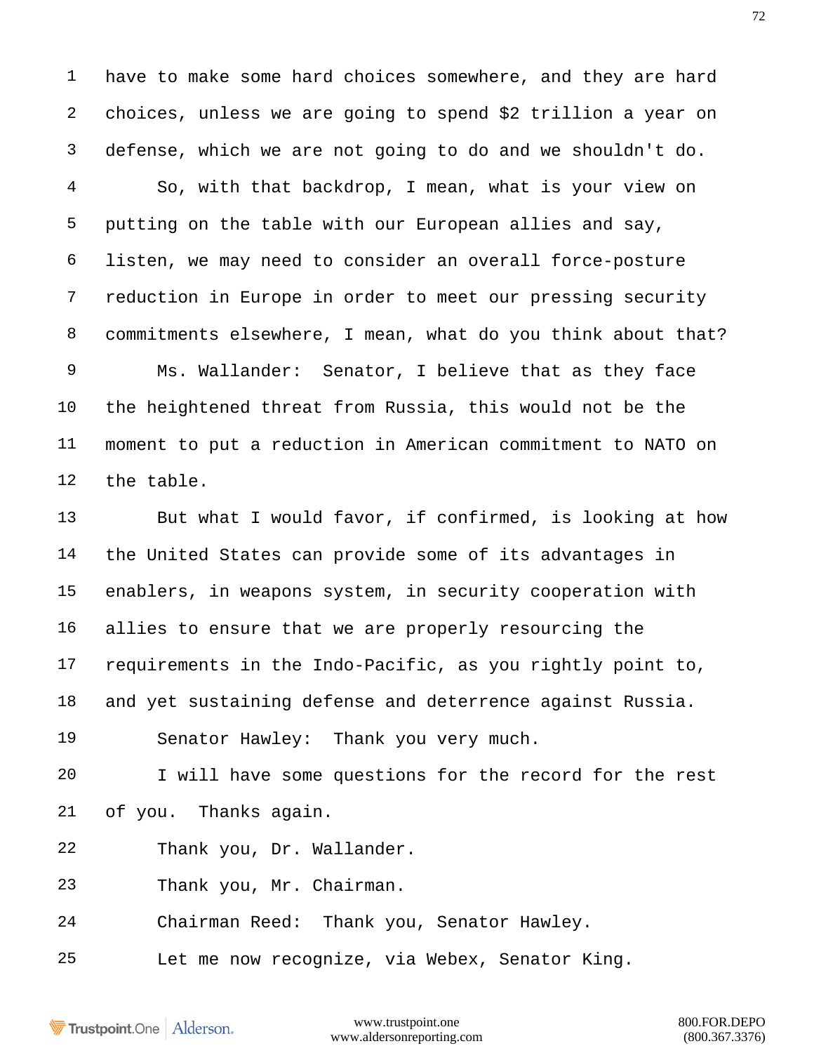have to make some hard choices somewhere, and they are hard choices, unless we are going to spend $2 trillion a year on defense, which we are not going to do and we shouldn't do.

So, with that backdrop, I mean, what is your view on putting on the table with our European allies and say, listen, we may need to consider an overall force-posture reduction in Europe in order to meet our pressing security commitments elsewhere, I mean, what do you think about that?

Ms. Wallander: Senator, I believe that as they face the heightened threat from Russia, this would not be the moment to put a reduction in American commitment to NATO on the table.

But what I would favor, if confirmed, is looking at how the United States can provide some of its advantages in enablers, in weapons system, in security cooperation with allies to ensure that we are properly resourcing the requirements in the Indo-Pacific, as you rightly point to, and yet sustaining defense and deterrence against Russia.

Senator Hawley: Thank you very much.

I will have some questions for the record for the rest of you. Thanks again.

Thank you, Dr. Wallander.

Thank you, Mr. Chairman.

Chairman Reed: Thank you, Senator Hawley.

Let me now recognize, via Webex, Senator King.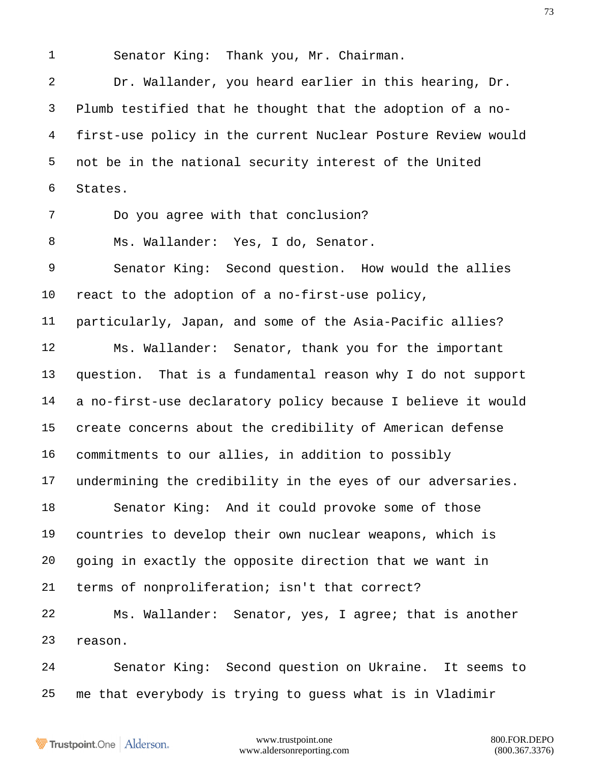Senator King: Thank you, Mr. Chairman.

Dr. Wallander, you heard earlier in this hearing, Dr. Plumb testified that he thought that the adoption of a no-first-use policy in the current Nuclear Posture Review would not be in the national security interest of the United States.

Do you agree with that conclusion?

Ms. Wallander: Yes, I do, Senator.

Senator King: Second question. How would the allies react to the adoption of a no-first-use policy, particularly, Japan, and some of the Asia-Pacific allies?

Ms. Wallander: Senator, thank you for the important question. That is a fundamental reason why I do not support a no-first-use declaratory policy because I believe it would create concerns about the credibility of American defense commitments to our allies, in addition to possibly undermining the credibility in the eyes of our adversaries.

Senator King: And it could provoke some of those countries to develop their own nuclear weapons, which is going in exactly the opposite direction that we want in terms of nonproliferation; isn't that correct?

Ms. Wallander: Senator, yes, I agree; that is another reason.

Senator King: Second question on Ukraine. It seems to me that everybody is trying to guess what is in Vladimir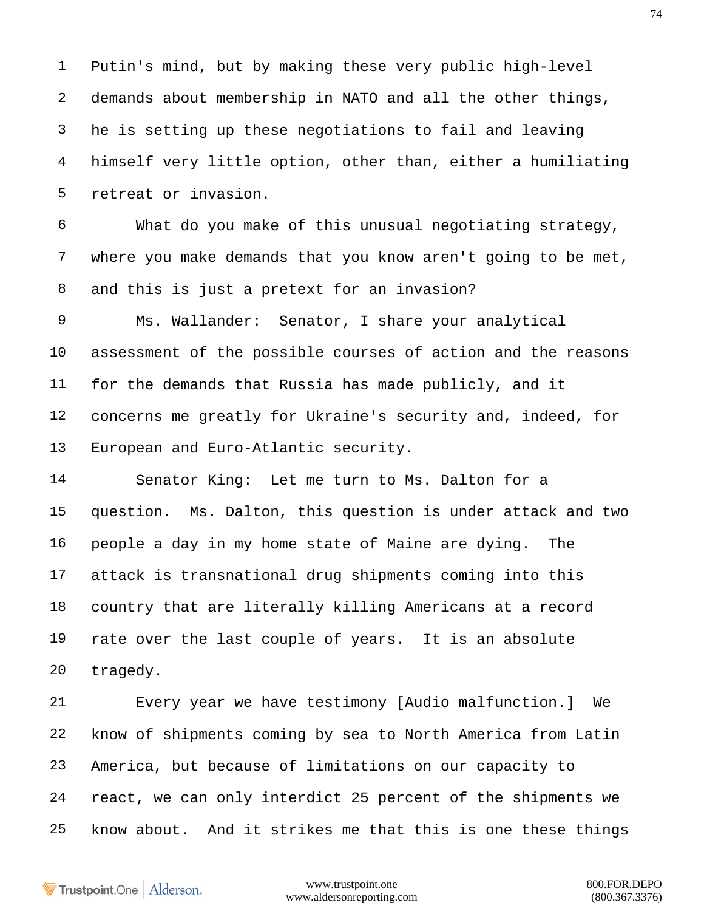Putin's mind, but by making these very public high-level demands about membership in NATO and all the other things, he is setting up these negotiations to fail and leaving himself very little option, other than, either a humiliating retreat or invasion.

What do you make of this unusual negotiating strategy, where you make demands that you know aren't going to be met, and this is just a pretext for an invasion?

Ms. Wallander: Senator, I share your analytical assessment of the possible courses of action and the reasons for the demands that Russia has made publicly, and it concerns me greatly for Ukraine's security and, indeed, for European and Euro-Atlantic security.

Senator King: Let me turn to Ms. Dalton for a question. Ms. Dalton, this question is under attack and two people a day in my home state of Maine are dying. The attack is transnational drug shipments coming into this country that are literally killing Americans at a record rate over the last couple of years. It is an absolute tragedy.

Every year we have testimony [Audio malfunction.] We know of shipments coming by sea to North America from Latin America, but because of limitations on our capacity to react, we can only interdict 25 percent of the shipments we know about. And it strikes me that this is one these things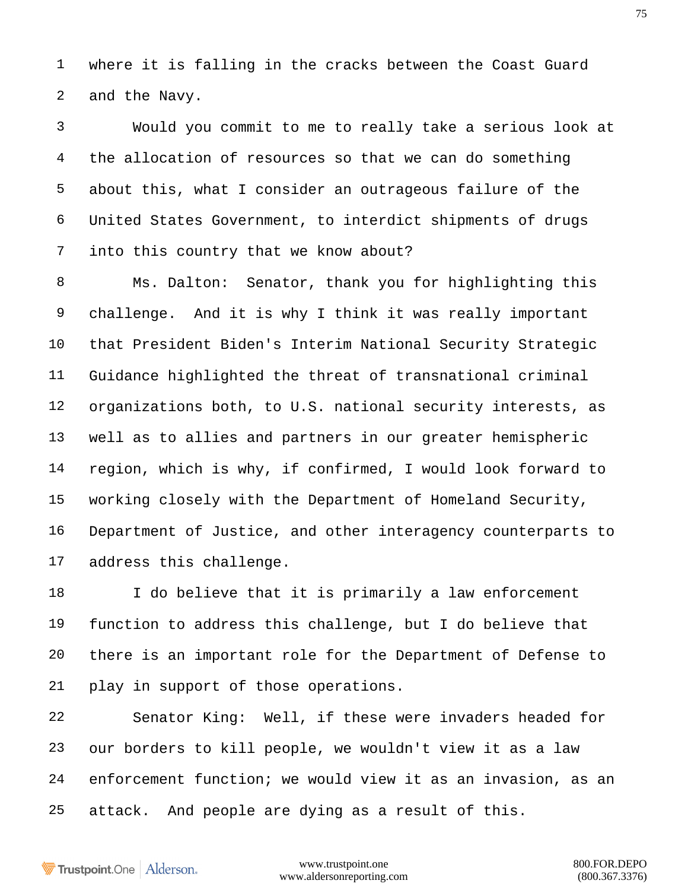where it is falling in the cracks between the Coast Guard and the Navy.

Would you commit to me to really take a serious look at the allocation of resources so that we can do something about this, what I consider an outrageous failure of the United States Government, to interdict shipments of drugs into this country that we know about?

Ms. Dalton: Senator, thank you for highlighting this challenge. And it is why I think it was really important that President Biden's Interim National Security Strategic Guidance highlighted the threat of transnational criminal organizations both, to U.S. national security interests, as well as to allies and partners in our greater hemispheric region, which is why, if confirmed, I would look forward to working closely with the Department of Homeland Security, Department of Justice, and other interagency counterparts to address this challenge.

I do believe that it is primarily a law enforcement function to address this challenge, but I do believe that there is an important role for the Department of Defense to play in support of those operations.

Senator King: Well, if these were invaders headed for our borders to kill people, we wouldn't view it as a law enforcement function; we would view it as an invasion, as an attack. And people are dying as a result of this.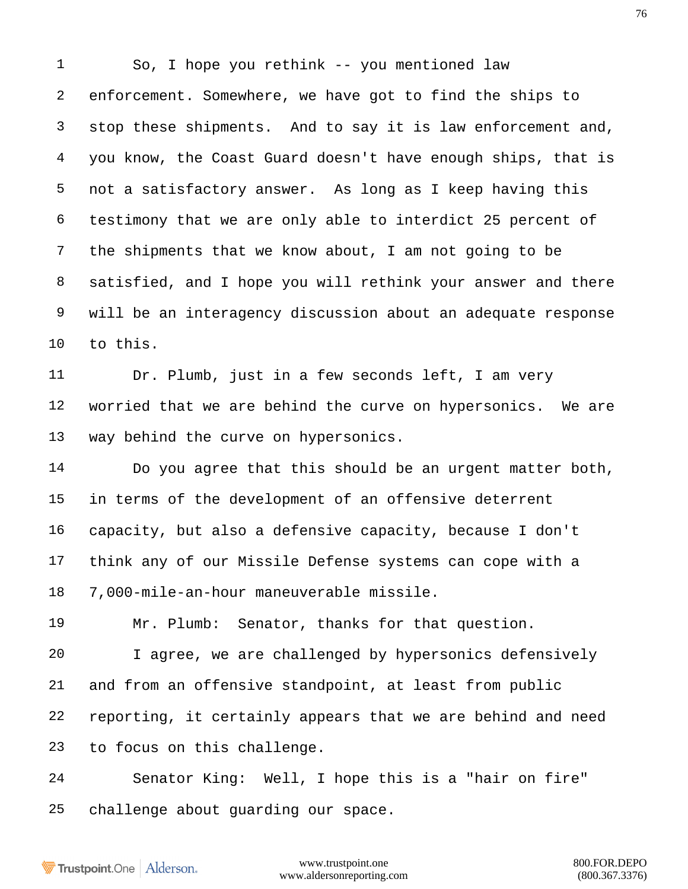So, I hope you rethink -- you mentioned law enforcement. Somewhere, we have got to find the ships to stop these shipments. And to say it is law enforcement and, you know, the Coast Guard doesn't have enough ships, that is not a satisfactory answer. As long as I keep having this testimony that we are only able to interdict 25 percent of the shipments that we know about, I am not going to be satisfied, and I hope you will rethink your answer and there will be an interagency discussion about an adequate response to this.

Dr. Plumb, just in a few seconds left, I am very worried that we are behind the curve on hypersonics. We are way behind the curve on hypersonics.

Do you agree that this should be an urgent matter both, in terms of the development of an offensive deterrent capacity, but also a defensive capacity, because I don't think any of our Missile Defense systems can cope with a 7,000-mile-an-hour maneuverable missile.

Mr. Plumb: Senator, thanks for that question.

I agree, we are challenged by hypersonics defensively and from an offensive standpoint, at least from public reporting, it certainly appears that we are behind and need to focus on this challenge.

Senator King: Well, I hope this is a "hair on fire" challenge about guarding our space.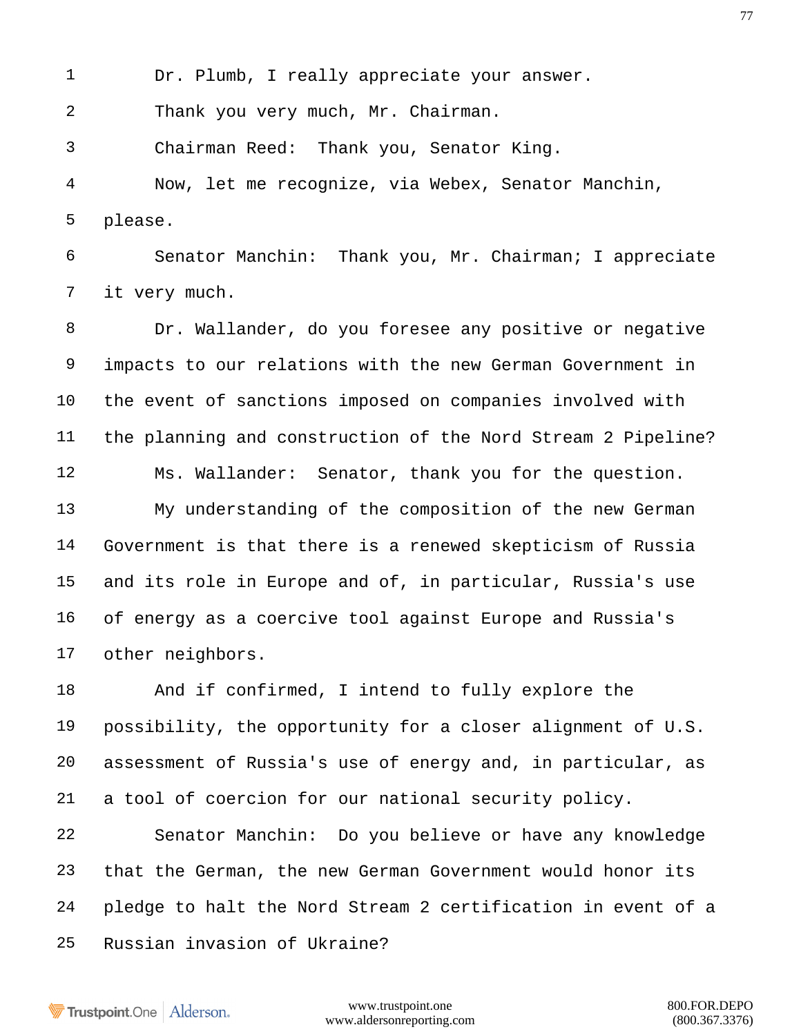Dr. Plumb, I really appreciate your answer.

Thank you very much, Mr. Chairman.

Chairman Reed: Thank you, Senator King.

Now, let me recognize, via Webex, Senator Manchin, please.

Senator Manchin: Thank you, Mr. Chairman; I appreciate it very much.

Dr. Wallander, do you foresee any positive or negative impacts to our relations with the new German Government in the event of sanctions imposed on companies involved with the planning and construction of the Nord Stream 2 Pipeline?

Ms. Wallander: Senator, thank you for the question.

My understanding of the composition of the new German Government is that there is a renewed skepticism of Russia and its role in Europe and of, in particular, Russia's use of energy as a coercive tool against Europe and Russia's other neighbors.

And if confirmed, I intend to fully explore the possibility, the opportunity for a closer alignment of U.S. assessment of Russia's use of energy and, in particular, as a tool of coercion for our national security policy.

Senator Manchin: Do you believe or have any knowledge that the German, the new German Government would honor its pledge to halt the Nord Stream 2 certification in event of a Russian invasion of Ukraine?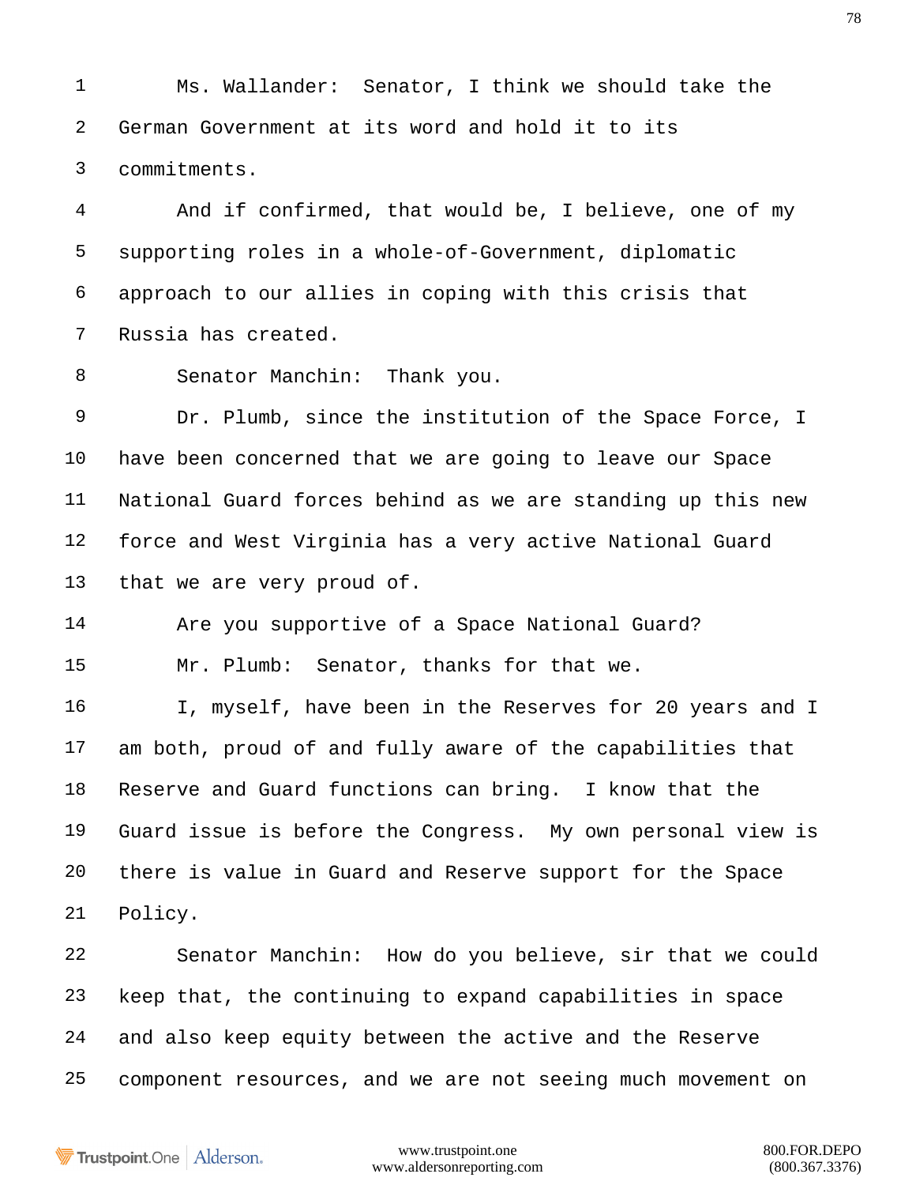Ms. Wallander: Senator, I think we should take the German Government at its word and hold it to its commitments.

And if confirmed, that would be, I believe, one of my supporting roles in a whole-of-Government, diplomatic approach to our allies in coping with this crisis that Russia has created.

Senator Manchin: Thank you.

Dr. Plumb, since the institution of the Space Force, I have been concerned that we are going to leave our Space National Guard forces behind as we are standing up this new force and West Virginia has a very active National Guard that we are very proud of.

Are you supportive of a Space National Guard?

Mr. Plumb: Senator, thanks for that we.

I, myself, have been in the Reserves for 20 years and I am both, proud of and fully aware of the capabilities that Reserve and Guard functions can bring. I know that the Guard issue is before the Congress. My own personal view is there is value in Guard and Reserve support for the Space Policy.

Senator Manchin: How do you believe, sir that we could keep that, the continuing to expand capabilities in space and also keep equity between the active and the Reserve component resources, and we are not seeing much movement on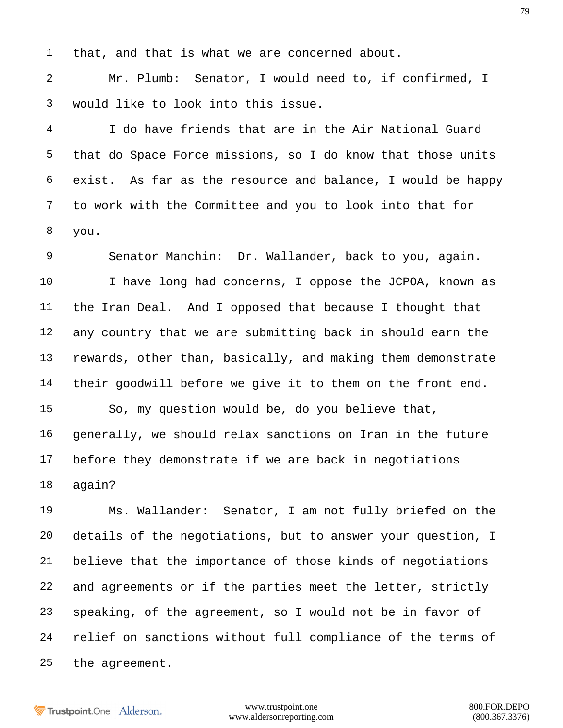that, and that is what we are concerned about.

Mr. Plumb: Senator, I would need to, if confirmed, I would like to look into this issue.

I do have friends that are in the Air National Guard that do Space Force missions, so I do know that those units exist. As far as the resource and balance, I would be happy to work with the Committee and you to look into that for you.

Senator Manchin: Dr. Wallander, back to you, again.

I have long had concerns, I oppose the JCPOA, known as the Iran Deal. And I opposed that because I thought that any country that we are submitting back in should earn the rewards, other than, basically, and making them demonstrate their goodwill before we give it to them on the front end.

So, my question would be, do you believe that, generally, we should relax sanctions on Iran in the future before they demonstrate if we are back in negotiations again?

Ms. Wallander: Senator, I am not fully briefed on the details of the negotiations, but to answer your question, I believe that the importance of those kinds of negotiations and agreements or if the parties meet the letter, strictly speaking, of the agreement, so I would not be in favor of relief on sanctions without full compliance of the terms of the agreement.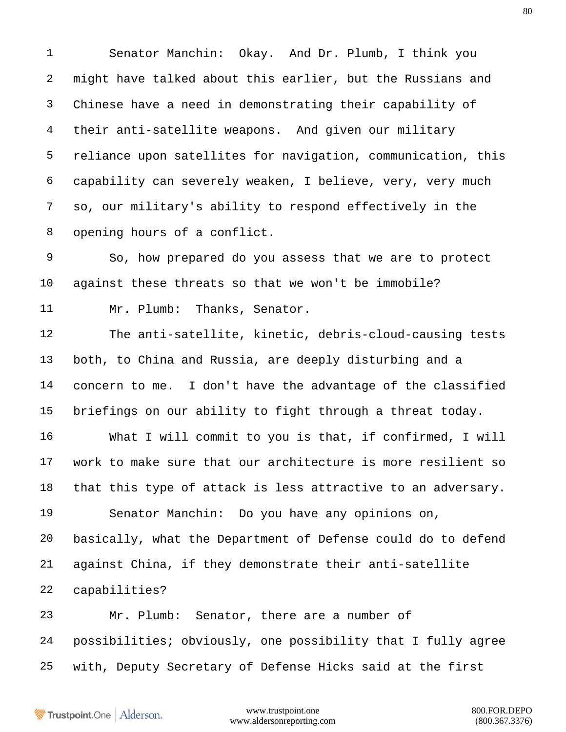Senator Manchin: Okay. And Dr. Plumb, I think you might have talked about this earlier, but the Russians and Chinese have a need in demonstrating their capability of their anti-satellite weapons. And given our military reliance upon satellites for navigation, communication, this capability can severely weaken, I believe, very, very much so, our military's ability to respond effectively in the opening hours of a conflict.

So, how prepared do you assess that we are to protect against these threats so that we won't be immobile?

Mr. Plumb: Thanks, Senator.

The anti-satellite, kinetic, debris-cloud-causing tests both, to China and Russia, are deeply disturbing and a concern to me. I don't have the advantage of the classified briefings on our ability to fight through a threat today.

What I will commit to you is that, if confirmed, I will work to make sure that our architecture is more resilient so that this type of attack is less attractive to an adversary.

Senator Manchin: Do you have any opinions on, basically, what the Department of Defense could do to defend against China, if they demonstrate their anti-satellite capabilities?

Mr. Plumb: Senator, there are a number of possibilities; obviously, one possibility that I fully agree with, Deputy Secretary of Defense Hicks said at the first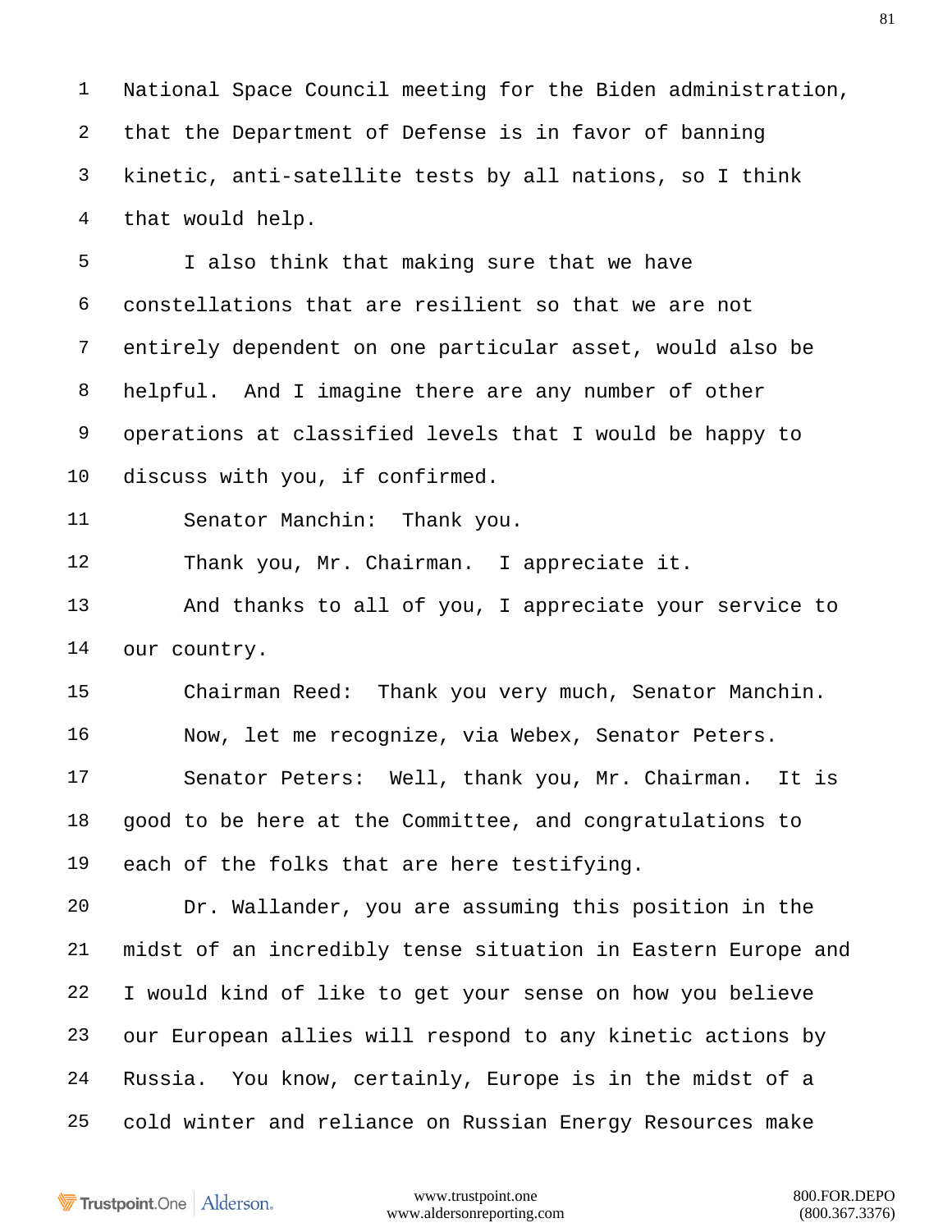National Space Council meeting for the Biden administration, that the Department of Defense is in favor of banning kinetic, anti-satellite tests by all nations, so I think that would help.

I also think that making sure that we have constellations that are resilient so that we are not entirely dependent on one particular asset, would also be helpful. And I imagine there are any number of other operations at classified levels that I would be happy to discuss with you, if confirmed.

Senator Manchin: Thank you.

Thank you, Mr. Chairman. I appreciate it.

And thanks to all of you, I appreciate your service to our country.

Chairman Reed: Thank you very much, Senator Manchin.

Now, let me recognize, via Webex, Senator Peters.

Senator Peters: Well, thank you, Mr. Chairman. It is good to be here at the Committee, and congratulations to each of the folks that are here testifying.

Dr. Wallander, you are assuming this position in the midst of an incredibly tense situation in Eastern Europe and I would kind of like to get your sense on how you believe our European allies will respond to any kinetic actions by Russia. You know, certainly, Europe is in the midst of a cold winter and reliance on Russian Energy Resources make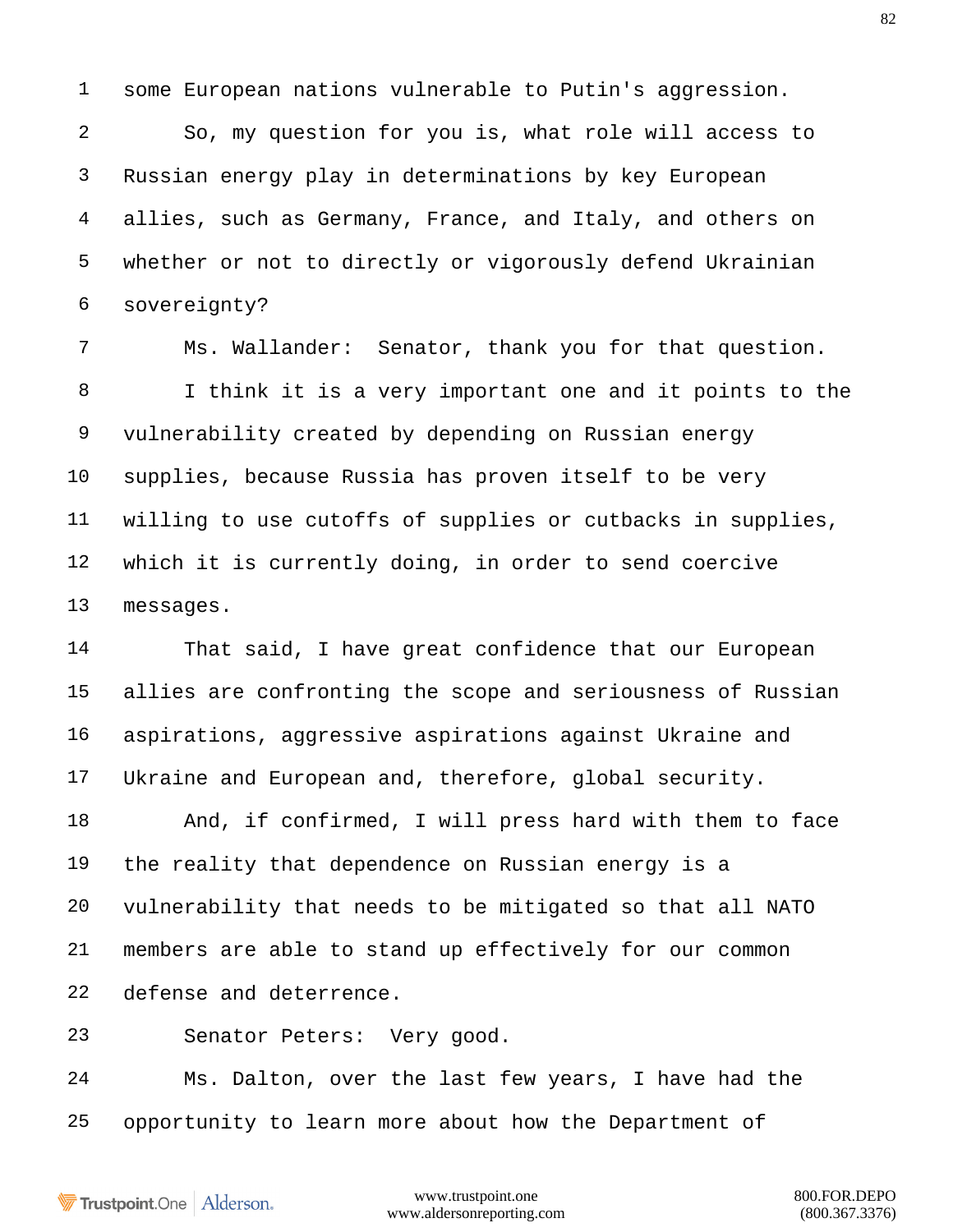some European nations vulnerable to Putin's aggression.

So, my question for you is, what role will access to Russian energy play in determinations by key European allies, such as Germany, France, and Italy, and others on whether or not to directly or vigorously defend Ukrainian sovereignty?

Ms. Wallander: Senator, thank you for that question.

I think it is a very important one and it points to the vulnerability created by depending on Russian energy supplies, because Russia has proven itself to be very willing to use cutoffs of supplies or cutbacks in supplies, which it is currently doing, in order to send coercive messages.

That said, I have great confidence that our European allies are confronting the scope and seriousness of Russian aspirations, aggressive aspirations against Ukraine and Ukraine and European and, therefore, global security.

And, if confirmed, I will press hard with them to face the reality that dependence on Russian energy is a vulnerability that needs to be mitigated so that all NATO members are able to stand up effectively for our common defense and deterrence.

Senator Peters: Very good.

Ms. Dalton, over the last few years, I have had the opportunity to learn more about how the Department of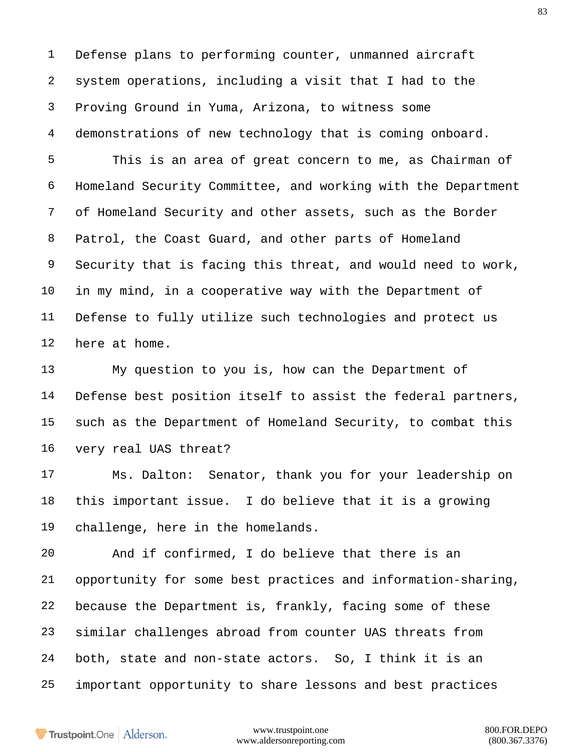Defense plans to performing counter, unmanned aircraft system operations, including a visit that I had to the Proving Ground in Yuma, Arizona, to witness some demonstrations of new technology that is coming onboard.

This is an area of great concern to me, as Chairman of Homeland Security Committee, and working with the Department of Homeland Security and other assets, such as the Border Patrol, the Coast Guard, and other parts of Homeland Security that is facing this threat, and would need to work, in my mind, in a cooperative way with the Department of Defense to fully utilize such technologies and protect us here at home.

My question to you is, how can the Department of Defense best position itself to assist the federal partners, such as the Department of Homeland Security, to combat this very real UAS threat?

Ms. Dalton: Senator, thank you for your leadership on this important issue. I do believe that it is a growing challenge, here in the homelands.

And if confirmed, I do believe that there is an opportunity for some best practices and information-sharing, because the Department is, frankly, facing some of these similar challenges abroad from counter UAS threats from both, state and non-state actors. So, I think it is an important opportunity to share lessons and best practices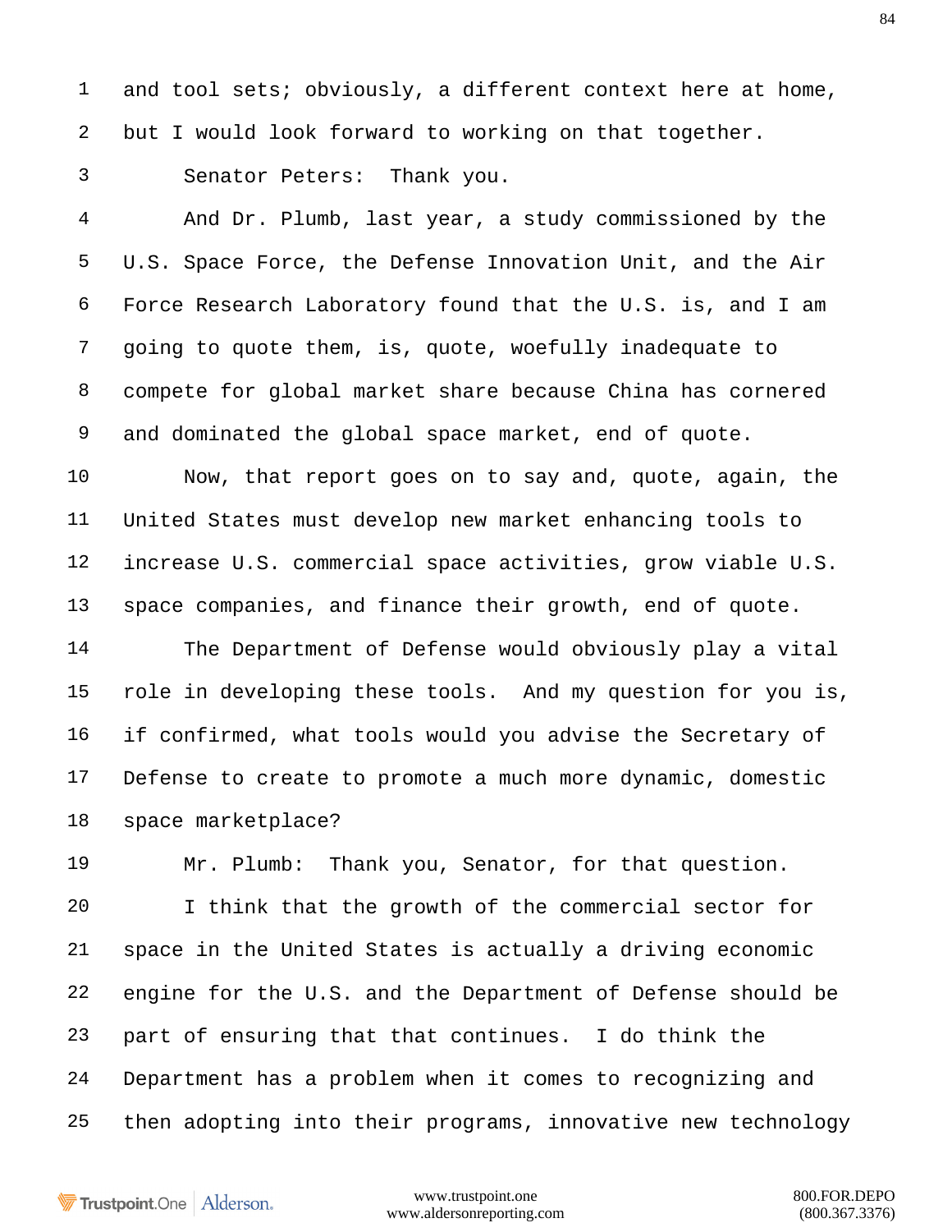and tool sets; obviously, a different context here at home, but I would look forward to working on that together.

Senator Peters: Thank you.

And Dr. Plumb, last year, a study commissioned by the U.S. Space Force, the Defense Innovation Unit, and the Air Force Research Laboratory found that the U.S. is, and I am going to quote them, is, quote, woefully inadequate to compete for global market share because China has cornered and dominated the global space market, end of quote.

Now, that report goes on to say and, quote, again, the United States must develop new market enhancing tools to increase U.S. commercial space activities, grow viable U.S. space companies, and finance their growth, end of quote.

The Department of Defense would obviously play a vital role in developing these tools. And my question for you is, if confirmed, what tools would you advise the Secretary of Defense to create to promote a much more dynamic, domestic space marketplace?

Mr. Plumb: Thank you, Senator, for that question.

I think that the growth of the commercial sector for space in the United States is actually a driving economic engine for the U.S. and the Department of Defense should be part of ensuring that that continues. I do think the Department has a problem when it comes to recognizing and then adopting into their programs, innovative new technology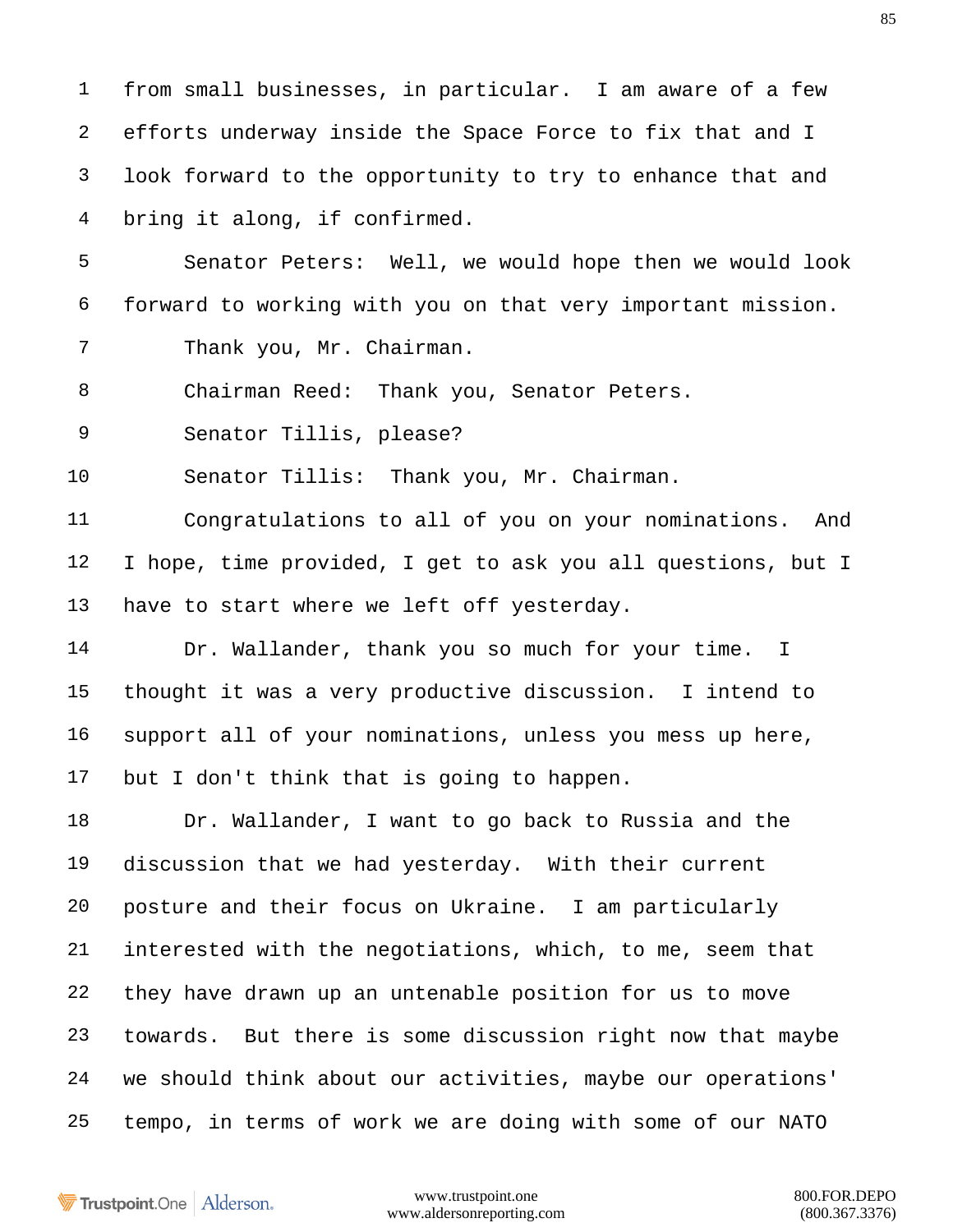from small businesses, in particular. I am aware of a few efforts underway inside the Space Force to fix that and I look forward to the opportunity to try to enhance that and bring it along, if confirmed.

Senator Peters: Well, we would hope then we would look forward to working with you on that very important mission.

Thank you, Mr. Chairman.

Chairman Reed: Thank you, Senator Peters.

Senator Tillis, please?

Senator Tillis: Thank you, Mr. Chairman.

Congratulations to all of you on your nominations. And I hope, time provided, I get to ask you all questions, but I have to start where we left off yesterday.

Dr. Wallander, thank you so much for your time. I thought it was a very productive discussion. I intend to support all of your nominations, unless you mess up here, but I don't think that is going to happen.

Dr. Wallander, I want to go back to Russia and the discussion that we had yesterday. With their current posture and their focus on Ukraine. I am particularly interested with the negotiations, which, to me, seem that they have drawn up an untenable position for us to move towards. But there is some discussion right now that maybe we should think about our activities, maybe our operations' tempo, in terms of work we are doing with some of our NATO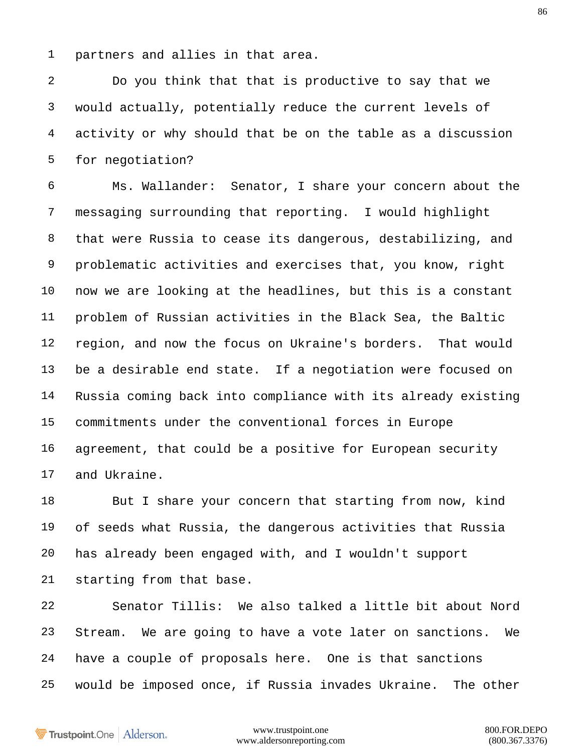partners and allies in that area.

Do you think that that is productive to say that we would actually, potentially reduce the current levels of activity or why should that be on the table as a discussion for negotiation?

Ms. Wallander: Senator, I share your concern about the messaging surrounding that reporting. I would highlight that were Russia to cease its dangerous, destabilizing, and problematic activities and exercises that, you know, right now we are looking at the headlines, but this is a constant problem of Russian activities in the Black Sea, the Baltic region, and now the focus on Ukraine's borders. That would be a desirable end state. If a negotiation were focused on Russia coming back into compliance with its already existing commitments under the conventional forces in Europe agreement, that could be a positive for European security and Ukraine.

But I share your concern that starting from now, kind of seeds what Russia, the dangerous activities that Russia has already been engaged with, and I wouldn't support starting from that base.

Senator Tillis: We also talked a little bit about Nord Stream. We are going to have a vote later on sanctions. We have a couple of proposals here. One is that sanctions would be imposed once, if Russia invades Ukraine. The other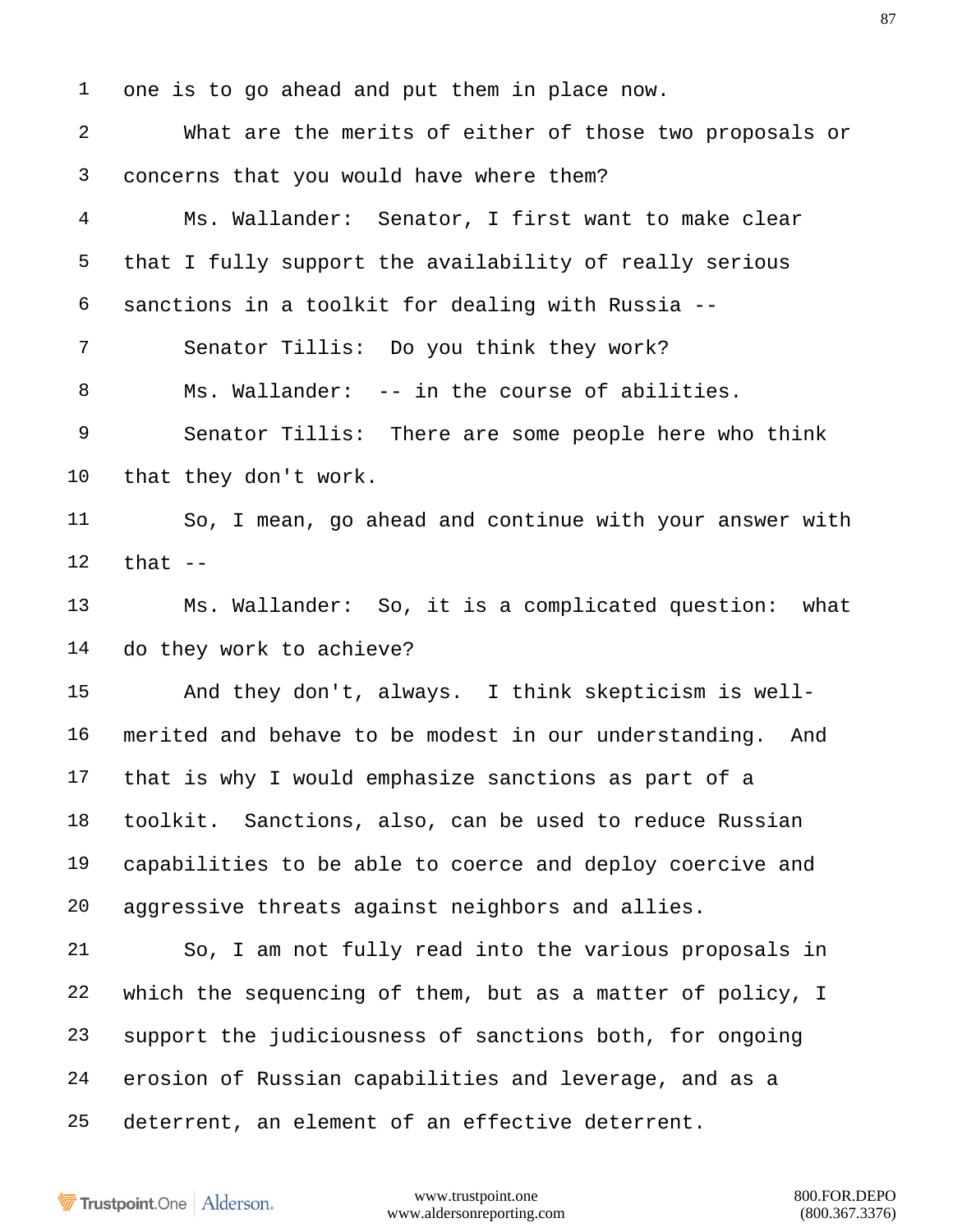one is to go ahead and put them in place now.

What are the merits of either of those two proposals or concerns that you would have where them?

Ms. Wallander: Senator, I first want to make clear that I fully support the availability of really serious sanctions in a toolkit for dealing with Russia --

Senator Tillis: Do you think they work?

Ms. Wallander: -- in the course of abilities.

Senator Tillis: There are some people here who think that they don't work.

So, I mean, go ahead and continue with your answer with that --

Ms. Wallander: So, it is a complicated question: what do they work to achieve?

And they don't, always. I think skepticism is well-merited and behave to be modest in our understanding. And that is why I would emphasize sanctions as part of a toolkit. Sanctions, also, can be used to reduce Russian capabilities to be able to coerce and deploy coercive and aggressive threats against neighbors and allies.

So, I am not fully read into the various proposals in which the sequencing of them, but as a matter of policy, I support the judiciousness of sanctions both, for ongoing erosion of Russian capabilities and leverage, and as a deterrent, an element of an effective deterrent.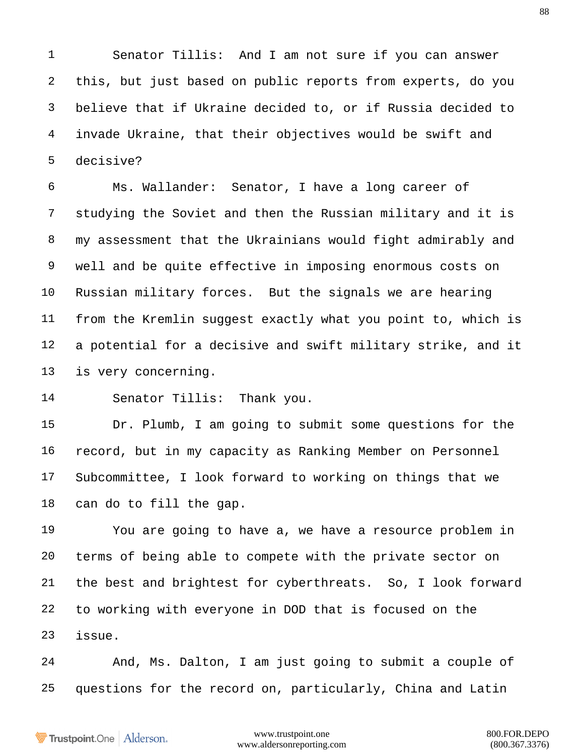Senator Tillis: And I am not sure if you can answer this, but just based on public reports from experts, do you believe that if Ukraine decided to, or if Russia decided to invade Ukraine, that their objectives would be swift and decisive?

Ms. Wallander: Senator, I have a long career of studying the Soviet and then the Russian military and it is my assessment that the Ukrainians would fight admirably and well and be quite effective in imposing enormous costs on Russian military forces. But the signals we are hearing from the Kremlin suggest exactly what you point to, which is a potential for a decisive and swift military strike, and it is very concerning.

Senator Tillis: Thank you.

Dr. Plumb, I am going to submit some questions for the record, but in my capacity as Ranking Member on Personnel Subcommittee, I look forward to working on things that we can do to fill the gap.

You are going to have a, we have a resource problem in terms of being able to compete with the private sector on the best and brightest for cyberthreats. So, I look forward to working with everyone in DOD that is focused on the issue.

And, Ms. Dalton, I am just going to submit a couple of questions for the record on, particularly, China and Latin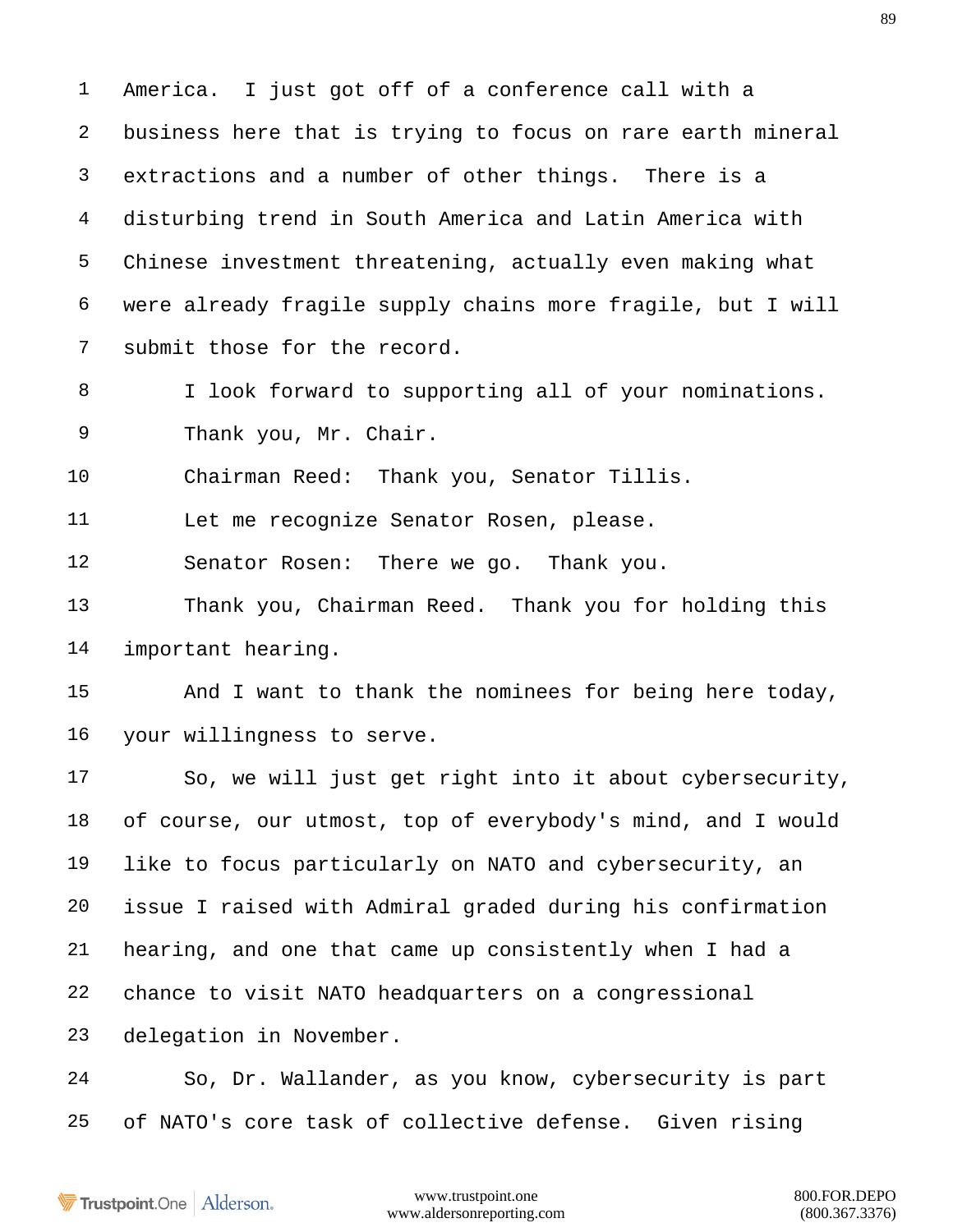1 America. I just got off of a conference call with a
2 business here that is trying to focus on rare earth mineral
3 extractions and a number of other things. There is a
4 disturbing trend in South America and Latin America with
5 Chinese investment threatening, actually even making what
6 were already fragile supply chains more fragile, but I will
7 submit those for the record.

8 I look forward to supporting all of your nominations.

9 Thank you, Mr. Chair.

10 Chairman Reed: Thank you, Senator Tillis.

11 Let me recognize Senator Rosen, please.

12 Senator Rosen: There we go. Thank you.

13 Thank you, Chairman Reed. Thank you for holding this
14 important hearing.

15 And I want to thank the nominees for being here today,
16 your willingness to serve.

17 So, we will just get right into it about cybersecurity,
18 of course, our utmost, top of everybody's mind, and I would
19 like to focus particularly on NATO and cybersecurity, an
20 issue I raised with Admiral graded during his confirmation
21 hearing, and one that came up consistently when I had a
22 chance to visit NATO headquarters on a congressional
23 delegation in November.

24 So, Dr. Wallander, as you know, cybersecurity is part
25 of NATO's core task of collective defense. Given rising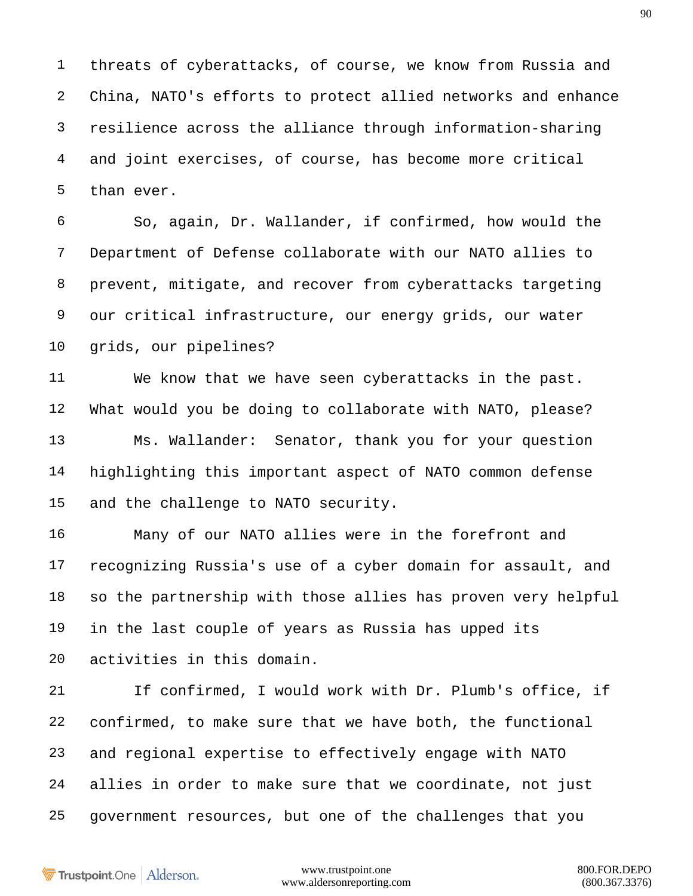threats of cyberattacks, of course, we know from Russia and China, NATO's efforts to protect allied networks and enhance resilience across the alliance through information-sharing and joint exercises, of course, has become more critical than ever.

So, again, Dr. Wallander, if confirmed, how would the Department of Defense collaborate with our NATO allies to prevent, mitigate, and recover from cyberattacks targeting our critical infrastructure, our energy grids, our water grids, our pipelines?

We know that we have seen cyberattacks in the past. What would you be doing to collaborate with NATO, please?

Ms. Wallander: Senator, thank you for your question highlighting this important aspect of NATO common defense and the challenge to NATO security.

Many of our NATO allies were in the forefront and recognizing Russia's use of a cyber domain for assault, and so the partnership with those allies has proven very helpful in the last couple of years as Russia has upped its activities in this domain.

If confirmed, I would work with Dr. Plumb's office, if confirmed, to make sure that we have both, the functional and regional expertise to effectively engage with NATO allies in order to make sure that we coordinate, not just government resources, but one of the challenges that you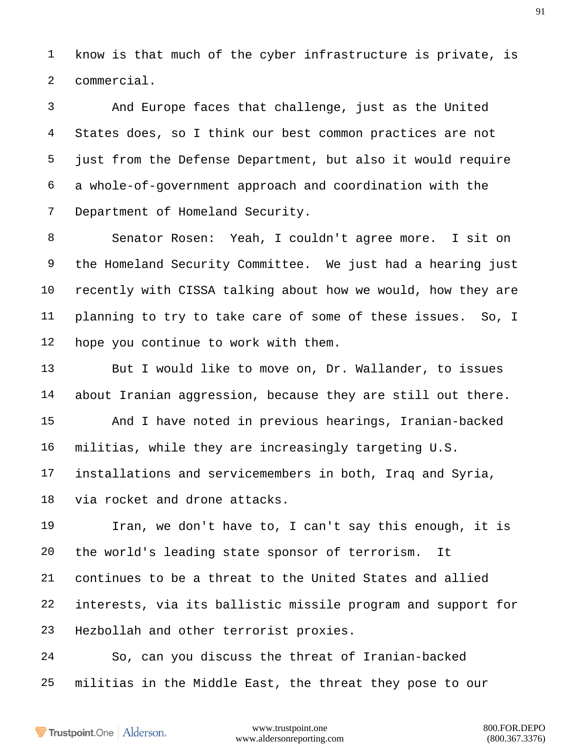know is that much of the cyber infrastructure is private, is commercial.

And Europe faces that challenge, just as the United States does, so I think our best common practices are not just from the Defense Department, but also it would require a whole-of-government approach and coordination with the Department of Homeland Security.

Senator Rosen: Yeah, I couldn't agree more. I sit on the Homeland Security Committee. We just had a hearing just recently with CISSA talking about how we would, how they are planning to try to take care of some of these issues. So, I hope you continue to work with them.

But I would like to move on, Dr. Wallander, to issues about Iranian aggression, because they are still out there.

And I have noted in previous hearings, Iranian-backed militias, while they are increasingly targeting U.S. installations and servicemembers in both, Iraq and Syria, via rocket and drone attacks.

Iran, we don't have to, I can't say this enough, it is the world's leading state sponsor of terrorism. It continues to be a threat to the United States and allied interests, via its ballistic missile program and support for Hezbollah and other terrorist proxies.

So, can you discuss the threat of Iranian-backed militias in the Middle East, the threat they pose to our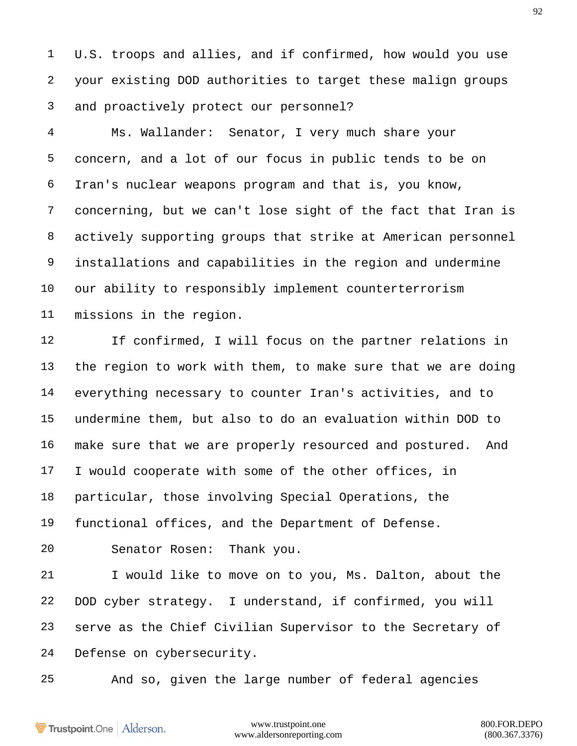U.S. troops and allies, and if confirmed, how would you use your existing DOD authorities to target these malign groups and proactively protect our personnel?

Ms. Wallander: Senator, I very much share your concern, and a lot of our focus in public tends to be on Iran's nuclear weapons program and that is, you know, concerning, but we can't lose sight of the fact that Iran is actively supporting groups that strike at American personnel installations and capabilities in the region and undermine our ability to responsibly implement counterterrorism missions in the region.

If confirmed, I will focus on the partner relations in the region to work with them, to make sure that we are doing everything necessary to counter Iran's activities, and to undermine them, but also to do an evaluation within DOD to make sure that we are properly resourced and postured. And I would cooperate with some of the other offices, in particular, those involving Special Operations, the functional offices, and the Department of Defense.

Senator Rosen: Thank you.

I would like to move on to you, Ms. Dalton, about the DOD cyber strategy. I understand, if confirmed, you will serve as the Chief Civilian Supervisor to the Secretary of Defense on cybersecurity.

And so, given the large number of federal agencies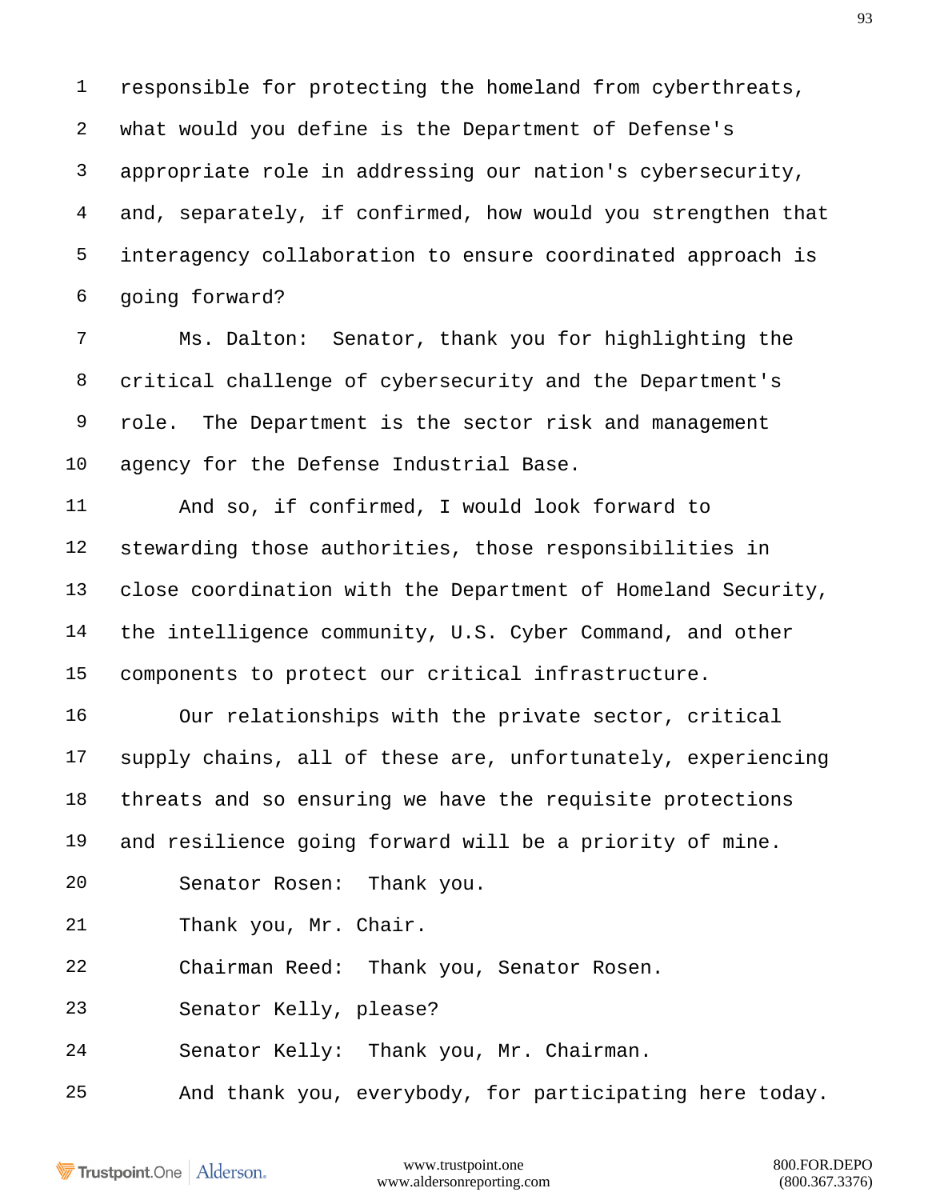responsible for protecting the homeland from cyberthreats, what would you define is the Department of Defense's appropriate role in addressing our nation's cybersecurity, and, separately, if confirmed, how would you strengthen that interagency collaboration to ensure coordinated approach is going forward?

Ms. Dalton: Senator, thank you for highlighting the critical challenge of cybersecurity and the Department's role. The Department is the sector risk and management agency for the Defense Industrial Base.

And so, if confirmed, I would look forward to stewarding those authorities, those responsibilities in close coordination with the Department of Homeland Security, the intelligence community, U.S. Cyber Command, and other components to protect our critical infrastructure.

Our relationships with the private sector, critical supply chains, all of these are, unfortunately, experiencing threats and so ensuring we have the requisite protections and resilience going forward will be a priority of mine.

Senator Rosen: Thank you.

Thank you, Mr. Chair.

Chairman Reed: Thank you, Senator Rosen.

Senator Kelly, please?

Senator Kelly: Thank you, Mr. Chairman.

And thank you, everybody, for participating here today.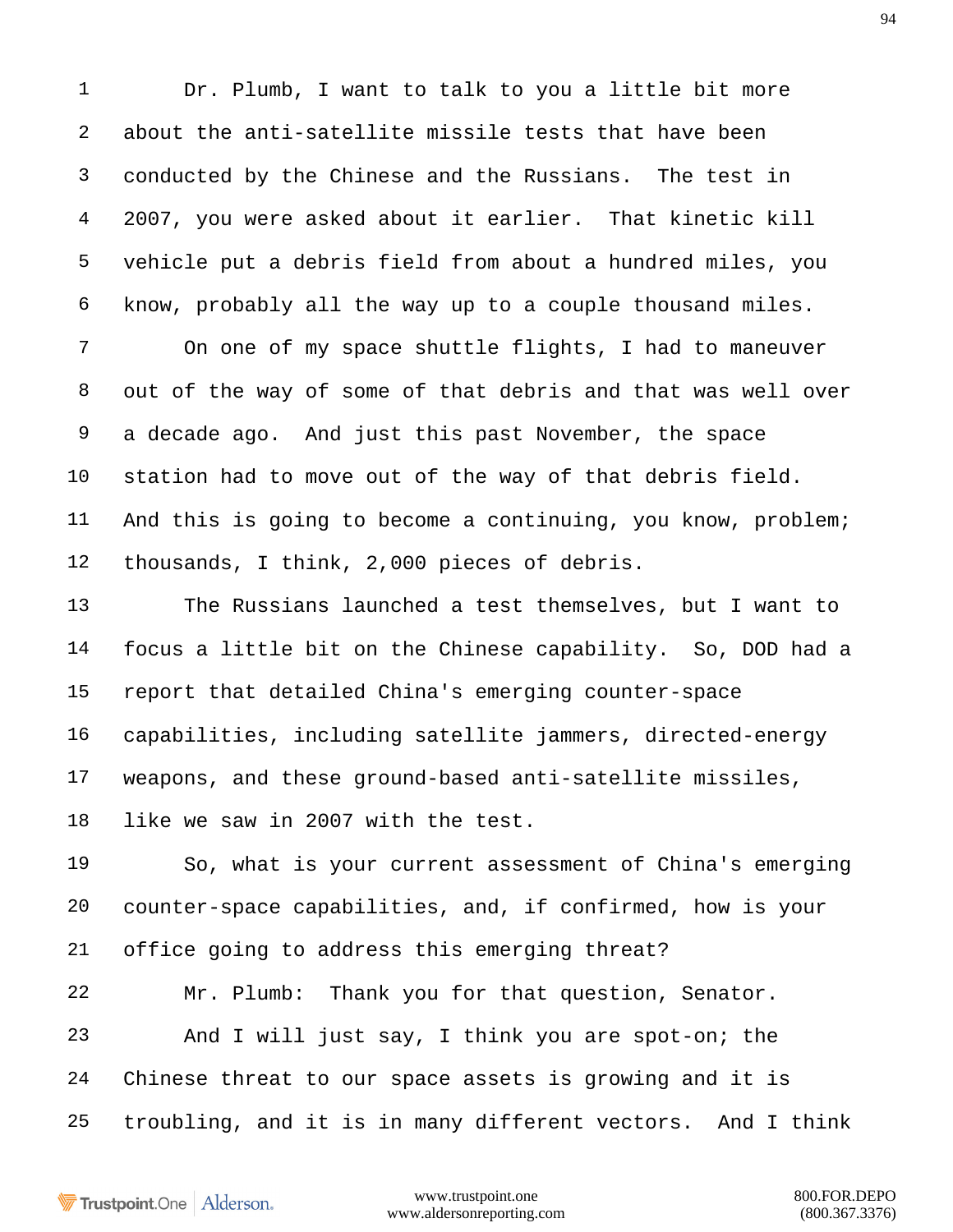Dr. Plumb, I want to talk to you a little bit more about the anti-satellite missile tests that have been conducted by the Chinese and the Russians. The test in 2007, you were asked about it earlier. That kinetic kill vehicle put a debris field from about a hundred miles, you know, probably all the way up to a couple thousand miles.

On one of my space shuttle flights, I had to maneuver out of the way of some of that debris and that was well over a decade ago. And just this past November, the space station had to move out of the way of that debris field. And this is going to become a continuing, you know, problem; thousands, I think, 2,000 pieces of debris.

The Russians launched a test themselves, but I want to focus a little bit on the Chinese capability. So, DOD had a report that detailed China's emerging counter-space capabilities, including satellite jammers, directed-energy weapons, and these ground-based anti-satellite missiles, like we saw in 2007 with the test.

So, what is your current assessment of China's emerging counter-space capabilities, and, if confirmed, how is your office going to address this emerging threat?

Mr. Plumb: Thank you for that question, Senator.

And I will just say, I think you are spot-on; the Chinese threat to our space assets is growing and it is troubling, and it is in many different vectors. And I think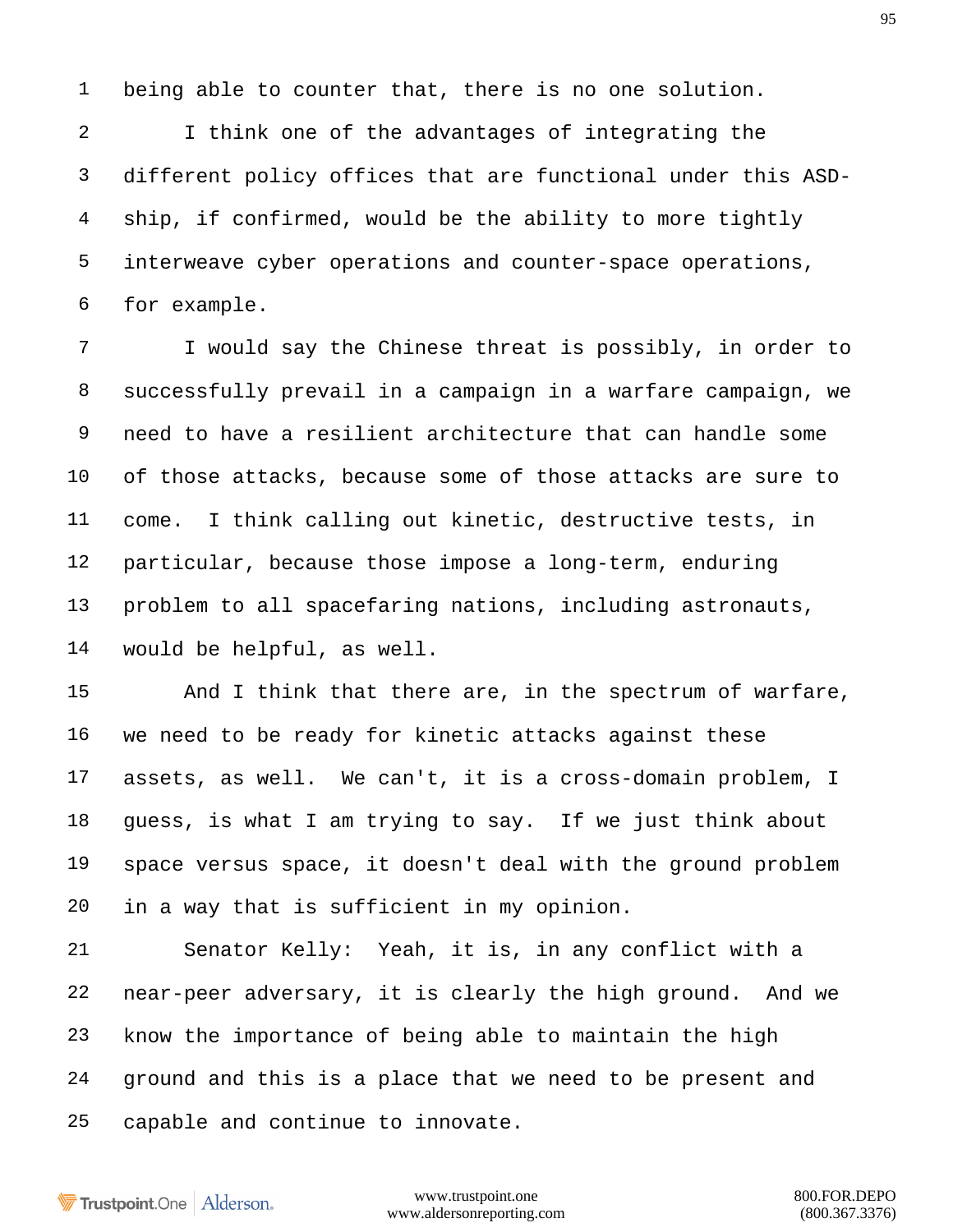being able to counter that, there is no one solution.

I think one of the advantages of integrating the different policy offices that are functional under this ASD-ship, if confirmed, would be the ability to more tightly interweave cyber operations and counter-space operations, for example.

I would say the Chinese threat is possibly, in order to successfully prevail in a campaign in a warfare campaign, we need to have a resilient architecture that can handle some of those attacks, because some of those attacks are sure to come. I think calling out kinetic, destructive tests, in particular, because those impose a long-term, enduring problem to all spacefaring nations, including astronauts, would be helpful, as well.

And I think that there are, in the spectrum of warfare, we need to be ready for kinetic attacks against these assets, as well. We can't, it is a cross-domain problem, I guess, is what I am trying to say. If we just think about space versus space, it doesn't deal with the ground problem in a way that is sufficient in my opinion.

Senator Kelly: Yeah, it is, in any conflict with a near-peer adversary, it is clearly the high ground. And we know the importance of being able to maintain the high ground and this is a place that we need to be present and capable and continue to innovate.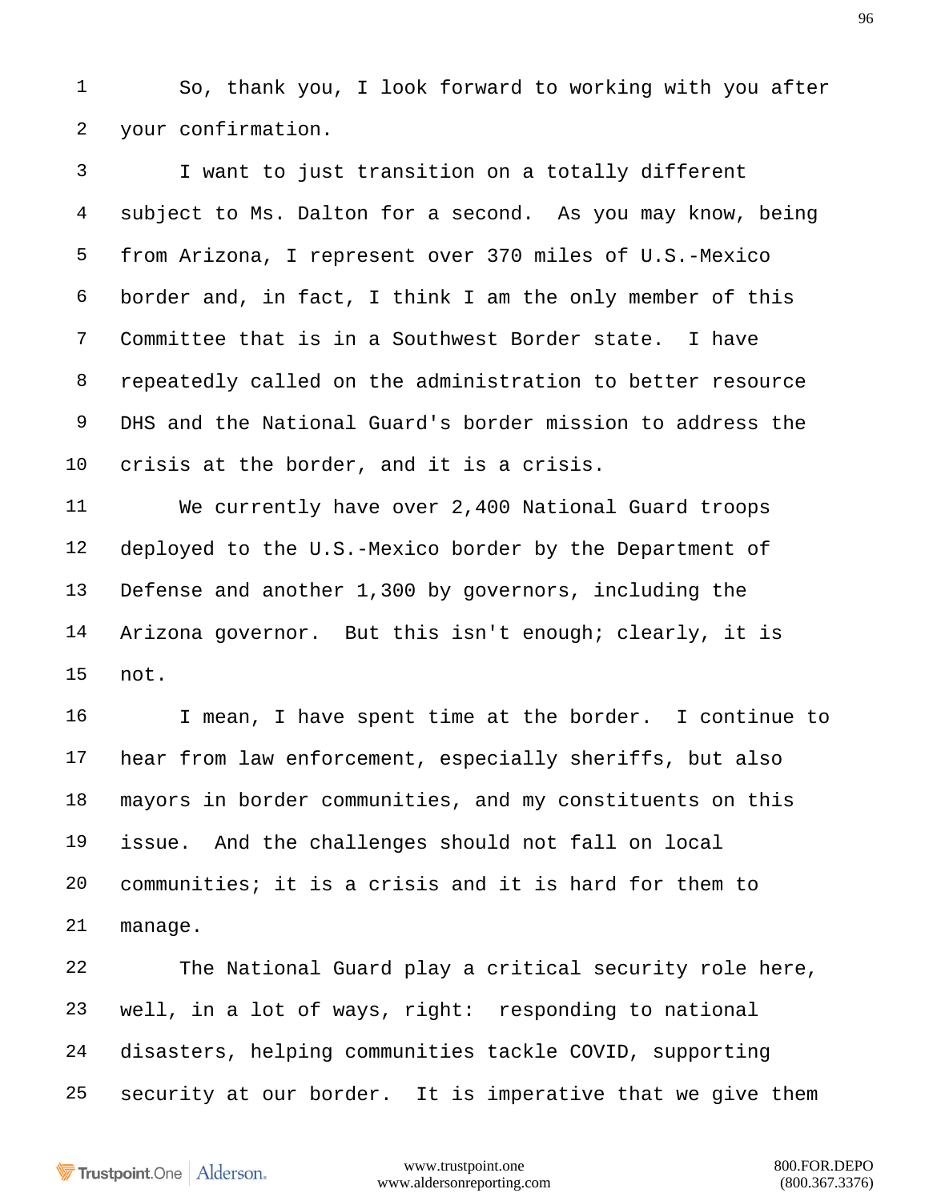So, thank you, I look forward to working with you after your confirmation.

I want to just transition on a totally different subject to Ms. Dalton for a second. As you may know, being from Arizona, I represent over 370 miles of U.S.-Mexico border and, in fact, I think I am the only member of this Committee that is in a Southwest Border state. I have repeatedly called on the administration to better resource DHS and the National Guard's border mission to address the crisis at the border, and it is a crisis.

We currently have over 2,400 National Guard troops deployed to the U.S.-Mexico border by the Department of Defense and another 1,300 by governors, including the Arizona governor. But this isn't enough; clearly, it is not.

I mean, I have spent time at the border. I continue to hear from law enforcement, especially sheriffs, but also mayors in border communities, and my constituents on this issue. And the challenges should not fall on local communities; it is a crisis and it is hard for them to manage.

The National Guard play a critical security role here, well, in a lot of ways, right: responding to national disasters, helping communities tackle COVID, supporting security at our border. It is imperative that we give them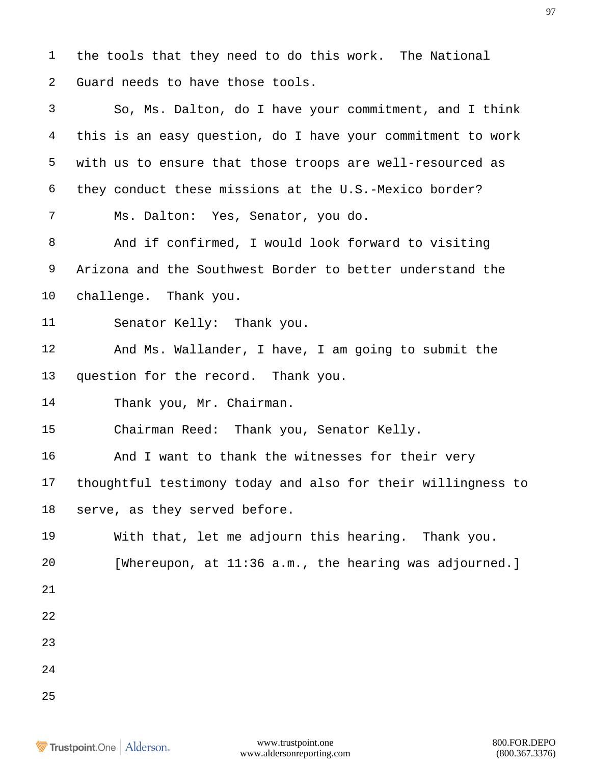the tools that they need to do this work. The National Guard needs to have those tools.

So, Ms. Dalton, do I have your commitment, and I think this is an easy question, do I have your commitment to work with us to ensure that those troops are well-resourced as they conduct these missions at the U.S.-Mexico border?

Ms. Dalton: Yes, Senator, you do.

And if confirmed, I would look forward to visiting Arizona and the Southwest Border to better understand the challenge. Thank you.

Senator Kelly: Thank you.

And Ms. Wallander, I have, I am going to submit the question for the record. Thank you.

Thank you, Mr. Chairman.

Chairman Reed: Thank you, Senator Kelly.

And I want to thank the witnesses for their very thoughtful testimony today and also for their willingness to serve, as they served before.

With that, let me adjourn this hearing. Thank you.

[Whereupon, at 11:36 a.m., the hearing was adjourned.]